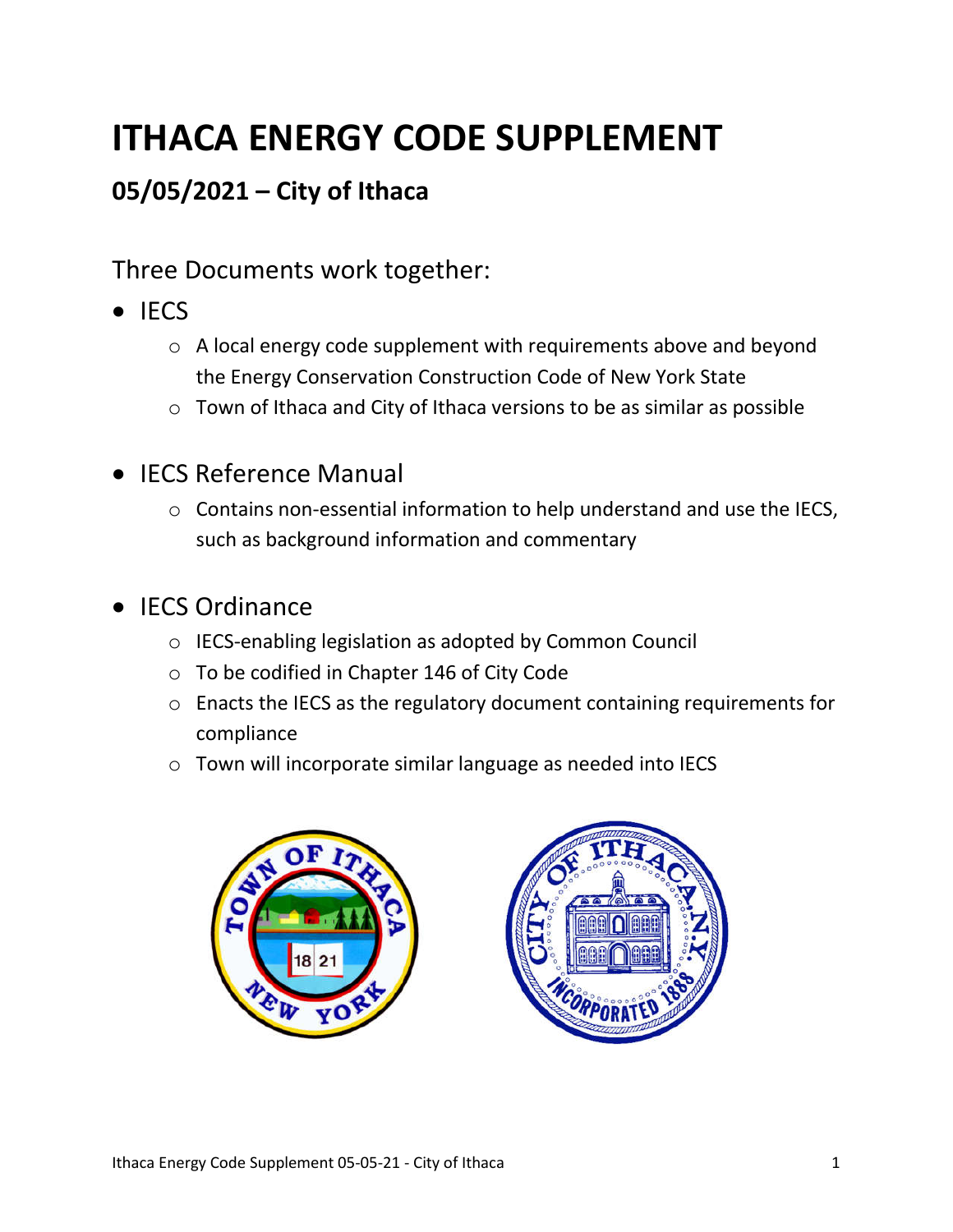# ITHACA ENERGY CODE SUPPLEMENT

## 05/05/2021 – City of Ithaca

Three Documents work together:

- IECS
  - A local energy code supplement with requirements above and beyond the Energy Conservation Construction Code of New York State
  - Town of Ithaca and City of Ithaca versions to be as similar as possible
- IECS Reference Manual
  - Contains non-essential information to help understand and use the IECS, such as background information and commentary
- IECS Ordinance
  - IECS-enabling legislation as adopted by Common Council
  - To be codified in Chapter 146 of City Code
  - Enacts the IECS as the regulatory document containing requirements for compliance
  - Town will incorporate similar language as needed into IECS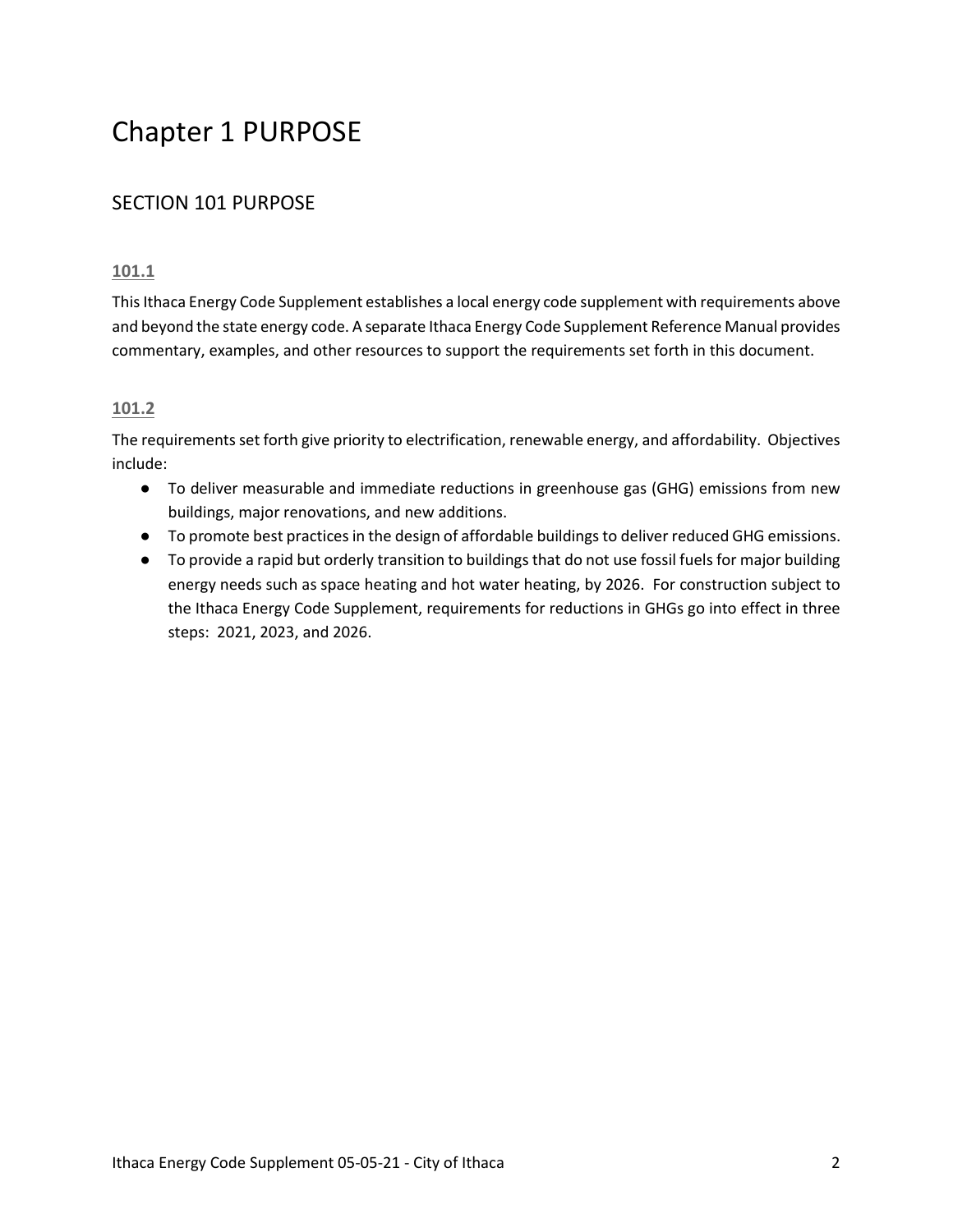# Chapter 1 PURPOSE

## SECTION 101 PURPOSE

### 101.1

This Ithaca Energy Code Supplement establishes a local energy code supplement with requirements above and beyond the state energy code. A separate Ithaca Energy Code Supplement Reference Manual provides commentary, examples, and other resources to support the requirements set forth in this document.

### 101.2

The requirements set forth give priority to electrification, renewable energy, and affordability. Objectives include:

- To deliver measurable and immediate reductions in greenhouse gas (GHG) emissions from new buildings, major renovations, and new additions.
- To promote best practices in the design of affordable buildings to deliver reduced GHG emissions.
- To provide a rapid but orderly transition to buildings that do not use fossil fuels for major building energy needs such as space heating and hot water heating, by 2026. For construction subject to the Ithaca Energy Code Supplement, requirements for reductions in GHGs go into effect in three steps: 2021, 2023, and 2026.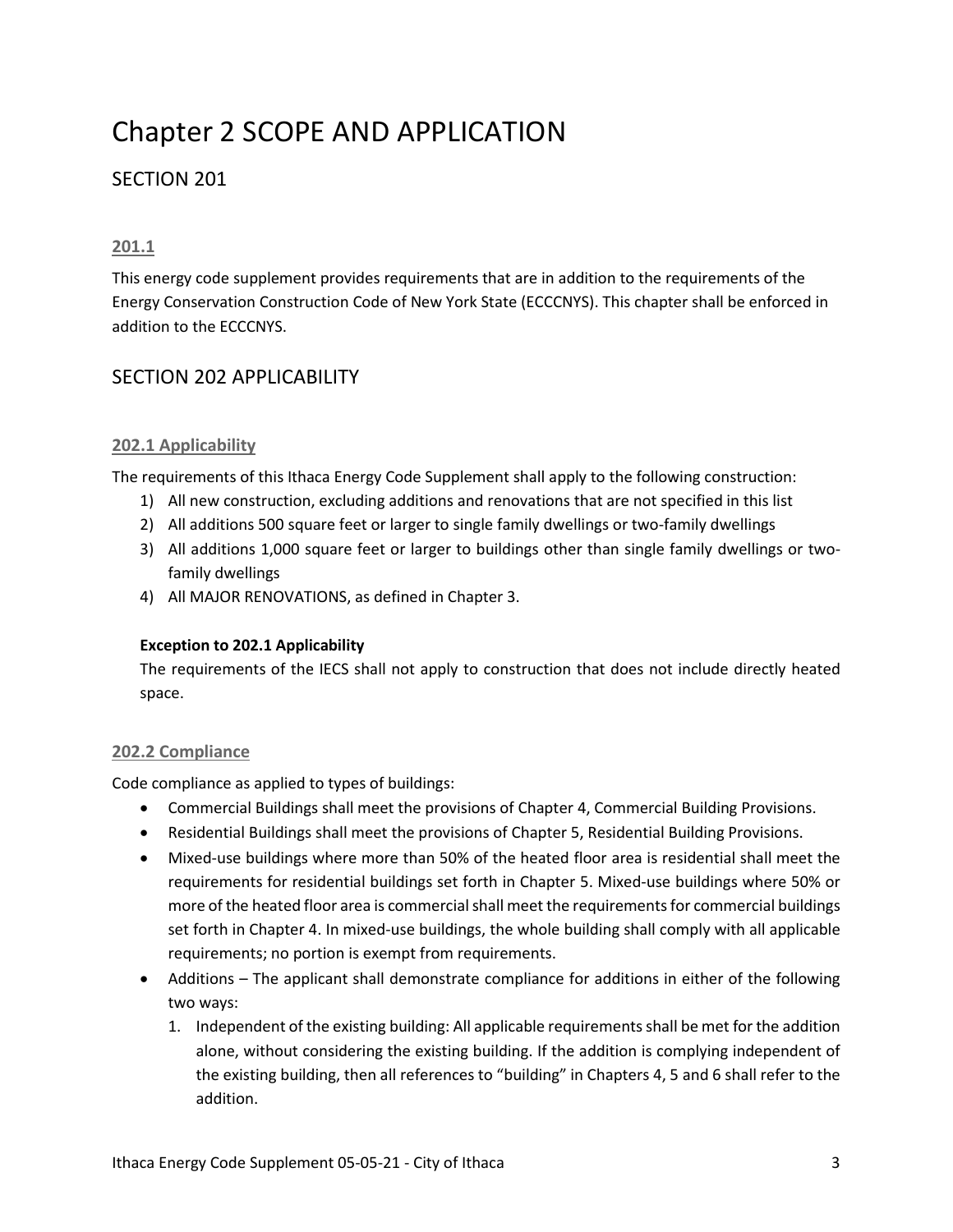# Chapter 2 SCOPE AND APPLICATION

## SECTION 201

### 201.1

This energy code supplement provides requirements that are in addition to the requirements of the Energy Conservation Construction Code of New York State (ECCCNYS). This chapter shall be enforced in addition to the ECCCNYS.

## SECTION 202 APPLICABILITY

### 202.1 Applicability

The requirements of this Ithaca Energy Code Supplement shall apply to the following construction:

1) All new construction, excluding additions and renovations that are not specified in this list
2) All additions 500 square feet or larger to single family dwellings or two-family dwellings
3) All additions 1,000 square feet or larger to buildings other than single family dwellings or two-family dwellings
4) All MAJOR RENOVATIONS, as defined in Chapter 3.

**Exception to 202.1 Applicability**

The requirements of the IECS shall not apply to construction that does not include directly heated space.

### 202.2 Compliance

Code compliance as applied to types of buildings:

- Commercial Buildings shall meet the provisions of Chapter 4, Commercial Building Provisions.
- Residential Buildings shall meet the provisions of Chapter 5, Residential Building Provisions.
- Mixed-use buildings where more than 50% of the heated floor area is residential shall meet the requirements for residential buildings set forth in Chapter 5. Mixed-use buildings where 50% or more of the heated floor area is commercial shall meet the requirements for commercial buildings set forth in Chapter 4. In mixed-use buildings, the whole building shall comply with all applicable requirements; no portion is exempt from requirements.
- Additions – The applicant shall demonstrate compliance for additions in either of the following two ways:
  1. Independent of the existing building: All applicable requirements shall be met for the addition alone, without considering the existing building. If the addition is complying independent of the existing building, then all references to "building" in Chapters 4, 5 and 6 shall refer to the addition.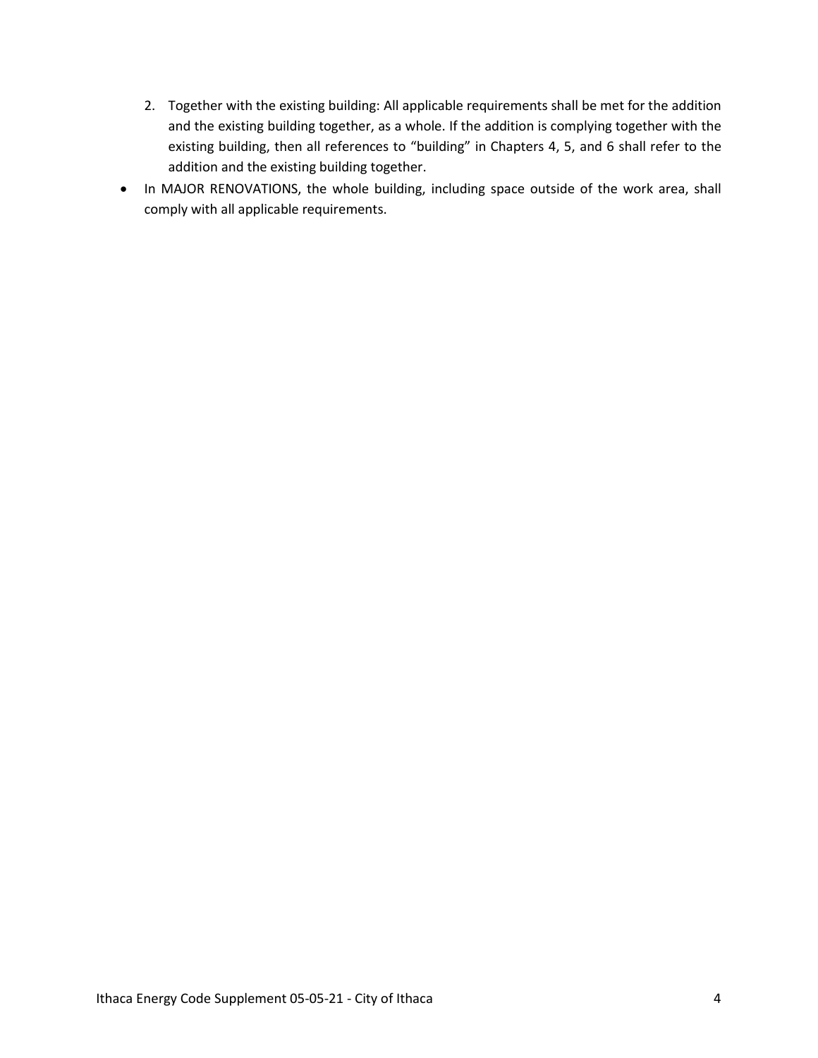2. Together with the existing building: All applicable requirements shall be met for the addition and the existing building together, as a whole. If the addition is complying together with the existing building, then all references to "building" in Chapters 4, 5, and 6 shall refer to the addition and the existing building together.

- In MAJOR RENOVATIONS, the whole building, including space outside of the work area, shall comply with all applicable requirements.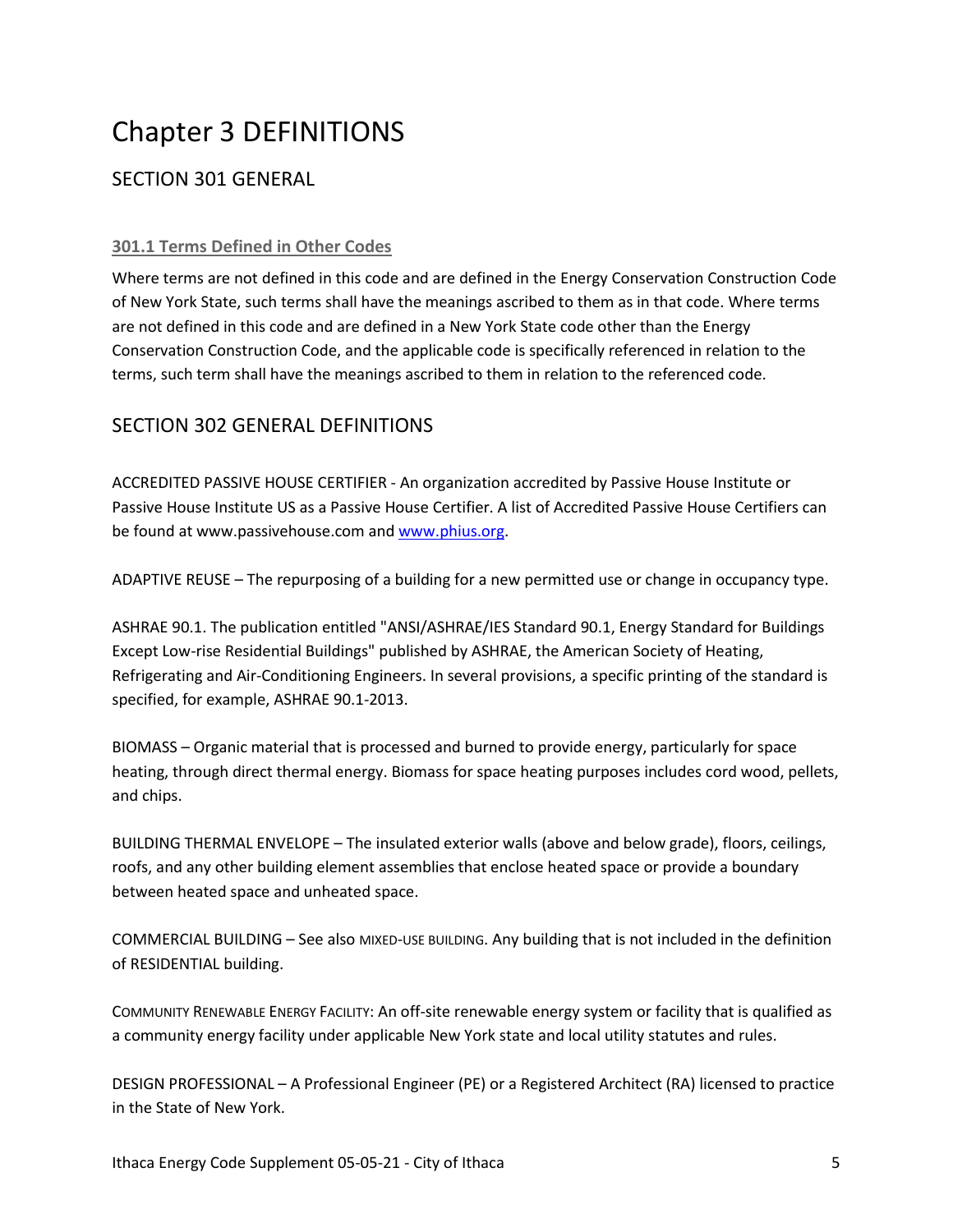# Chapter 3 DEFINITIONS

## SECTION 301 GENERAL

### 301.1 Terms Defined in Other Codes

Where terms are not defined in this code and are defined in the Energy Conservation Construction Code of New York State, such terms shall have the meanings ascribed to them as in that code. Where terms are not defined in this code and are defined in a New York State code other than the Energy Conservation Construction Code, and the applicable code is specifically referenced in relation to the terms, such term shall have the meanings ascribed to them in relation to the referenced code.

## SECTION 302 GENERAL DEFINITIONS

ACCREDITED PASSIVE HOUSE CERTIFIER - An organization accredited by Passive House Institute or Passive House Institute US as a Passive House Certifier. A list of Accredited Passive House Certifiers can be found at www.passivehouse.com and [www.phius.org](www.phius.org).

ADAPTIVE REUSE – The repurposing of a building for a new permitted use or change in occupancy type.

ASHRAE 90.1. The publication entitled "ANSI/ASHRAE/IES Standard 90.1, Energy Standard for Buildings Except Low-rise Residential Buildings" published by ASHRAE, the American Society of Heating, Refrigerating and Air-Conditioning Engineers. In several provisions, a specific printing of the standard is specified, for example, ASHRAE 90.1-2013.

BIOMASS – Organic material that is processed and burned to provide energy, particularly for space heating, through direct thermal energy. Biomass for space heating purposes includes cord wood, pellets, and chips.

BUILDING THERMAL ENVELOPE – The insulated exterior walls (above and below grade), floors, ceilings, roofs, and any other building element assemblies that enclose heated space or provide a boundary between heated space and unheated space.

COMMERCIAL BUILDING – See also MIXED-USE BUILDING. Any building that is not included in the definition of RESIDENTIAL building.

COMMUNITY RENEWABLE ENERGY FACILITY: An off-site renewable energy system or facility that is qualified as a community energy facility under applicable New York state and local utility statutes and rules.

DESIGN PROFESSIONAL – A Professional Engineer (PE) or a Registered Architect (RA) licensed to practice in the State of New York.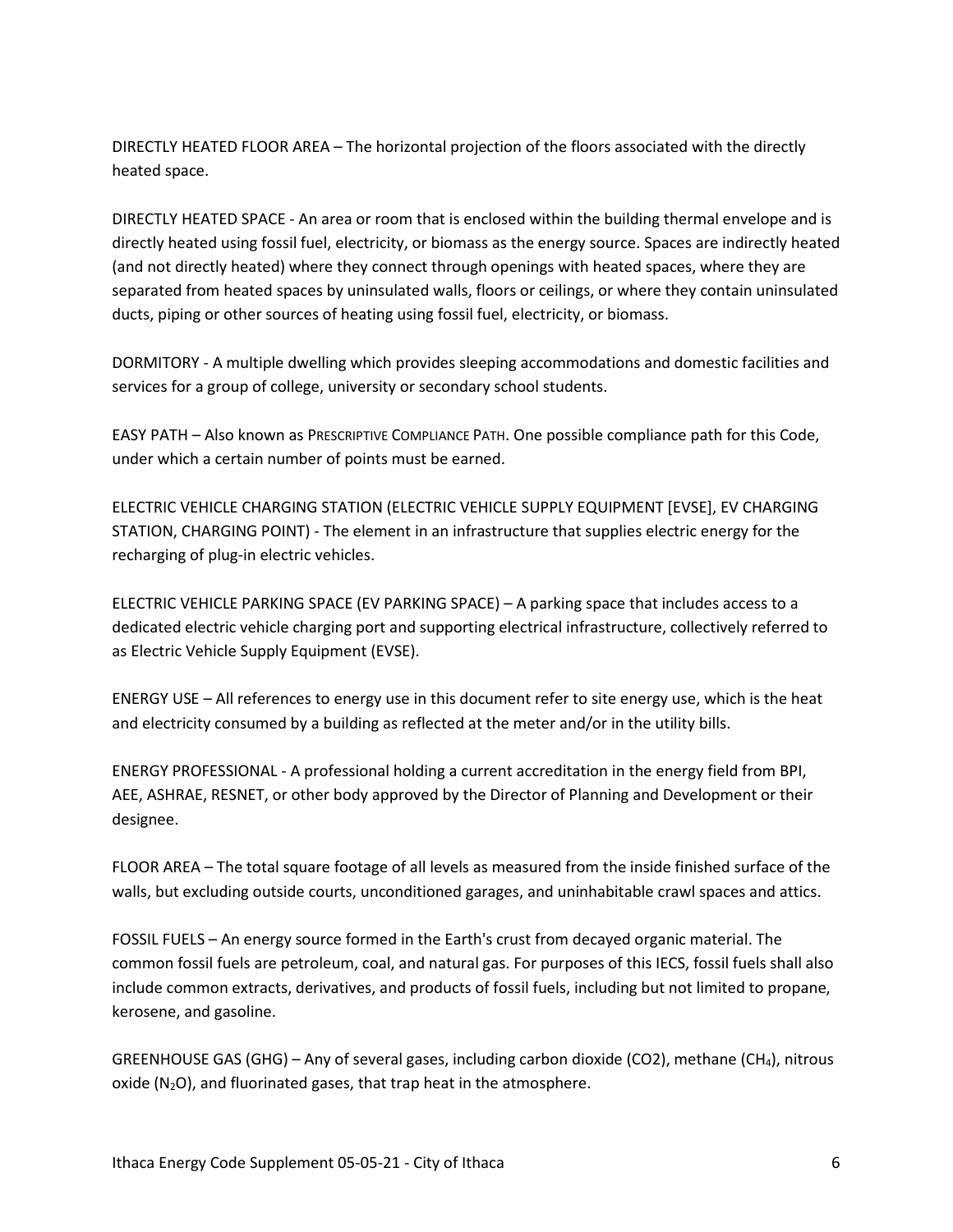DIRECTLY HEATED FLOOR AREA – The horizontal projection of the floors associated with the directly heated space.

DIRECTLY HEATED SPACE - An area or room that is enclosed within the building thermal envelope and is directly heated using fossil fuel, electricity, or biomass as the energy source. Spaces are indirectly heated (and not directly heated) where they connect through openings with heated spaces, where they are separated from heated spaces by uninsulated walls, floors or ceilings, or where they contain uninsulated ducts, piping or other sources of heating using fossil fuel, electricity, or biomass.

DORMITORY - A multiple dwelling which provides sleeping accommodations and domestic facilities and services for a group of college, university or secondary school students.

EASY PATH – Also known as PRESCRIPTIVE COMPLIANCE PATH. One possible compliance path for this Code, under which a certain number of points must be earned.

ELECTRIC VEHICLE CHARGING STATION (ELECTRIC VEHICLE SUPPLY EQUIPMENT [EVSE], EV CHARGING STATION, CHARGING POINT) - The element in an infrastructure that supplies electric energy for the recharging of plug-in electric vehicles.

ELECTRIC VEHICLE PARKING SPACE (EV PARKING SPACE) – A parking space that includes access to a dedicated electric vehicle charging port and supporting electrical infrastructure, collectively referred to as Electric Vehicle Supply Equipment (EVSE).

ENERGY USE – All references to energy use in this document refer to site energy use, which is the heat and electricity consumed by a building as reflected at the meter and/or in the utility bills.

ENERGY PROFESSIONAL - A professional holding a current accreditation in the energy field from BPI, AEE, ASHRAE, RESNET, or other body approved by the Director of Planning and Development or their designee.

FLOOR AREA – The total square footage of all levels as measured from the inside finished surface of the walls, but excluding outside courts, unconditioned garages, and uninhabitable crawl spaces and attics.

FOSSIL FUELS – An energy source formed in the Earth's crust from decayed organic material. The common fossil fuels are petroleum, coal, and natural gas. For purposes of this IECS, fossil fuels shall also include common extracts, derivatives, and products of fossil fuels, including but not limited to propane, kerosene, and gasoline.

GREENHOUSE GAS (GHG) – Any of several gases, including carbon dioxide (CO2), methane ($CH_4$), nitrous oxide ($N_2O$), and fluorinated gases, that trap heat in the atmosphere.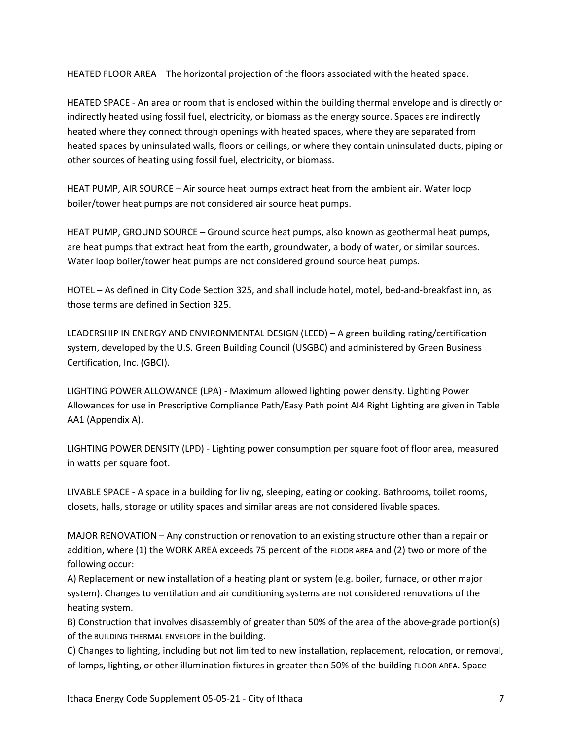HEATED FLOOR AREA – The horizontal projection of the floors associated with the heated space.

HEATED SPACE - An area or room that is enclosed within the building thermal envelope and is directly or indirectly heated using fossil fuel, electricity, or biomass as the energy source. Spaces are indirectly heated where they connect through openings with heated spaces, where they are separated from heated spaces by uninsulated walls, floors or ceilings, or where they contain uninsulated ducts, piping or other sources of heating using fossil fuel, electricity, or biomass.

HEAT PUMP, AIR SOURCE – Air source heat pumps extract heat from the ambient air. Water loop boiler/tower heat pumps are not considered air source heat pumps.

HEAT PUMP, GROUND SOURCE – Ground source heat pumps, also known as geothermal heat pumps, are heat pumps that extract heat from the earth, groundwater, a body of water, or similar sources. Water loop boiler/tower heat pumps are not considered ground source heat pumps.

HOTEL – As defined in City Code Section 325, and shall include hotel, motel, bed-and-breakfast inn, as those terms are defined in Section 325.

LEADERSHIP IN ENERGY AND ENVIRONMENTAL DESIGN (LEED) – A green building rating/certification system, developed by the U.S. Green Building Council (USGBC) and administered by Green Business Certification, Inc. (GBCI).

LIGHTING POWER ALLOWANCE (LPA) - Maximum allowed lighting power density. Lighting Power Allowances for use in Prescriptive Compliance Path/Easy Path point AI4 Right Lighting are given in Table AA1 (Appendix A).

LIGHTING POWER DENSITY (LPD) - Lighting power consumption per square foot of floor area, measured in watts per square foot.

LIVABLE SPACE - A space in a building for living, sleeping, eating or cooking. Bathrooms, toilet rooms, closets, halls, storage or utility spaces and similar areas are not considered livable spaces.

MAJOR RENOVATION – Any construction or renovation to an existing structure other than a repair or addition, where (1) the WORK AREA exceeds 75 percent of the FLOOR AREA and (2) two or more of the following occur:

A) Replacement or new installation of a heating plant or system (e.g. boiler, furnace, or other major system). Changes to ventilation and air conditioning systems are not considered renovations of the heating system.

B) Construction that involves disassembly of greater than 50% of the area of the above-grade portion(s) of the BUILDING THERMAL ENVELOPE in the building.

C) Changes to lighting, including but not limited to new installation, replacement, relocation, or removal, of lamps, lighting, or other illumination fixtures in greater than 50% of the building FLOOR AREA. Space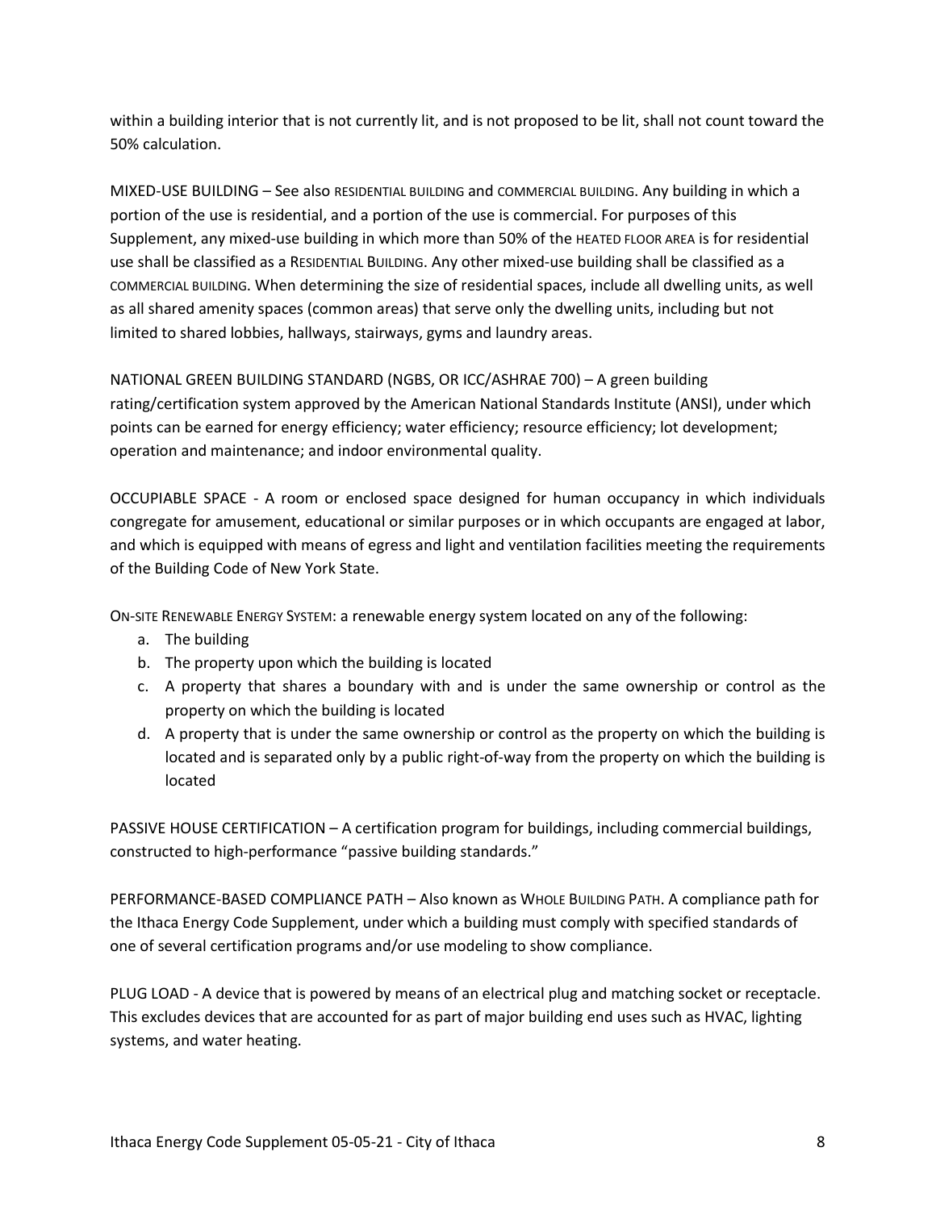within a building interior that is not currently lit, and is not proposed to be lit, shall not count toward the 50% calculation.

MIXED-USE BUILDING – See also RESIDENTIAL BUILDING and COMMERCIAL BUILDING. Any building in which a portion of the use is residential, and a portion of the use is commercial. For purposes of this Supplement, any mixed-use building in which more than 50% of the HEATED FLOOR AREA is for residential use shall be classified as a RESIDENTIAL BUILDING. Any other mixed-use building shall be classified as a COMMERCIAL BUILDING. When determining the size of residential spaces, include all dwelling units, as well as all shared amenity spaces (common areas) that serve only the dwelling units, including but not limited to shared lobbies, hallways, stairways, gyms and laundry areas.

NATIONAL GREEN BUILDING STANDARD (NGBS, OR ICC/ASHRAE 700) – A green building rating/certification system approved by the American National Standards Institute (ANSI), under which points can be earned for energy efficiency; water efficiency; resource efficiency; lot development; operation and maintenance; and indoor environmental quality.

OCCUPIABLE SPACE - A room or enclosed space designed for human occupancy in which individuals congregate for amusement, educational or similar purposes or in which occupants are engaged at labor, and which is equipped with means of egress and light and ventilation facilities meeting the requirements of the Building Code of New York State.

ON-SITE RENEWABLE ENERGY SYSTEM: a renewable energy system located on any of the following:

a. The building
b. The property upon which the building is located
c. A property that shares a boundary with and is under the same ownership or control as the property on which the building is located
d. A property that is under the same ownership or control as the property on which the building is located and is separated only by a public right-of-way from the property on which the building is located

PASSIVE HOUSE CERTIFICATION – A certification program for buildings, including commercial buildings, constructed to high-performance "passive building standards."

PERFORMANCE-BASED COMPLIANCE PATH – Also known as WHOLE BUILDING PATH. A compliance path for the Ithaca Energy Code Supplement, under which a building must comply with specified standards of one of several certification programs and/or use modeling to show compliance.

PLUG LOAD - A device that is powered by means of an electrical plug and matching socket or receptacle. This excludes devices that are accounted for as part of major building end uses such as HVAC, lighting systems, and water heating.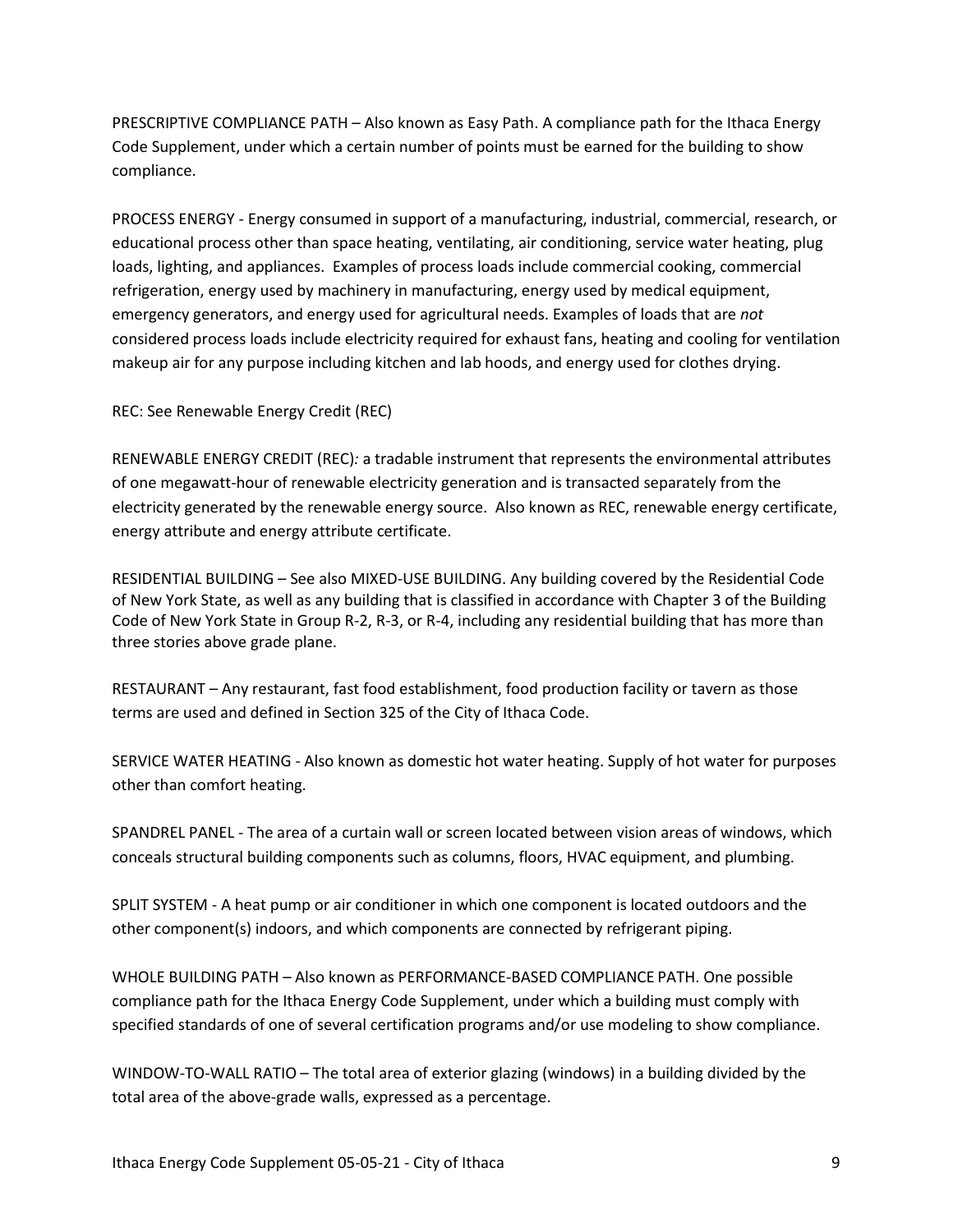PRESCRIPTIVE COMPLIANCE PATH – Also known as Easy Path. A compliance path for the Ithaca Energy Code Supplement, under which a certain number of points must be earned for the building to show compliance.

PROCESS ENERGY - Energy consumed in support of a manufacturing, industrial, commercial, research, or educational process other than space heating, ventilating, air conditioning, service water heating, plug loads, lighting, and appliances. Examples of process loads include commercial cooking, commercial refrigeration, energy used by machinery in manufacturing, energy used by medical equipment, emergency generators, and energy used for agricultural needs. Examples of loads that are *not* considered process loads include electricity required for exhaust fans, heating and cooling for ventilation makeup air for any purpose including kitchen and lab hoods, and energy used for clothes drying.

REC: See Renewable Energy Credit (REC)

RENEWABLE ENERGY CREDIT (REC)*:* a tradable instrument that represents the environmental attributes of one megawatt-hour of renewable electricity generation and is transacted separately from the electricity generated by the renewable energy source. Also known as REC, renewable energy certificate, energy attribute and energy attribute certificate.

RESIDENTIAL BUILDING – See also MIXED-USE BUILDING. Any building covered by the Residential Code of New York State, as well as any building that is classified in accordance with Chapter 3 of the Building Code of New York State in Group R-2, R-3, or R-4, including any residential building that has more than three stories above grade plane.

RESTAURANT – Any restaurant, fast food establishment, food production facility or tavern as those terms are used and defined in Section 325 of the City of Ithaca Code.

SERVICE WATER HEATING - Also known as domestic hot water heating. Supply of hot water for purposes other than comfort heating.

SPANDREL PANEL - The area of a curtain wall or screen located between vision areas of windows, which conceals structural building components such as columns, floors, HVAC equipment, and plumbing.

SPLIT SYSTEM - A heat pump or air conditioner in which one component is located outdoors and the other component(s) indoors, and which components are connected by refrigerant piping.

WHOLE BUILDING PATH – Also known as PERFORMANCE-BASED COMPLIANCE PATH. One possible compliance path for the Ithaca Energy Code Supplement, under which a building must comply with specified standards of one of several certification programs and/or use modeling to show compliance.

WINDOW-TO-WALL RATIO – The total area of exterior glazing (windows) in a building divided by the total area of the above-grade walls, expressed as a percentage.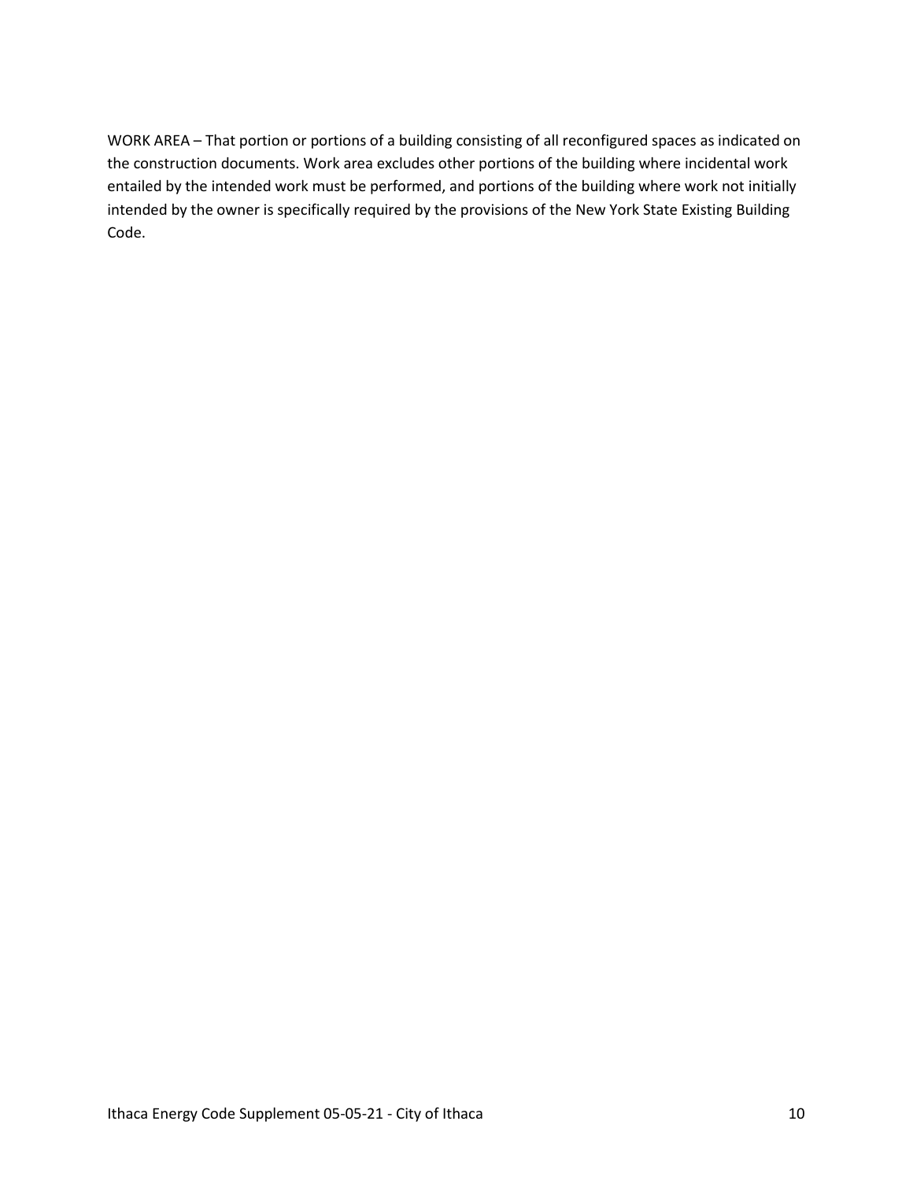WORK AREA – That portion or portions of a building consisting of all reconfigured spaces as indicated on the construction documents. Work area excludes other portions of the building where incidental work entailed by the intended work must be performed, and portions of the building where work not initially intended by the owner is specifically required by the provisions of the New York State Existing Building Code.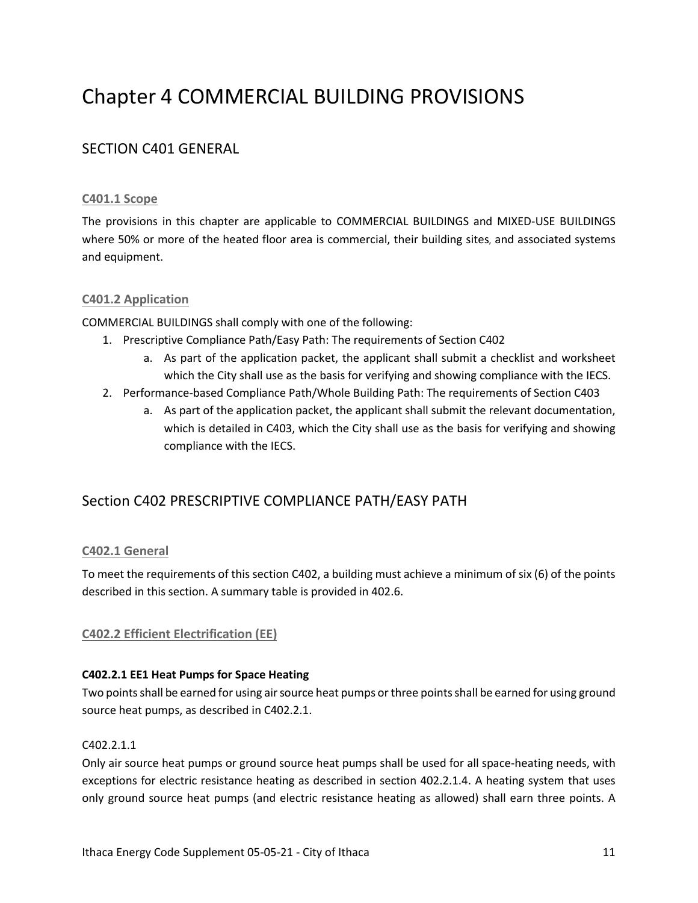# Chapter 4 COMMERCIAL BUILDING PROVISIONS

## SECTION C401 GENERAL

### C401.1 Scope

The provisions in this chapter are applicable to COMMERCIAL BUILDINGS and MIXED-USE BUILDINGS where 50% or more of the heated floor area is commercial, their building sites, and associated systems and equipment.

### C401.2 Application

COMMERCIAL BUILDINGS shall comply with one of the following:

1. Prescriptive Compliance Path/Easy Path: The requirements of Section C402
   a. As part of the application packet, the applicant shall submit a checklist and worksheet which the City shall use as the basis for verifying and showing compliance with the IECS.
2. Performance-based Compliance Path/Whole Building Path: The requirements of Section C403
   a. As part of the application packet, the applicant shall submit the relevant documentation, which is detailed in C403, which the City shall use as the basis for verifying and showing compliance with the IECS.

## Section C402 PRESCRIPTIVE COMPLIANCE PATH/EASY PATH

### C402.1 General

To meet the requirements of this section C402, a building must achieve a minimum of six (6) of the points described in this section. A summary table is provided in 402.6.

### C402.2 Efficient Electrification (EE)

**C402.2.1 EE1 Heat Pumps for Space Heating**

Two points shall be earned for using air source heat pumps or three points shall be earned for using ground source heat pumps, as described in C402.2.1.

C402.2.1.1

Only air source heat pumps or ground source heat pumps shall be used for all space-heating needs, with exceptions for electric resistance heating as described in section 402.2.1.4. A heating system that uses only ground source heat pumps (and electric resistance heating as allowed) shall earn three points. A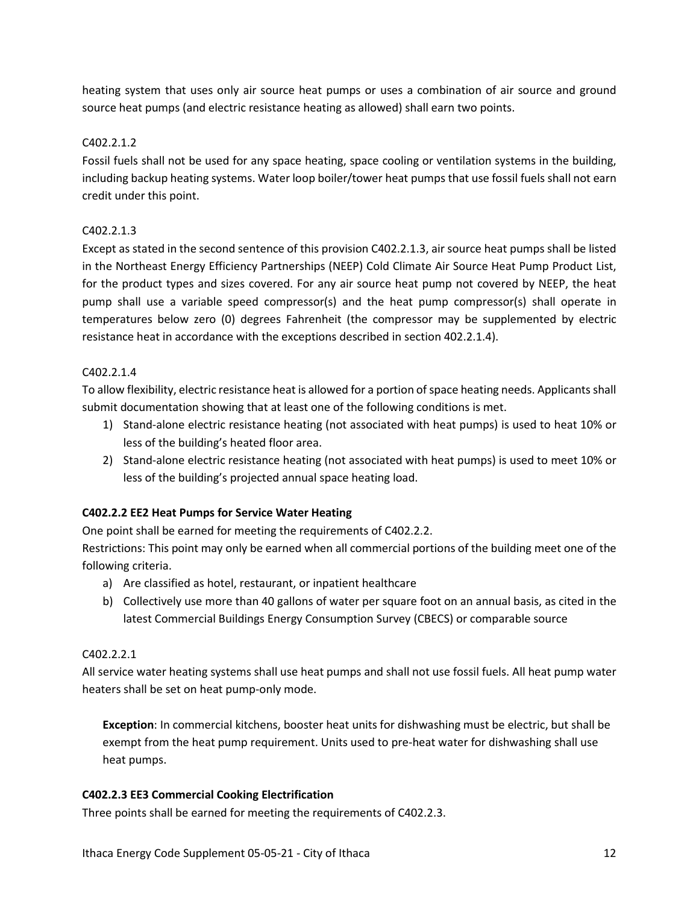heating system that uses only air source heat pumps or uses a combination of air source and ground source heat pumps (and electric resistance heating as allowed) shall earn two points.

C402.2.1.2

Fossil fuels shall not be used for any space heating, space cooling or ventilation systems in the building, including backup heating systems. Water loop boiler/tower heat pumps that use fossil fuels shall not earn credit under this point.

C402.2.1.3

Except as stated in the second sentence of this provision C402.2.1.3, air source heat pumps shall be listed in the Northeast Energy Efficiency Partnerships (NEEP) Cold Climate Air Source Heat Pump Product List, for the product types and sizes covered. For any air source heat pump not covered by NEEP, the heat pump shall use a variable speed compressor(s) and the heat pump compressor(s) shall operate in temperatures below zero (0) degrees Fahrenheit (the compressor may be supplemented by electric resistance heat in accordance with the exceptions described in section 402.2.1.4).

C402.2.1.4

To allow flexibility, electric resistance heat is allowed for a portion of space heating needs. Applicants shall submit documentation showing that at least one of the following conditions is met.

1) Stand-alone electric resistance heating (not associated with heat pumps) is used to heat 10% or less of the building's heated floor area.
2) Stand-alone electric resistance heating (not associated with heat pumps) is used to meet 10% or less of the building's projected annual space heating load.

**C402.2.2 EE2 Heat Pumps for Service Water Heating**

One point shall be earned for meeting the requirements of C402.2.2.

Restrictions: This point may only be earned when all commercial portions of the building meet one of the following criteria.

a) Are classified as hotel, restaurant, or inpatient healthcare
b) Collectively use more than 40 gallons of water per square foot on an annual basis, as cited in the latest Commercial Buildings Energy Consumption Survey (CBECS) or comparable source

C402.2.2.1

All service water heating systems shall use heat pumps and shall not use fossil fuels. All heat pump water heaters shall be set on heat pump-only mode.

> **Exception**: In commercial kitchens, booster heat units for dishwashing must be electric, but shall be exempt from the heat pump requirement. Units used to pre-heat water for dishwashing shall use heat pumps.

**C402.2.3 EE3 Commercial Cooking Electrification**

Three points shall be earned for meeting the requirements of C402.2.3.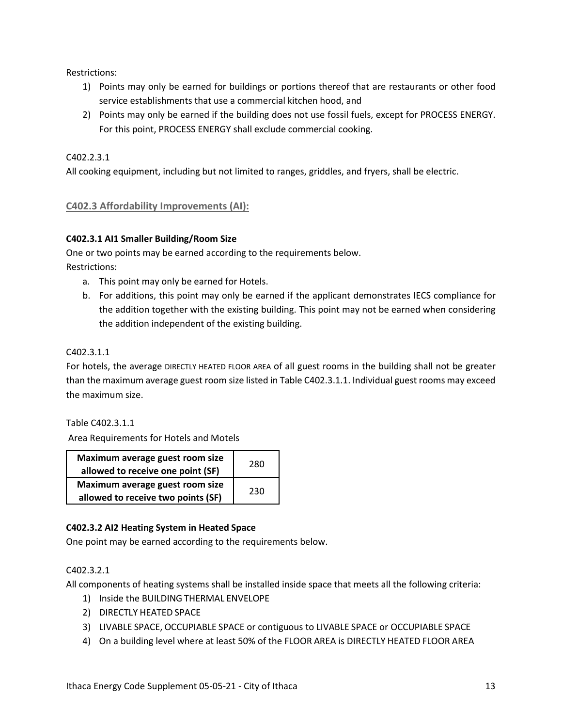Restrictions:

1) Points may only be earned for buildings or portions thereof that are restaurants or other food service establishments that use a commercial kitchen hood, and
2) Points may only be earned if the building does not use fossil fuels, except for PROCESS ENERGY. For this point, PROCESS ENERGY shall exclude commercial cooking.

C402.2.3.1

All cooking equipment, including but not limited to ranges, griddles, and fryers, shall be electric.

## C402.3 Affordability Improvements (AI):

### C402.3.1 AI1 Smaller Building/Room Size

One or two points may be earned according to the requirements below.

Restrictions:

a. This point may only be earned for Hotels.
b. For additions, this point may only be earned if the applicant demonstrates IECS compliance for the addition together with the existing building. This point may not be earned when considering the addition independent of the existing building.

C402.3.1.1

For hotels, the average DIRECTLY HEATED FLOOR AREA of all guest rooms in the building shall not be greater than the maximum average guest room size listed in Table C402.3.1.1. Individual guest rooms may exceed the maximum size.

Table C402.3.1.1

Area Requirements for Hotels and Motels

| | |
|---|---|
| **Maximum average guest room size allowed to receive one point (SF)** | 280 |
| **Maximum average guest room size allowed to receive two points (SF)** | 230 |

### C402.3.2 AI2 Heating System in Heated Space

One point may be earned according to the requirements below.

C402.3.2.1

All components of heating systems shall be installed inside space that meets all the following criteria:

1) Inside the BUILDING THERMAL ENVELOPE
2) DIRECTLY HEATED SPACE
3) LIVABLE SPACE, OCCUPIABLE SPACE or contiguous to LIVABLE SPACE or OCCUPIABLE SPACE
4) On a building level where at least 50% of the FLOOR AREA is DIRECTLY HEATED FLOOR AREA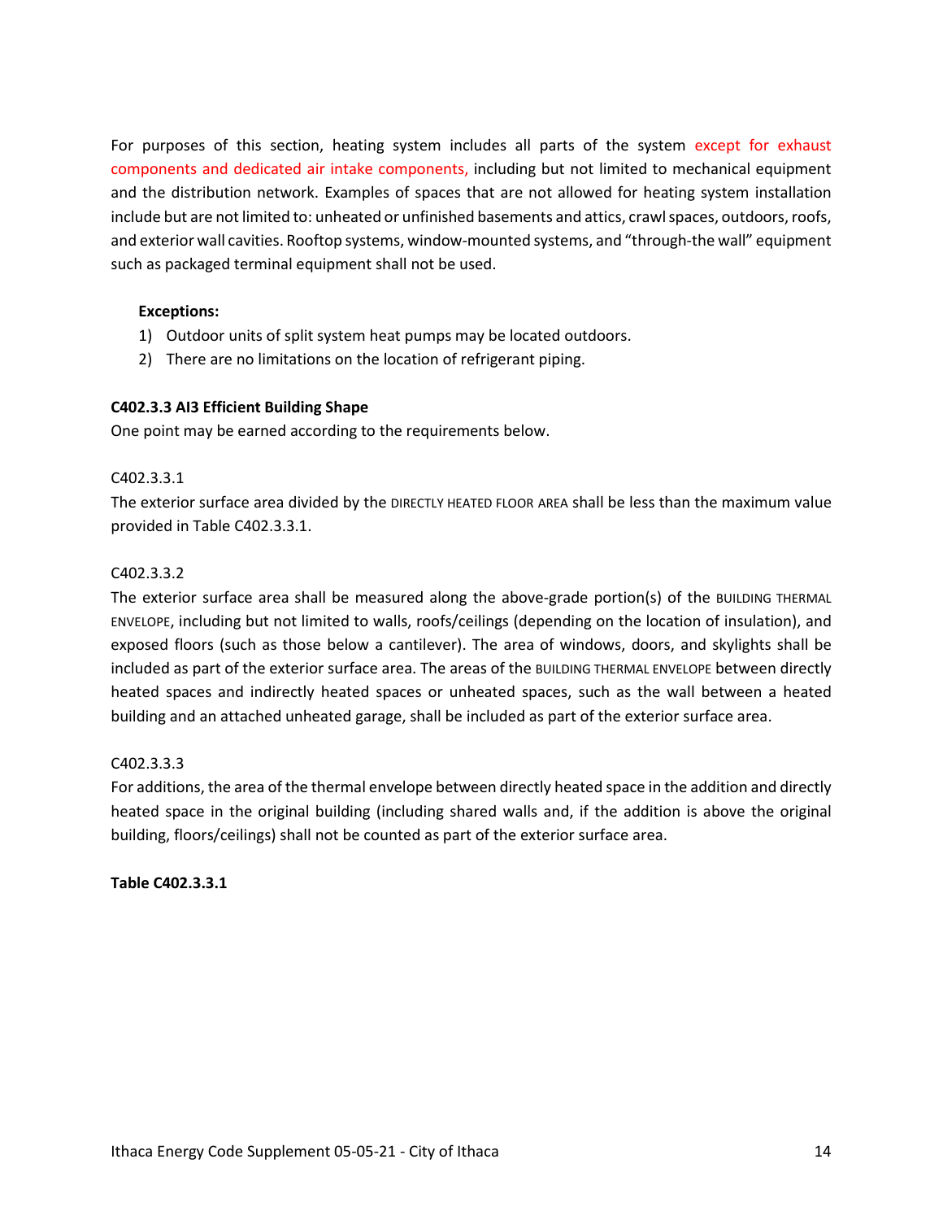For purposes of this section, heating system includes all parts of the system except for exhaust components and dedicated air intake components, including but not limited to mechanical equipment and the distribution network. Examples of spaces that are not allowed for heating system installation include but are not limited to: unheated or unfinished basements and attics, crawl spaces, outdoors, roofs, and exterior wall cavities. Rooftop systems, window-mounted systems, and “through-the wall” equipment such as packaged terminal equipment shall not be used.

**Exceptions:**

1) Outdoor units of split system heat pumps may be located outdoors.
2) There are no limitations on the location of refrigerant piping.

**C402.3.3 AI3 Efficient Building Shape**

One point may be earned according to the requirements below.

C402.3.3.1

The exterior surface area divided by the DIRECTLY HEATED FLOOR AREA shall be less than the maximum value provided in Table C402.3.3.1.

C402.3.3.2

The exterior surface area shall be measured along the above-grade portion(s) of the BUILDING THERMAL ENVELOPE, including but not limited to walls, roofs/ceilings (depending on the location of insulation), and exposed floors (such as those below a cantilever). The area of windows, doors, and skylights shall be included as part of the exterior surface area. The areas of the BUILDING THERMAL ENVELOPE between directly heated spaces and indirectly heated spaces or unheated spaces, such as the wall between a heated building and an attached unheated garage, shall be included as part of the exterior surface area.

C402.3.3.3

For additions, the area of the thermal envelope between directly heated space in the addition and directly heated space in the original building (including shared walls and, if the addition is above the original building, floors/ceilings) shall not be counted as part of the exterior surface area.

**Table C402.3.3.1**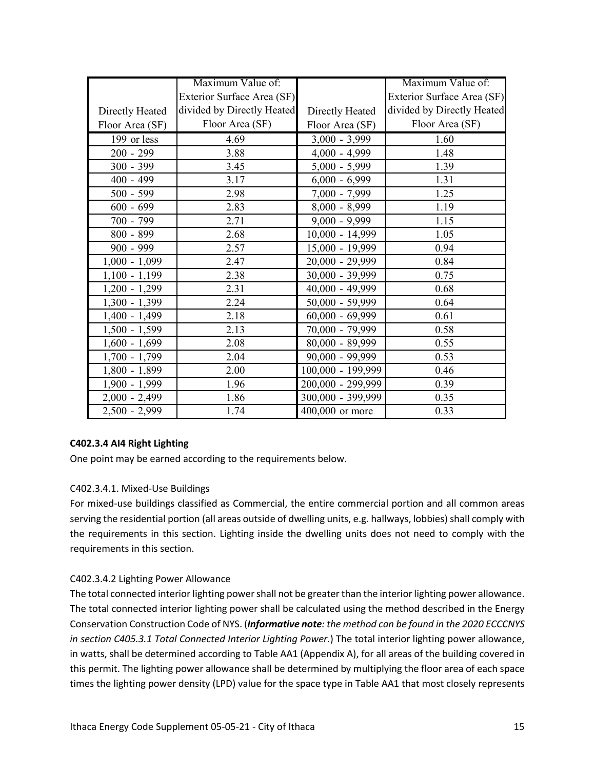| Directly Heated Floor Area (SF) | Maximum Value of: Exterior Surface Area (SF) divided by Directly Heated Floor Area (SF) | Directly Heated Floor Area (SF) | Maximum Value of: Exterior Surface Area (SF) divided by Directly Heated Floor Area (SF) |
|---|---|---|---|
| 199 or less | 4.69 | 3,000 - 3,999 | 1.60 |
| 200 - 299 | 3.88 | 4,000 - 4,999 | 1.48 |
| 300 - 399 | 3.45 | 5,000 - 5,999 | 1.39 |
| 400 - 499 | 3.17 | 6,000 - 6,999 | 1.31 |
| 500 - 599 | 2.98 | 7,000 - 7,999 | 1.25 |
| 600 - 699 | 2.83 | 8,000 - 8,999 | 1.19 |
| 700 - 799 | 2.71 | 9,000 - 9,999 | 1.15 |
| 800 - 899 | 2.68 | 10,000 - 14,999 | 1.05 |
| 900 - 999 | 2.57 | 15,000 - 19,999 | 0.94 |
| 1,000 - 1,099 | 2.47 | 20,000 - 29,999 | 0.84 |
| 1,100 - 1,199 | 2.38 | 30,000 - 39,999 | 0.75 |
| 1,200 - 1,299 | 2.31 | 40,000 - 49,999 | 0.68 |
| 1,300 - 1,399 | 2.24 | 50,000 - 59,999 | 0.64 |
| 1,400 - 1,499 | 2.18 | 60,000 - 69,999 | 0.61 |
| 1,500 - 1,599 | 2.13 | 70,000 - 79,999 | 0.58 |
| 1,600 - 1,699 | 2.08 | 80,000 - 89,999 | 0.55 |
| 1,700 - 1,799 | 2.04 | 90,000 - 99,999 | 0.53 |
| 1,800 - 1,899 | 2.00 | 100,000 - 199,999 | 0.46 |
| 1,900 - 1,999 | 1.96 | 200,000 - 299,999 | 0.39 |
| 2,000 - 2,499 | 1.86 | 300,000 - 399,999 | 0.35 |
| 2,500 - 2,999 | 1.74 | 400,000 or more | 0.33 |

### C402.3.4 AI4 Right Lighting

One point may be earned according to the requirements below.

#### C402.3.4.1. Mixed-Use Buildings

For mixed-use buildings classified as Commercial, the entire commercial portion and all common areas serving the residential portion (all areas outside of dwelling units, e.g. hallways, lobbies) shall comply with the requirements in this section. Lighting inside the dwelling units does not need to comply with the requirements in this section.

#### C402.3.4.2 Lighting Power Allowance

The total connected interior lighting power shall not be greater than the interior lighting power allowance. The total connected interior lighting power shall be calculated using the method described in the Energy Conservation Construction Code of NYS. (***Informative note****: the method can be found in the 2020 ECCCNYS in section C405.3.1 Total Connected Interior Lighting Power.*) The total interior lighting power allowance, in watts, shall be determined according to Table AA1 (Appendix A), for all areas of the building covered in this permit. The lighting power allowance shall be determined by multiplying the floor area of each space times the lighting power density (LPD) value for the space type in Table AA1 that most closely represents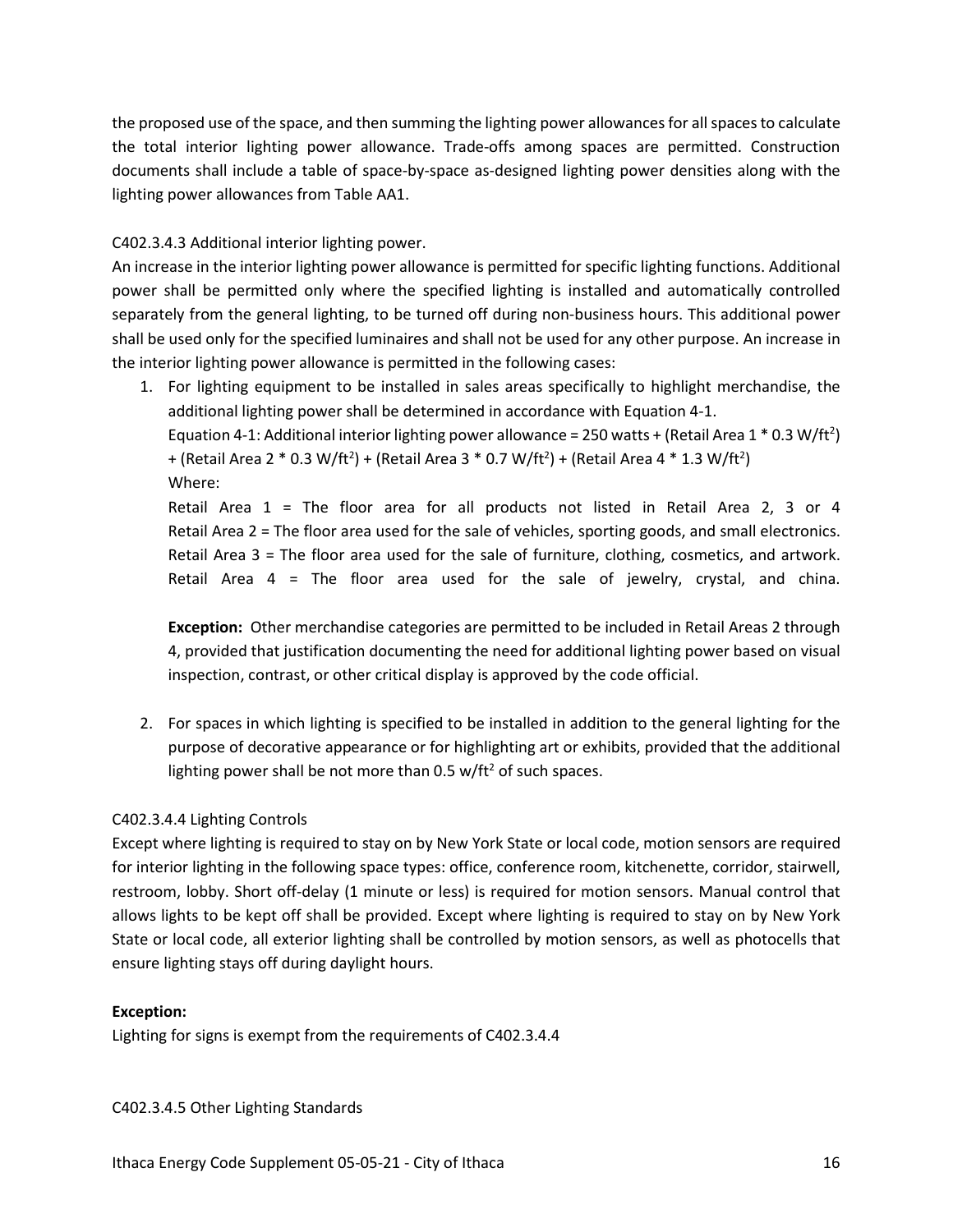the proposed use of the space, and then summing the lighting power allowances for all spaces to calculate the total interior lighting power allowance. Trade-offs among spaces are permitted. Construction documents shall include a table of space-by-space as-designed lighting power densities along with the lighting power allowances from Table AA1.

C402.3.4.3 Additional interior lighting power.

An increase in the interior lighting power allowance is permitted for specific lighting functions. Additional power shall be permitted only where the specified lighting is installed and automatically controlled separately from the general lighting, to be turned off during non-business hours. This additional power shall be used only for the specified luminaires and shall not be used for any other purpose. An increase in the interior lighting power allowance is permitted in the following cases:

1. For lighting equipment to be installed in sales areas specifically to highlight merchandise, the additional lighting power shall be determined in accordance with Equation 4-1.

   Equation 4-1: Additional interior lighting power allowance = 250 watts + (Retail Area 1 * 0.3 W/ft$^2$) + (Retail Area 2 * 0.3 W/ft$^2$) + (Retail Area 3 * 0.7 W/ft$^2$) + (Retail Area 4 * 1.3 W/ft$^2$)

   Where:

   Retail Area 1 = The floor area for all products not listed in Retail Area 2, 3 or 4
   Retail Area 2 = The floor area used for the sale of vehicles, sporting goods, and small electronics.
   Retail Area 3 = The floor area used for the sale of furniture, clothing, cosmetics, and artwork.
   Retail Area 4 = The floor area used for the sale of jewelry, crystal, and china.

   **Exception:** Other merchandise categories are permitted to be included in Retail Areas 2 through 4, provided that justification documenting the need for additional lighting power based on visual inspection, contrast, or other critical display is approved by the code official.

2. For spaces in which lighting is specified to be installed in addition to the general lighting for the purpose of decorative appearance or for highlighting art or exhibits, provided that the additional lighting power shall be not more than 0.5 w/ft$^2$ of such spaces.

C402.3.4.4 Lighting Controls

Except where lighting is required to stay on by New York State or local code, motion sensors are required for interior lighting in the following space types: office, conference room, kitchenette, corridor, stairwell, restroom, lobby. Short off-delay (1 minute or less) is required for motion sensors. Manual control that allows lights to be kept off shall be provided. Except where lighting is required to stay on by New York State or local code, all exterior lighting shall be controlled by motion sensors, as well as photocells that ensure lighting stays off during daylight hours.

**Exception:**

Lighting for signs is exempt from the requirements of C402.3.4.4

C402.3.4.5 Other Lighting Standards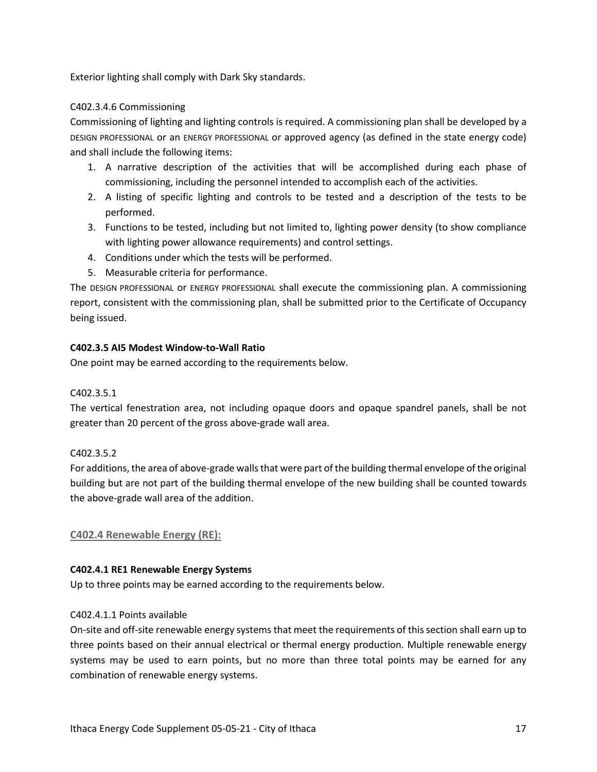Exterior lighting shall comply with Dark Sky standards.

C402.3.4.6 Commissioning

Commissioning of lighting and lighting controls is required. A commissioning plan shall be developed by a DESIGN PROFESSIONAL or an ENERGY PROFESSIONAL or approved agency (as defined in the state energy code) and shall include the following items:

1. A narrative description of the activities that will be accomplished during each phase of commissioning, including the personnel intended to accomplish each of the activities.
2. A listing of specific lighting and controls to be tested and a description of the tests to be performed.
3. Functions to be tested, including but not limited to, lighting power density (to show compliance with lighting power allowance requirements) and control settings.
4. Conditions under which the tests will be performed.
5. Measurable criteria for performance.

The DESIGN PROFESSIONAL or ENERGY PROFESSIONAL shall execute the commissioning plan. A commissioning report, consistent with the commissioning plan, shall be submitted prior to the Certificate of Occupancy being issued.

**C402.3.5 AI5 Modest Window-to-Wall Ratio**

One point may be earned according to the requirements below.

C402.3.5.1

The vertical fenestration area, not including opaque doors and opaque spandrel panels, shall be not greater than 20 percent of the gross above-grade wall area.

C402.3.5.2

For additions, the area of above-grade walls that were part of the building thermal envelope of the original building but are not part of the building thermal envelope of the new building shall be counted towards the above-grade wall area of the addition.

## C402.4 Renewable Energy (RE):

**C402.4.1 RE1 Renewable Energy Systems**

Up to three points may be earned according to the requirements below.

C402.4.1.1 Points available

On-site and off-site renewable energy systems that meet the requirements of this section shall earn up to three points based on their annual electrical or thermal energy production. Multiple renewable energy systems may be used to earn points, but no more than three total points may be earned for any combination of renewable energy systems.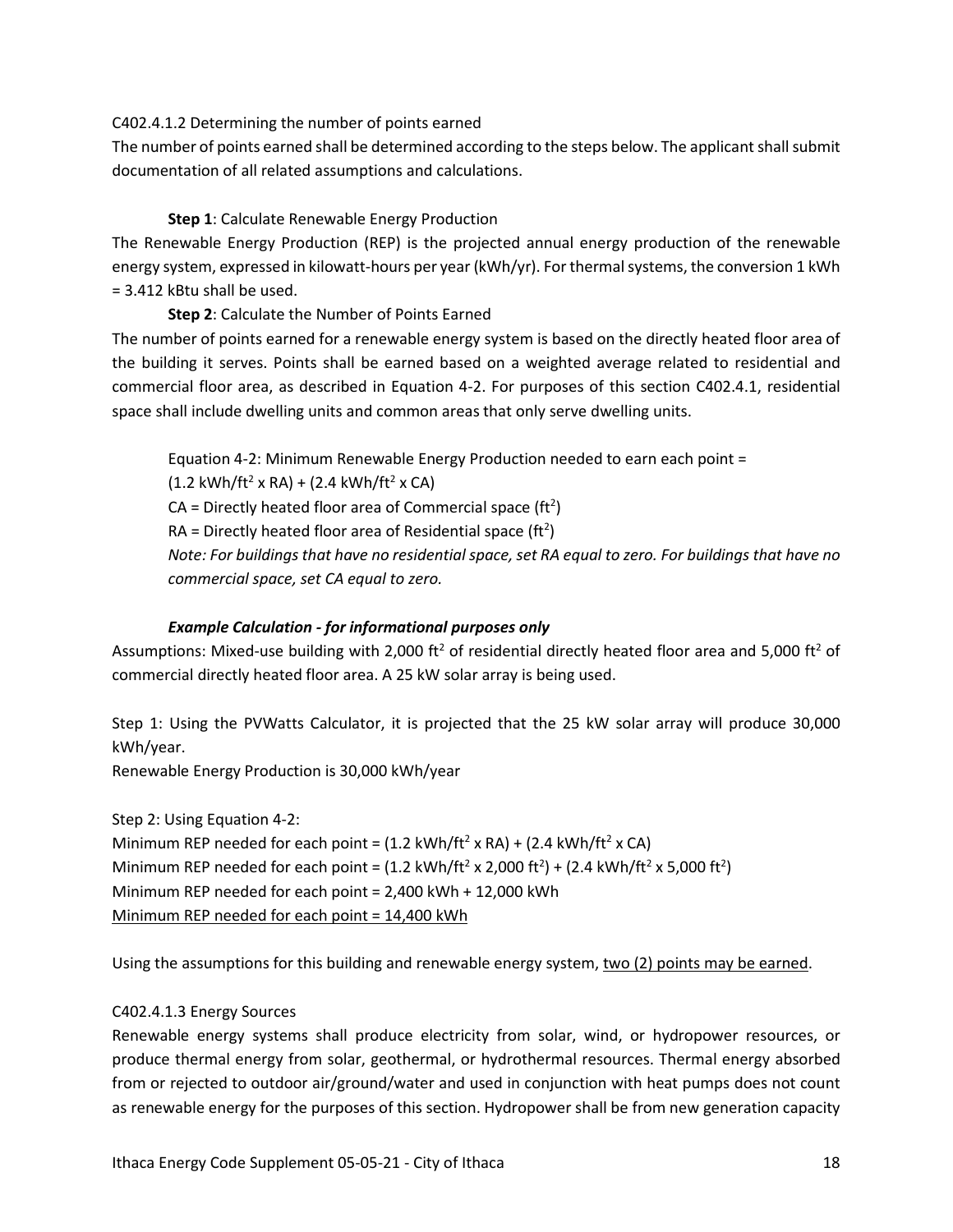C402.4.1.2 Determining the number of points earned

The number of points earned shall be determined according to the steps below. The applicant shall submit documentation of all related assumptions and calculations.

**Step 1**: Calculate Renewable Energy Production

The Renewable Energy Production (REP) is the projected annual energy production of the renewable energy system, expressed in kilowatt-hours per year (kWh/yr). For thermal systems, the conversion 1 kWh = 3.412 kBtu shall be used.

**Step 2**: Calculate the Number of Points Earned

The number of points earned for a renewable energy system is based on the directly heated floor area of the building it serves. Points shall be earned based on a weighted average related to residential and commercial floor area, as described in Equation 4-2. For purposes of this section C402.4.1, residential space shall include dwelling units and common areas that only serve dwelling units.

> Equation 4-2: Minimum Renewable Energy Production needed to earn each point =
> $(1.2 \text{ kWh/ft}^2 \times RA) + (2.4 \text{ kWh/ft}^2 \times CA)$
> CA = Directly heated floor area of Commercial space ($\text{ft}^2$)
> RA = Directly heated floor area of Residential space ($\text{ft}^2$)
> *Note: For buildings that have no residential space, set RA equal to zero. For buildings that have no commercial space, set CA equal to zero.*

***Example Calculation - for informational purposes only***

Assumptions: Mixed-use building with 2,000 $\text{ft}^2$ of residential directly heated floor area and 5,000 $\text{ft}^2$ of commercial directly heated floor area. A 25 kW solar array is being used.

Step 1: Using the PVWatts Calculator, it is projected that the 25 kW solar array will produce 30,000 kWh/year.

Renewable Energy Production is 30,000 kWh/year

Step 2: Using Equation 4-2:

Minimum REP needed for each point = $(1.2 \text{ kWh/ft}^2 \times RA) + (2.4 \text{ kWh/ft}^2 \times CA)$

Minimum REP needed for each point = $(1.2 \text{ kWh/ft}^2 \times 2{,}000 \text{ ft}^2) + (2.4 \text{ kWh/ft}^2 \times 5{,}000 \text{ ft}^2)$

Minimum REP needed for each point = 2,400 kWh + 12,000 kWh

<u>Minimum REP needed for each point = 14,400 kWh</u>

Using the assumptions for this building and renewable energy system, <u>two (2) points may be earned</u>.

C402.4.1.3 Energy Sources

Renewable energy systems shall produce electricity from solar, wind, or hydropower resources, or produce thermal energy from solar, geothermal, or hydrothermal resources. Thermal energy absorbed from or rejected to outdoor air/ground/water and used in conjunction with heat pumps does not count as renewable energy for the purposes of this section. Hydropower shall be from new generation capacity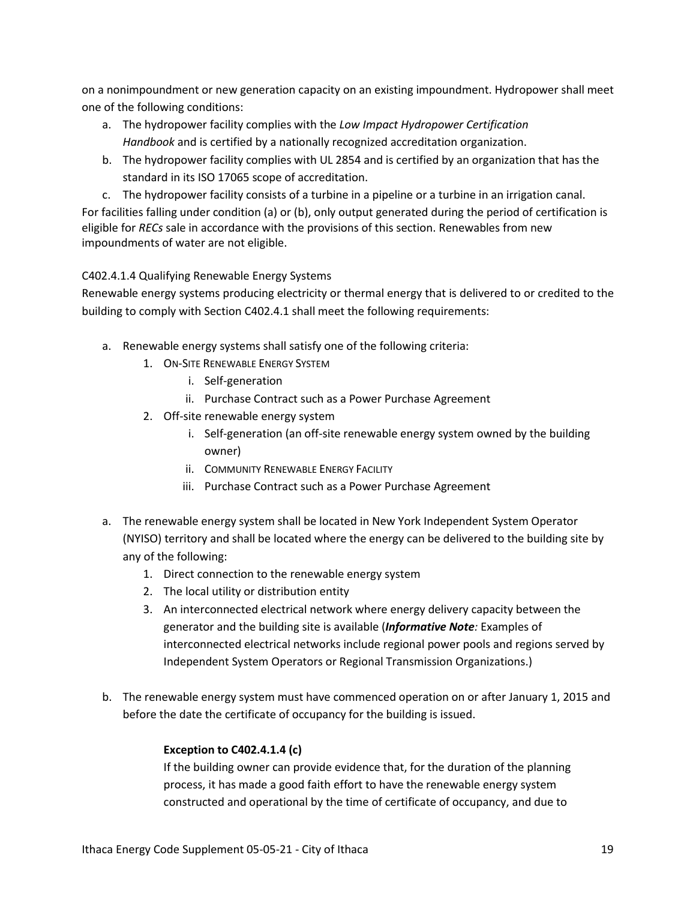on a nonimpoundment or new generation capacity on an existing impoundment. Hydropower shall meet one of the following conditions:

a. The hydropower facility complies with the *Low Impact Hydropower Certification Handbook* and is certified by a nationally recognized accreditation organization.
b. The hydropower facility complies with UL 2854 and is certified by an organization that has the standard in its ISO 17065 scope of accreditation.
c. The hydropower facility consists of a turbine in a pipeline or a turbine in an irrigation canal.

For facilities falling under condition (a) or (b), only output generated during the period of certification is eligible for *RECs* sale in accordance with the provisions of this section. Renewables from new impoundments of water are not eligible.

C402.4.1.4 Qualifying Renewable Energy Systems

Renewable energy systems producing electricity or thermal energy that is delivered to or credited to the building to comply with Section C402.4.1 shall meet the following requirements:

a. Renewable energy systems shall satisfy one of the following criteria:
    1. ON-SITE RENEWABLE ENERGY SYSTEM
        i. Self-generation
        ii. Purchase Contract such as a Power Purchase Agreement
    2. Off-site renewable energy system
        i. Self-generation (an off-site renewable energy system owned by the building owner)
        ii. COMMUNITY RENEWABLE ENERGY FACILITY
        iii. Purchase Contract such as a Power Purchase Agreement

a. The renewable energy system shall be located in New York Independent System Operator (NYISO) territory and shall be located where the energy can be delivered to the building site by any of the following:
    1. Direct connection to the renewable energy system
    2. The local utility or distribution entity
    3. An interconnected electrical network where energy delivery capacity between the generator and the building site is available (***Informative Note****:* Examples of interconnected electrical networks include regional power pools and regions served by Independent System Operators or Regional Transmission Organizations.)

b. The renewable energy system must have commenced operation on or after January 1, 2015 and before the date the certificate of occupancy for the building is issued.

    **Exception to C402.4.1.4 (c)**

    If the building owner can provide evidence that, for the duration of the planning process, it has made a good faith effort to have the renewable energy system constructed and operational by the time of certificate of occupancy, and due to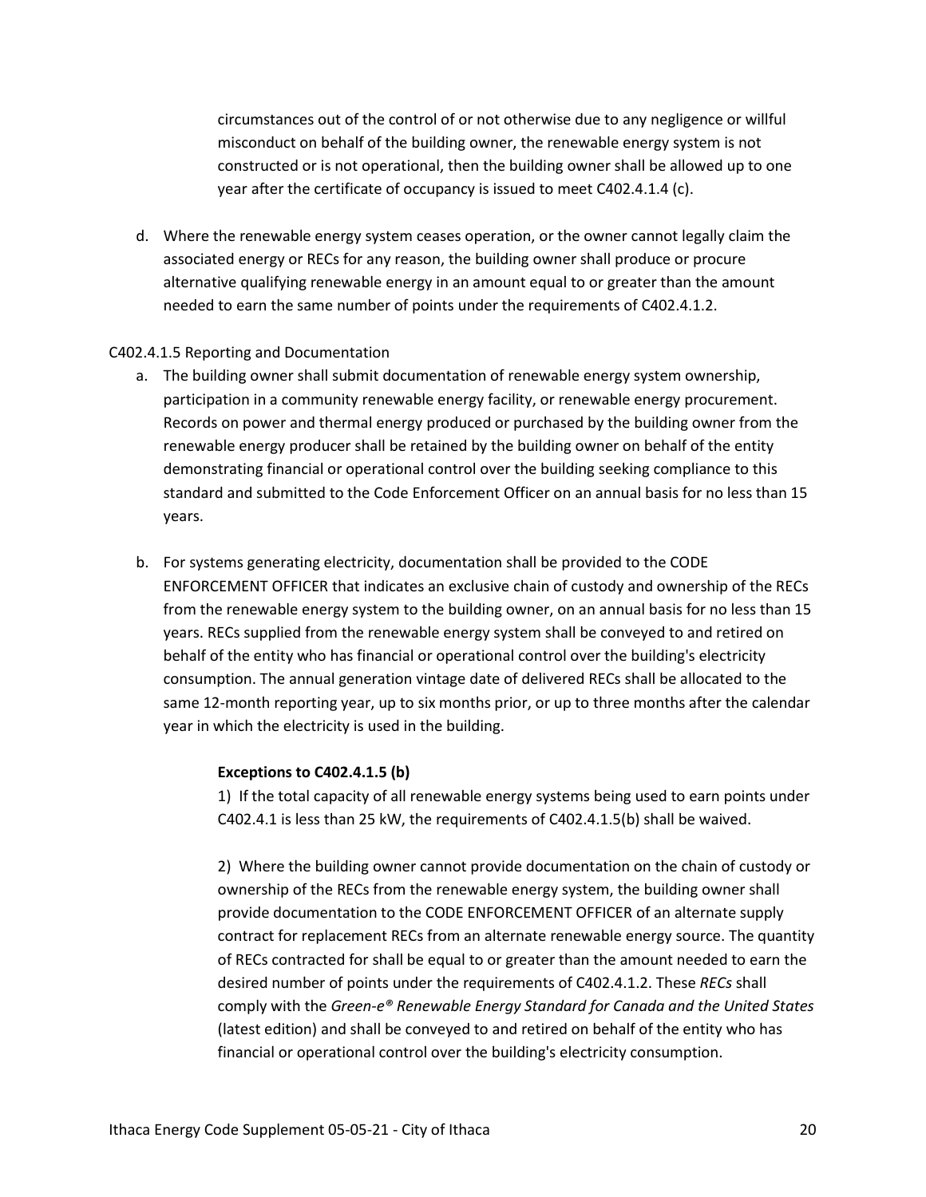circumstances out of the control of or not otherwise due to any negligence or willful misconduct on behalf of the building owner, the renewable energy system is not constructed or is not operational, then the building owner shall be allowed up to one year after the certificate of occupancy is issued to meet C402.4.1.4 (c).

d. Where the renewable energy system ceases operation, or the owner cannot legally claim the associated energy or RECs for any reason, the building owner shall produce or procure alternative qualifying renewable energy in an amount equal to or greater than the amount needed to earn the same number of points under the requirements of C402.4.1.2.

C402.4.1.5 Reporting and Documentation

a. The building owner shall submit documentation of renewable energy system ownership, participation in a community renewable energy facility, or renewable energy procurement. Records on power and thermal energy produced or purchased by the building owner from the renewable energy producer shall be retained by the building owner on behalf of the entity demonstrating financial or operational control over the building seeking compliance to this standard and submitted to the Code Enforcement Officer on an annual basis for no less than 15 years.

b. For systems generating electricity, documentation shall be provided to the CODE ENFORCEMENT OFFICER that indicates an exclusive chain of custody and ownership of the RECs from the renewable energy system to the building owner, on an annual basis for no less than 15 years. RECs supplied from the renewable energy system shall be conveyed to and retired on behalf of the entity who has financial or operational control over the building's electricity consumption. The annual generation vintage date of delivered RECs shall be allocated to the same 12-month reporting year, up to six months prior, or up to three months after the calendar year in which the electricity is used in the building.

**Exceptions to C402.4.1.5 (b)**

1) If the total capacity of all renewable energy systems being used to earn points under C402.4.1 is less than 25 kW, the requirements of C402.4.1.5(b) shall be waived.

2) Where the building owner cannot provide documentation on the chain of custody or ownership of the RECs from the renewable energy system, the building owner shall provide documentation to the CODE ENFORCEMENT OFFICER of an alternate supply contract for replacement RECs from an alternate renewable energy source. The quantity of RECs contracted for shall be equal to or greater than the amount needed to earn the desired number of points under the requirements of C402.4.1.2. These *RECs* shall comply with the *Green-e® Renewable Energy Standard for Canada and the United States* (latest edition) and shall be conveyed to and retired on behalf of the entity who has financial or operational control over the building's electricity consumption.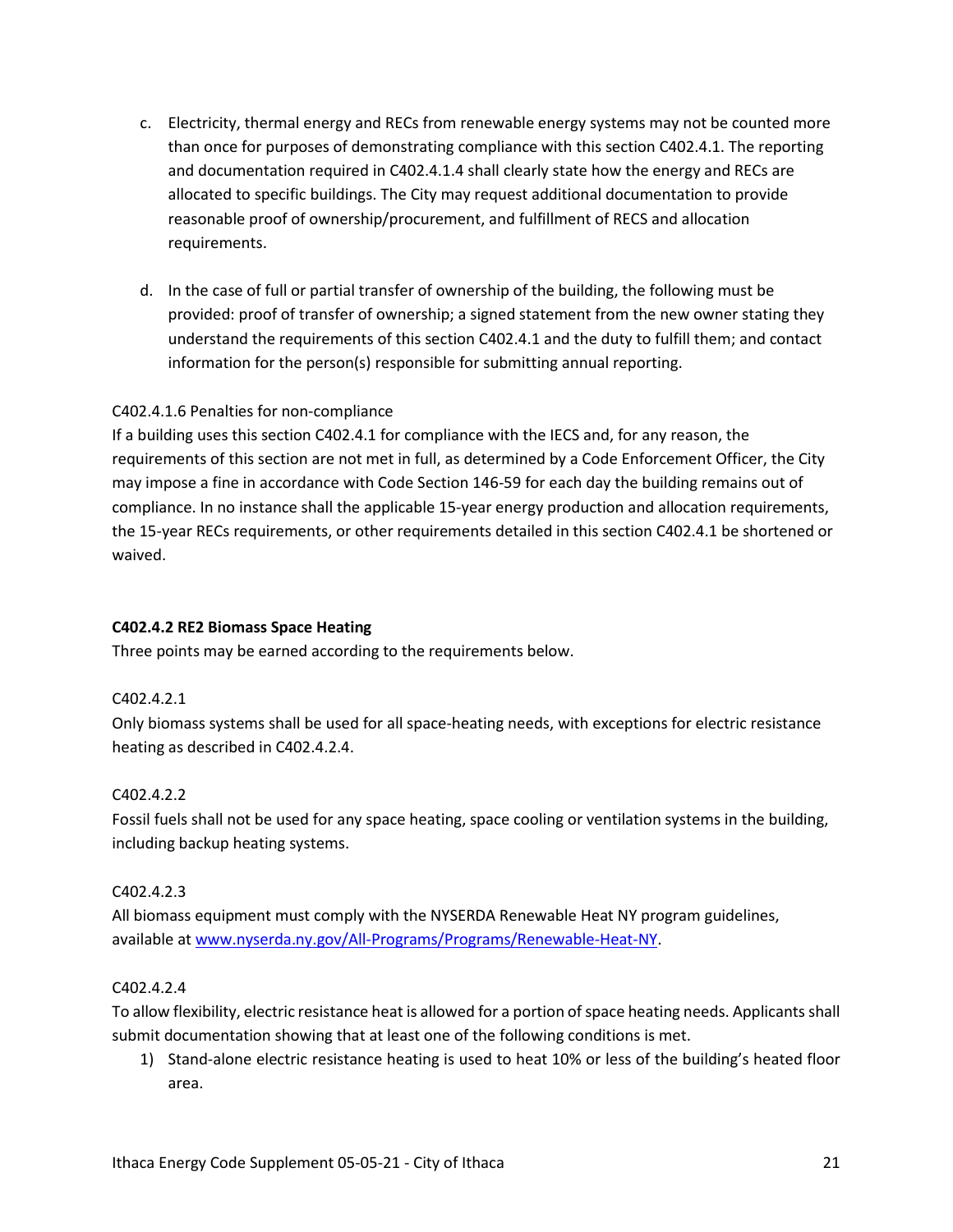c. Electricity, thermal energy and RECs from renewable energy systems may not be counted more than once for purposes of demonstrating compliance with this section C402.4.1. The reporting and documentation required in C402.4.1.4 shall clearly state how the energy and RECs are allocated to specific buildings. The City may request additional documentation to provide reasonable proof of ownership/procurement, and fulfillment of RECS and allocation requirements.

d. In the case of full or partial transfer of ownership of the building, the following must be provided: proof of transfer of ownership; a signed statement from the new owner stating they understand the requirements of this section C402.4.1 and the duty to fulfill them; and contact information for the person(s) responsible for submitting annual reporting.

C402.4.1.6 Penalties for non-compliance

If a building uses this section C402.4.1 for compliance with the IECS and, for any reason, the requirements of this section are not met in full, as determined by a Code Enforcement Officer, the City may impose a fine in accordance with Code Section 146-59 for each day the building remains out of compliance. In no instance shall the applicable 15-year energy production and allocation requirements, the 15-year RECs requirements, or other requirements detailed in this section C402.4.1 be shortened or waived.

**C402.4.2 RE2 Biomass Space Heating**

Three points may be earned according to the requirements below.

C402.4.2.1

Only biomass systems shall be used for all space-heating needs, with exceptions for electric resistance heating as described in C402.4.2.4.

C402.4.2.2

Fossil fuels shall not be used for any space heating, space cooling or ventilation systems in the building, including backup heating systems.

C402.4.2.3

All biomass equipment must comply with the NYSERDA Renewable Heat NY program guidelines, available at [www.nyserda.ny.gov/All-Programs/Programs/Renewable-Heat-NY](www.nyserda.ny.gov/All-Programs/Programs/Renewable-Heat-NY).

C402.4.2.4

To allow flexibility, electric resistance heat is allowed for a portion of space heating needs. Applicants shall submit documentation showing that at least one of the following conditions is met.

1) Stand-alone electric resistance heating is used to heat 10% or less of the building's heated floor area.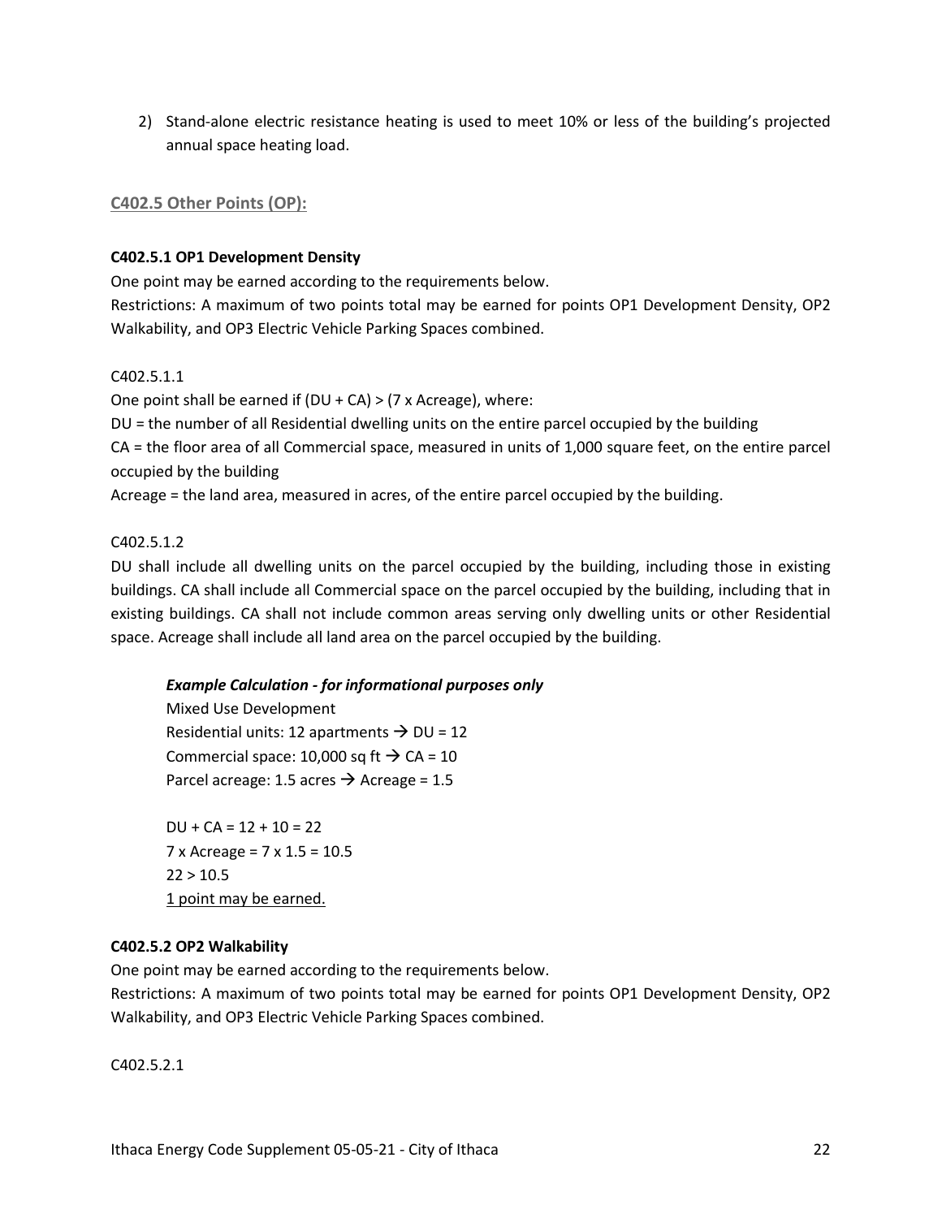2) Stand-alone electric resistance heating is used to meet 10% or less of the building's projected annual space heating load.

## C402.5 Other Points (OP):

**C402.5.1 OP1 Development Density**

One point may be earned according to the requirements below.
Restrictions: A maximum of two points total may be earned for points OP1 Development Density, OP2 Walkability, and OP3 Electric Vehicle Parking Spaces combined.

C402.5.1.1

One point shall be earned if (DU + CA) > (7 x Acreage), where:
DU = the number of all Residential dwelling units on the entire parcel occupied by the building
CA = the floor area of all Commercial space, measured in units of 1,000 square feet, on the entire parcel occupied by the building
Acreage = the land area, measured in acres, of the entire parcel occupied by the building.

C402.5.1.2

DU shall include all dwelling units on the parcel occupied by the building, including those in existing buildings. CA shall include all Commercial space on the parcel occupied by the building, including that in existing buildings. CA shall not include common areas serving only dwelling units or other Residential space. Acreage shall include all land area on the parcel occupied by the building.

> ***Example Calculation - for informational purposes only***
> Mixed Use Development
> Residential units: 12 apartments → DU = 12
> Commercial space: 10,000 sq ft → CA = 10
> Parcel acreage: 1.5 acres → Acreage = 1.5
>
> DU + CA = 12 + 10 = 22
> 7 x Acreage = 7 x 1.5 = 10.5
> 22 > 10.5
> 1 point may be earned.

**C402.5.2 OP2 Walkability**

One point may be earned according to the requirements below.
Restrictions: A maximum of two points total may be earned for points OP1 Development Density, OP2 Walkability, and OP3 Electric Vehicle Parking Spaces combined.

C402.5.2.1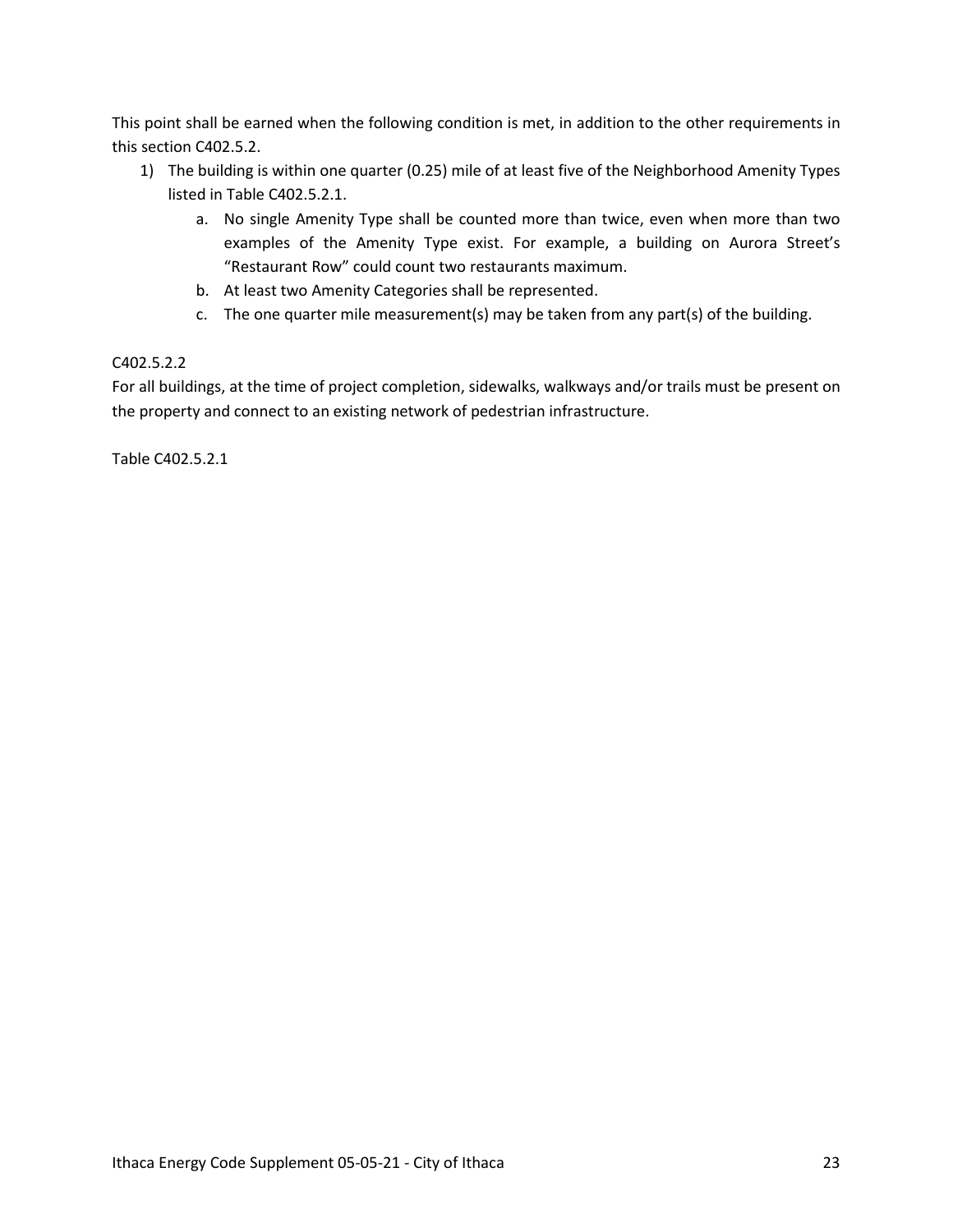This point shall be earned when the following condition is met, in addition to the other requirements in this section C402.5.2.

1) The building is within one quarter (0.25) mile of at least five of the Neighborhood Amenity Types listed in Table C402.5.2.1.
    a. No single Amenity Type shall be counted more than twice, even when more than two examples of the Amenity Type exist. For example, a building on Aurora Street's "Restaurant Row" could count two restaurants maximum.
    b. At least two Amenity Categories shall be represented.
    c. The one quarter mile measurement(s) may be taken from any part(s) of the building.

C402.5.2.2

For all buildings, at the time of project completion, sidewalks, walkways and/or trails must be present on the property and connect to an existing network of pedestrian infrastructure.

Table C402.5.2.1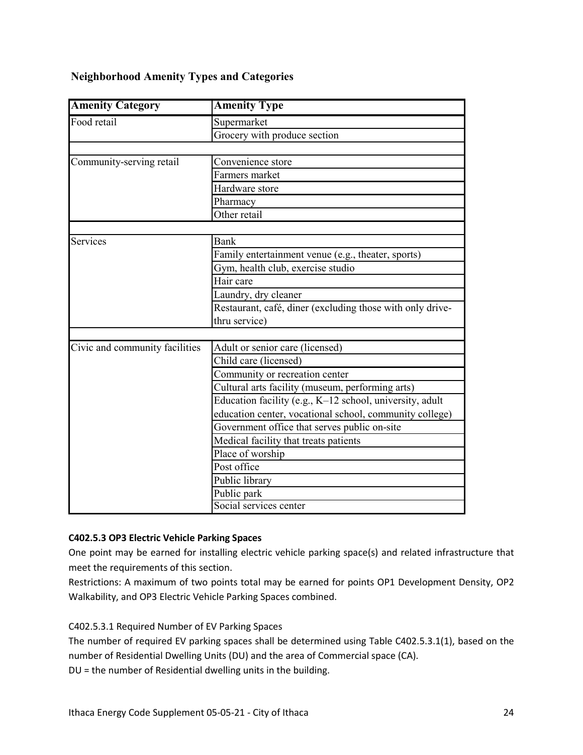**Neighborhood Amenity Types and Categories**

| Amenity Category | Amenity Type |
|---|---|
| Food retail | Supermarket |
| | Grocery with produce section |
| | |
| Community-serving retail | Convenience store |
| | Farmers market |
| | Hardware store |
| | Pharmacy |
| | Other retail |
| | |
| Services | Bank |
| | Family entertainment venue (e.g., theater, sports) |
| | Gym, health club, exercise studio |
| | Hair care |
| | Laundry, dry cleaner |
| | Restaurant, café, diner (excluding those with only drive-thru service) |
| | |
| Civic and community facilities | Adult or senior care (licensed) |
| | Child care (licensed) |
| | Community or recreation center |
| | Cultural arts facility (museum, performing arts) |
| | Education facility (e.g., K–12 school, university, adult education center, vocational school, community college) |
| | Government office that serves public on-site |
| | Medical facility that treats patients |
| | Place of worship |
| | Post office |
| | Public library |
| | Public park |
| | Social services center |

**C402.5.3 OP3 Electric Vehicle Parking Spaces**

One point may be earned for installing electric vehicle parking space(s) and related infrastructure that meet the requirements of this section.

Restrictions: A maximum of two points total may be earned for points OP1 Development Density, OP2 Walkability, and OP3 Electric Vehicle Parking Spaces combined.

C402.5.3.1 Required Number of EV Parking Spaces

The number of required EV parking spaces shall be determined using Table C402.5.3.1(1), based on the number of Residential Dwelling Units (DU) and the area of Commercial space (CA).

DU = the number of Residential dwelling units in the building.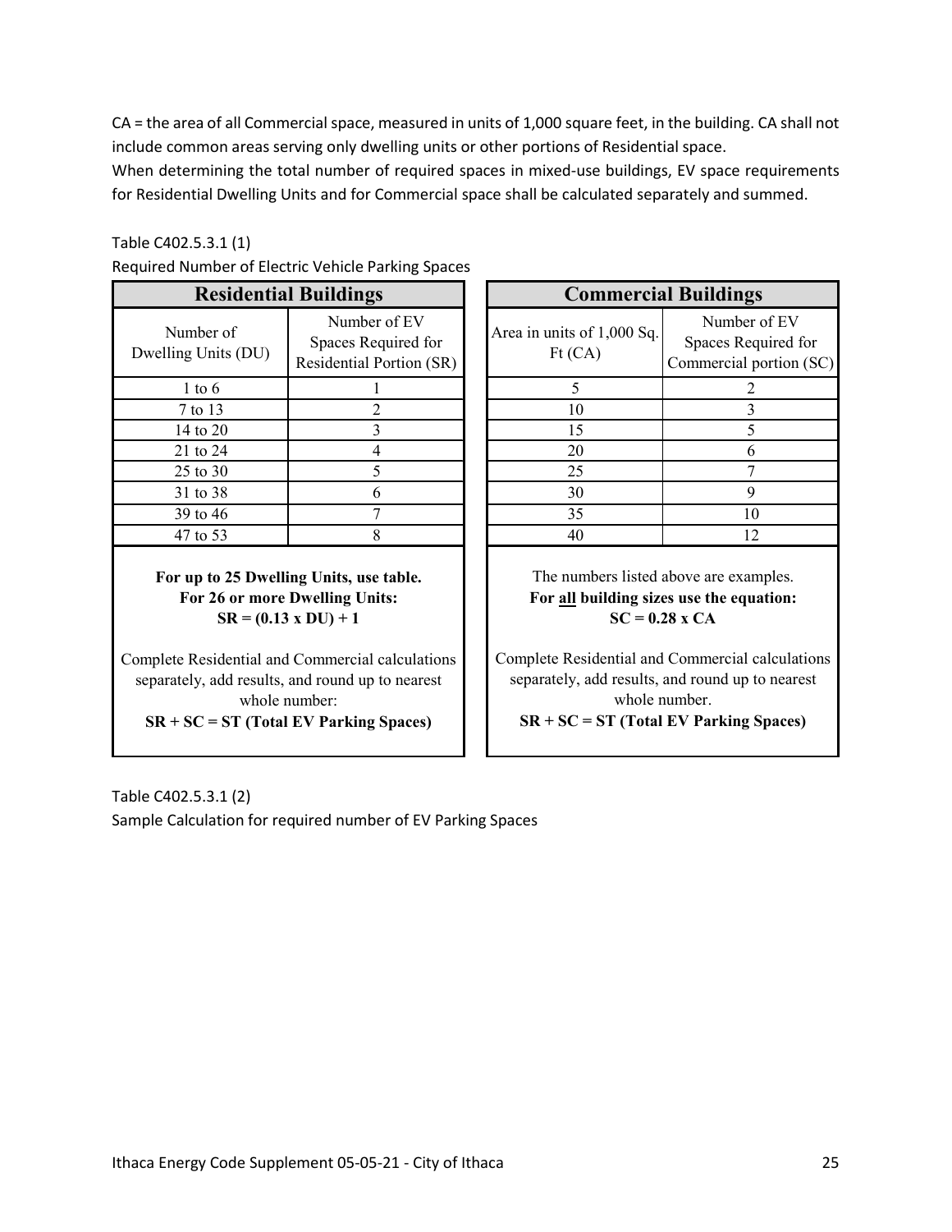CA = the area of all Commercial space, measured in units of 1,000 square feet, in the building. CA shall not include common areas serving only dwelling units or other portions of Residential space.

When determining the total number of required spaces in mixed-use buildings, EV space requirements for Residential Dwelling Units and for Commercial space shall be calculated separately and summed.

Table C402.5.3.1 (1)

Required Number of Electric Vehicle Parking Spaces

| Residential Buildings | |
|---|---|
| Number of Dwelling Units (DU) | Number of EV Spaces Required for Residential Portion (SR) |
| 1 to 6 | 1 |
| 7 to 13 | 2 |
| 14 to 20 | 3 |
| 21 to 24 | 4 |
| 25 to 30 | 5 |
| 31 to 38 | 6 |
| 39 to 46 | 7 |
| 47 to 53 | 8 |

**For up to 25 Dwelling Units, use table.**
**For 26 or more Dwelling Units:**
**SR = (0.13 x DU) + 1**

Complete Residential and Commercial calculations separately, add results, and round up to nearest whole number:
**SR + SC = ST (Total EV Parking Spaces)**

| Commercial Buildings | |
|---|---|
| Area in units of 1,000 Sq. Ft (CA) | Number of EV Spaces Required for Commercial portion (SC) |
| 5 | 2 |
| 10 | 3 |
| 15 | 5 |
| 20 | 6 |
| 25 | 7 |
| 30 | 9 |
| 35 | 10 |
| 40 | 12 |

The numbers listed above are examples.
**For all building sizes use the equation:**
**SC = 0.28 x CA**

Complete Residential and Commercial calculations separately, add results, and round up to nearest whole number.
**SR + SC = ST (Total EV Parking Spaces)**

Table C402.5.3.1 (2)

Sample Calculation for required number of EV Parking Spaces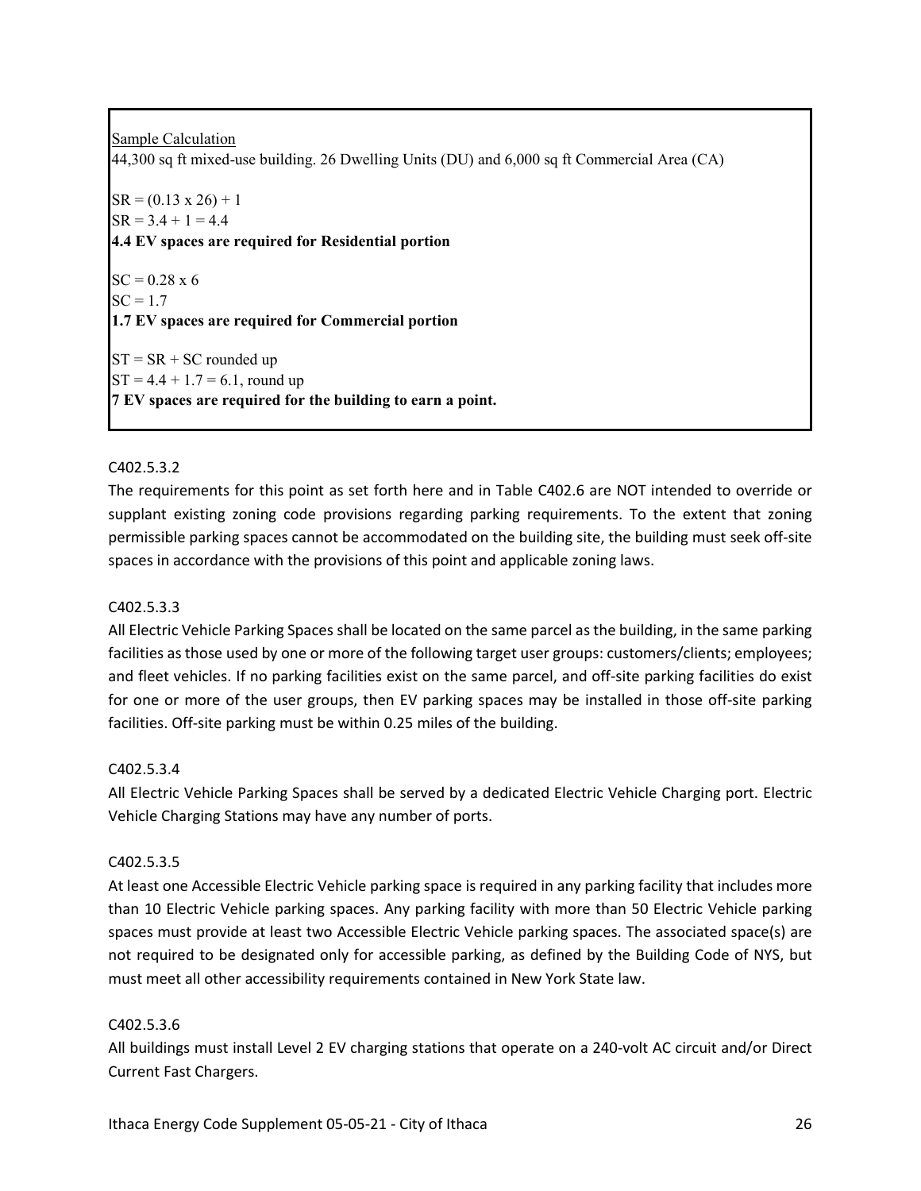Sample Calculation

44,300 sq ft mixed-use building. 26 Dwelling Units (DU) and 6,000 sq ft Commercial Area (CA)

SR = (0.13 x 26) + 1
SR = 3.4 + 1 = 4.4
**4.4 EV spaces are required for Residential portion**

SC = 0.28 x 6
SC = 1.7
**1.7 EV spaces are required for Commercial portion**

ST = SR + SC rounded up
ST = 4.4 + 1.7 = 6.1, round up
**7 EV spaces are required for the building to earn a point.**

C402.5.3.2

The requirements for this point as set forth here and in Table C402.6 are NOT intended to override or supplant existing zoning code provisions regarding parking requirements. To the extent that zoning permissible parking spaces cannot be accommodated on the building site, the building must seek off-site spaces in accordance with the provisions of this point and applicable zoning laws.

C402.5.3.3

All Electric Vehicle Parking Spaces shall be located on the same parcel as the building, in the same parking facilities as those used by one or more of the following target user groups: customers/clients; employees; and fleet vehicles. If no parking facilities exist on the same parcel, and off-site parking facilities do exist for one or more of the user groups, then EV parking spaces may be installed in those off-site parking facilities. Off-site parking must be within 0.25 miles of the building.

C402.5.3.4

All Electric Vehicle Parking Spaces shall be served by a dedicated Electric Vehicle Charging port. Electric Vehicle Charging Stations may have any number of ports.

C402.5.3.5

At least one Accessible Electric Vehicle parking space is required in any parking facility that includes more than 10 Electric Vehicle parking spaces. Any parking facility with more than 50 Electric Vehicle parking spaces must provide at least two Accessible Electric Vehicle parking spaces. The associated space(s) are not required to be designated only for accessible parking, as defined by the Building Code of NYS, but must meet all other accessibility requirements contained in New York State law.

C402.5.3.6

All buildings must install Level 2 EV charging stations that operate on a 240-volt AC circuit and/or Direct Current Fast Chargers.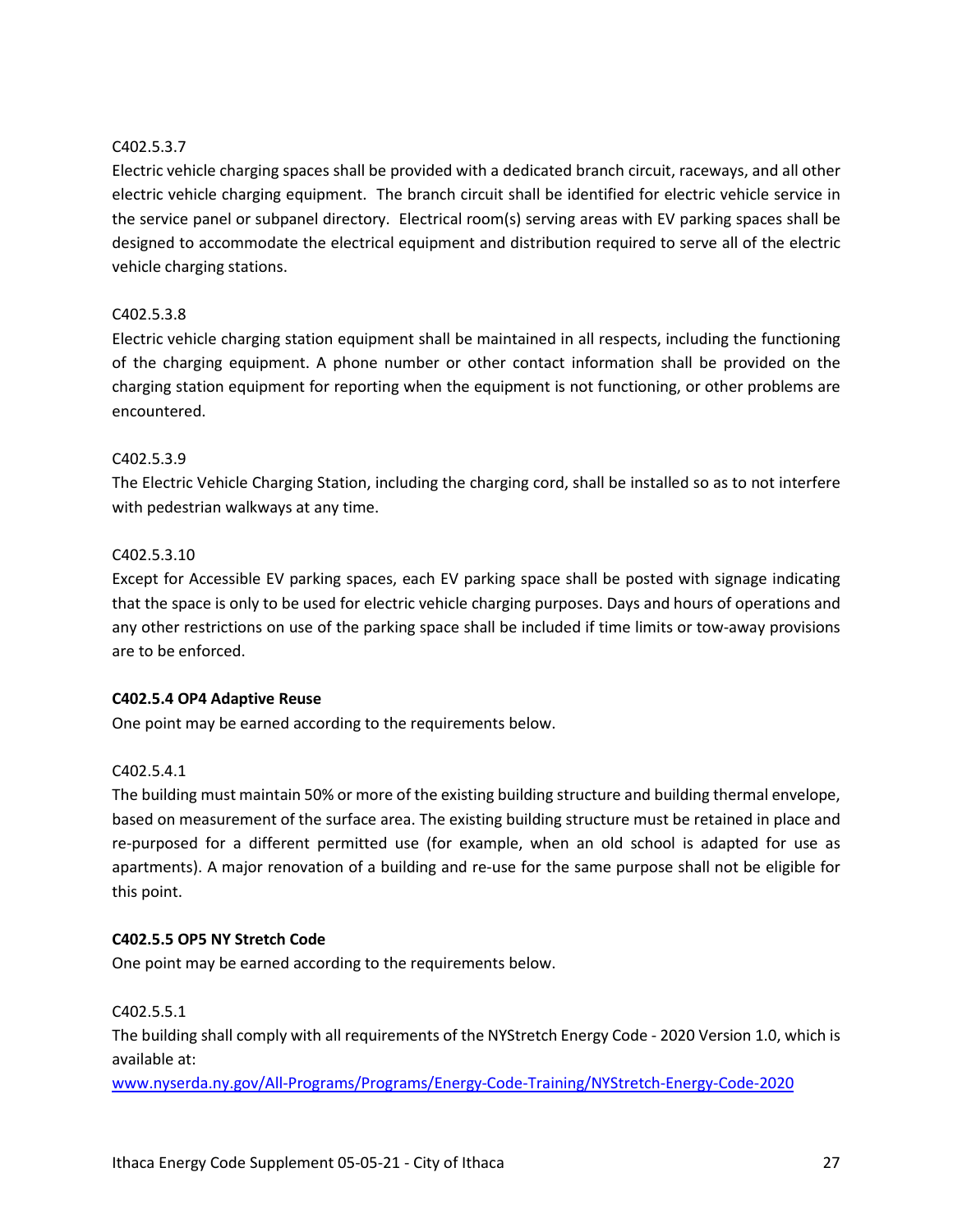C402.5.3.7

Electric vehicle charging spaces shall be provided with a dedicated branch circuit, raceways, and all other electric vehicle charging equipment. The branch circuit shall be identified for electric vehicle service in the service panel or subpanel directory. Electrical room(s) serving areas with EV parking spaces shall be designed to accommodate the electrical equipment and distribution required to serve all of the electric vehicle charging stations.

C402.5.3.8

Electric vehicle charging station equipment shall be maintained in all respects, including the functioning of the charging equipment. A phone number or other contact information shall be provided on the charging station equipment for reporting when the equipment is not functioning, or other problems are encountered.

C402.5.3.9

The Electric Vehicle Charging Station, including the charging cord, shall be installed so as to not interfere with pedestrian walkways at any time.

C402.5.3.10

Except for Accessible EV parking spaces, each EV parking space shall be posted with signage indicating that the space is only to be used for electric vehicle charging purposes. Days and hours of operations and any other restrictions on use of the parking space shall be included if time limits or tow-away provisions are to be enforced.

**C402.5.4 OP4 Adaptive Reuse**

One point may be earned according to the requirements below.

C402.5.4.1

The building must maintain 50% or more of the existing building structure and building thermal envelope, based on measurement of the surface area. The existing building structure must be retained in place and re-purposed for a different permitted use (for example, when an old school is adapted for use as apartments). A major renovation of a building and re-use for the same purpose shall not be eligible for this point.

**C402.5.5 OP5 NY Stretch Code**

One point may be earned according to the requirements below.

C402.5.5.1

The building shall comply with all requirements of the NYStretch Energy Code - 2020 Version 1.0, which is available at:

[www.nyserda.ny.gov/All-Programs/Programs/Energy-Code-Training/NYStretch-Energy-Code-2020](www.nyserda.ny.gov/All-Programs/Programs/Energy-Code-Training/NYStretch-Energy-Code-2020)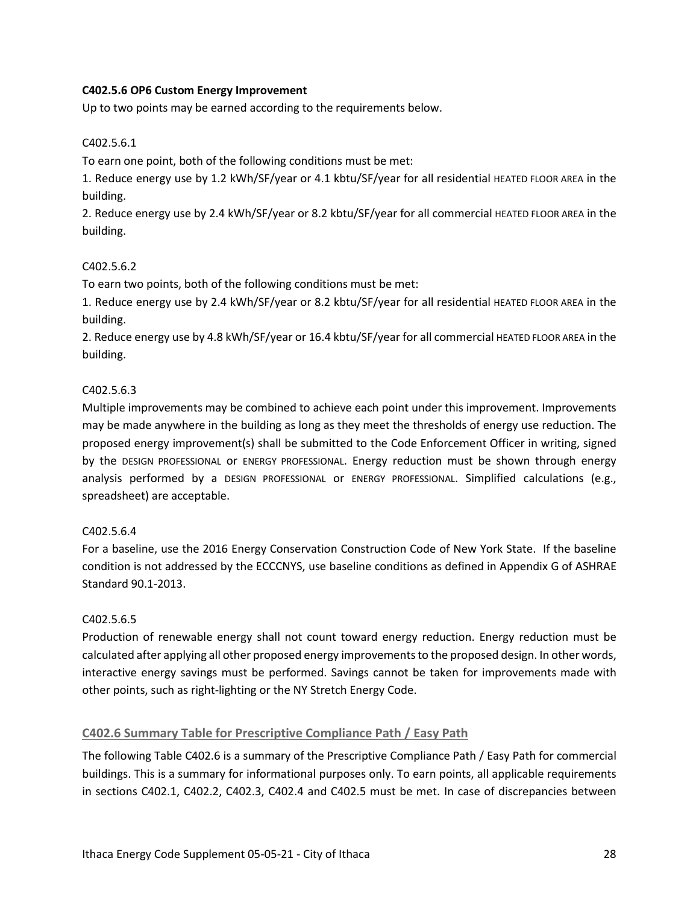**C402.5.6 OP6 Custom Energy Improvement**

Up to two points may be earned according to the requirements below.

C402.5.6.1

To earn one point, both of the following conditions must be met:

1. Reduce energy use by 1.2 kWh/SF/year or 4.1 kbtu/SF/year for all residential HEATED FLOOR AREA in the building.
2. Reduce energy use by 2.4 kWh/SF/year or 8.2 kbtu/SF/year for all commercial HEATED FLOOR AREA in the building.

C402.5.6.2

To earn two points, both of the following conditions must be met:

1. Reduce energy use by 2.4 kWh/SF/year or 8.2 kbtu/SF/year for all residential HEATED FLOOR AREA in the building.
2. Reduce energy use by 4.8 kWh/SF/year or 16.4 kbtu/SF/year for all commercial HEATED FLOOR AREA in the building.

C402.5.6.3

Multiple improvements may be combined to achieve each point under this improvement. Improvements may be made anywhere in the building as long as they meet the thresholds of energy use reduction. The proposed energy improvement(s) shall be submitted to the Code Enforcement Officer in writing, signed by the DESIGN PROFESSIONAL or ENERGY PROFESSIONAL. Energy reduction must be shown through energy analysis performed by a DESIGN PROFESSIONAL or ENERGY PROFESSIONAL. Simplified calculations (e.g., spreadsheet) are acceptable.

C402.5.6.4

For a baseline, use the 2016 Energy Conservation Construction Code of New York State. If the baseline condition is not addressed by the ECCCNYS, use baseline conditions as defined in Appendix G of ASHRAE Standard 90.1-2013.

C402.5.6.5

Production of renewable energy shall not count toward energy reduction. Energy reduction must be calculated after applying all other proposed energy improvements to the proposed design. In other words, interactive energy savings must be performed. Savings cannot be taken for improvements made with other points, such as right-lighting or the NY Stretch Energy Code.

## C402.6 Summary Table for Prescriptive Compliance Path / Easy Path

The following Table C402.6 is a summary of the Prescriptive Compliance Path / Easy Path for commercial buildings. This is a summary for informational purposes only. To earn points, all applicable requirements in sections C402.1, C402.2, C402.3, C402.4 and C402.5 must be met. In case of discrepancies between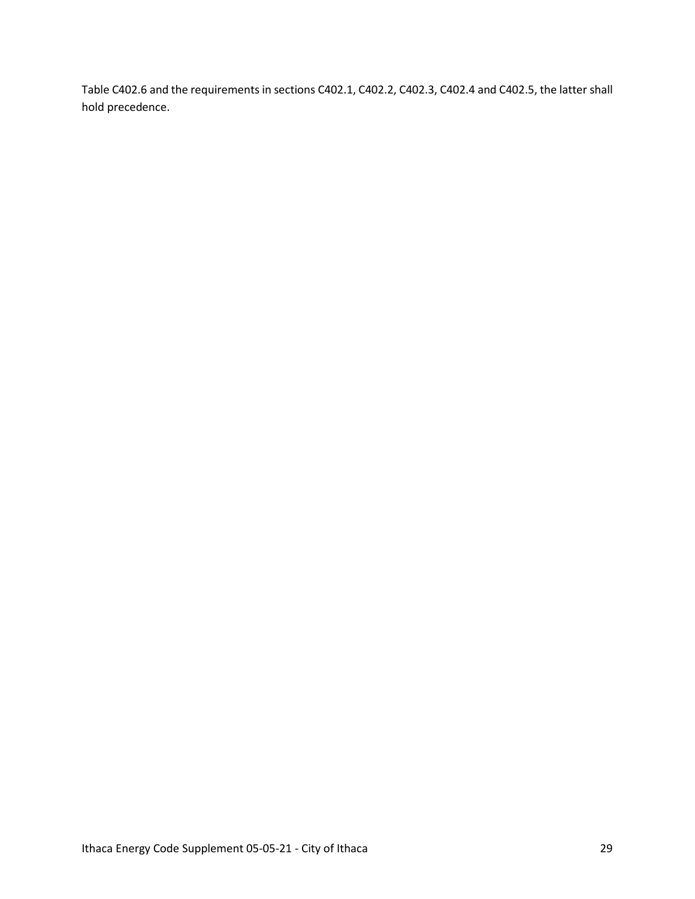Table C402.6 and the requirements in sections C402.1, C402.2, C402.3, C402.4 and C402.5, the latter shall hold precedence.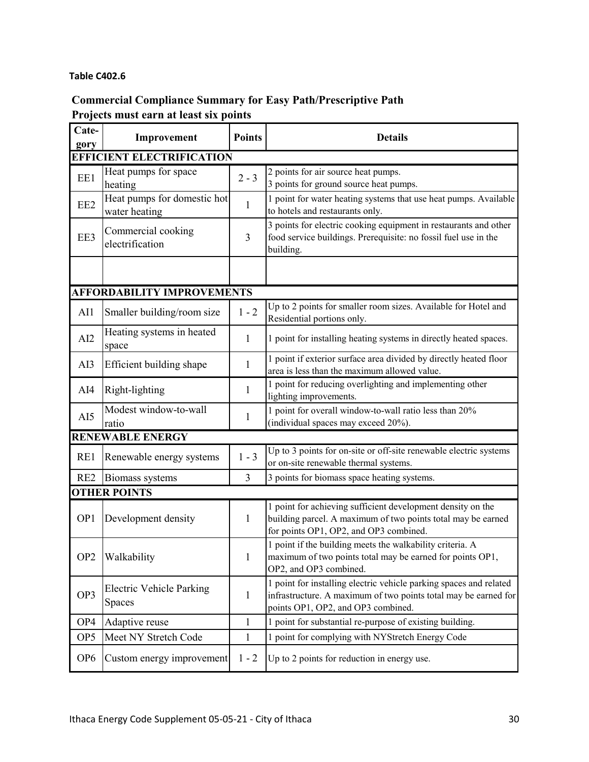**Table C402.6**

**Commercial Compliance Summary for Easy Path/Prescriptive Path**
**Projects must earn at least six points**

| Cate-gory | Improvement | Points | Details |
|---|---|---|---|
| **EFFICIENT ELECTRIFICATION** | | | |
| EE1 | Heat pumps for space heating | 2 - 3 | 2 points for air source heat pumps.<br>3 points for ground source heat pumps. |
| EE2 | Heat pumps for domestic hot water heating | 1 | 1 point for water heating systems that use heat pumps. Available to hotels and restaurants only. |
| EE3 | Commercial cooking electrification | 3 | 3 points for electric cooking equipment in restaurants and other food service buildings. Prerequisite: no fossil fuel use in the building. |
| | | | |
| **AFFORDABILITY IMPROVEMENTS** | | | |
| AI1 | Smaller building/room size | 1 - 2 | Up to 2 points for smaller room sizes. Available for Hotel and Residential portions only. |
| AI2 | Heating systems in heated space | 1 | 1 point for installing heating systems in directly heated spaces. |
| AI3 | Efficient building shape | 1 | 1 point if exterior surface area divided by directly heated floor area is less than the maximum allowed value. |
| AI4 | Right-lighting | 1 | 1 point for reducing overlighting and implementing other lighting improvements. |
| AI5 | Modest window-to-wall ratio | 1 | 1 point for overall window-to-wall ratio less than 20% (individual spaces may exceed 20%). |
| **RENEWABLE ENERGY** | | | |
| RE1 | Renewable energy systems | 1 - 3 | Up to 3 points for on-site or off-site renewable electric systems or on-site renewable thermal systems. |
| RE2 | Biomass systems | 3 | 3 points for biomass space heating systems. |
| **OTHER POINTS** | | | |
| OP1 | Development density | 1 | 1 point for achieving sufficient development density on the building parcel. A maximum of two points total may be earned for points OP1, OP2, and OP3 combined. |
| OP2 | Walkability | 1 | 1 point if the building meets the walkability criteria. A maximum of two points total may be earned for points OP1, OP2, and OP3 combined. |
| OP3 | Electric Vehicle Parking Spaces | 1 | 1 point for installing electric vehicle parking spaces and related infrastructure. A maximum of two points total may be earned for points OP1, OP2, and OP3 combined. |
| OP4 | Adaptive reuse | 1 | 1 point for substantial re-purpose of existing building. |
| OP5 | Meet NY Stretch Code | 1 | 1 point for complying with NYStretch Energy Code |
| OP6 | Custom energy improvement | 1 - 2 | Up to 2 points for reduction in energy use. |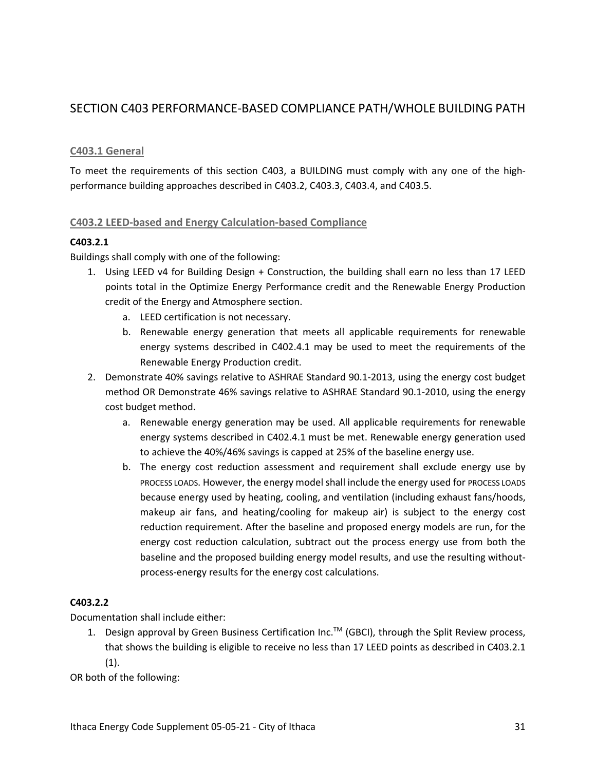## SECTION C403 PERFORMANCE-BASED COMPLIANCE PATH/WHOLE BUILDING PATH

### C403.1 General

To meet the requirements of this section C403, a BUILDING must comply with any one of the high-performance building approaches described in C403.2, C403.3, C403.4, and C403.5.

### C403.2 LEED-based and Energy Calculation-based Compliance

**C403.2.1**

Buildings shall comply with one of the following:

1. Using LEED v4 for Building Design + Construction, the building shall earn no less than 17 LEED points total in the Optimize Energy Performance credit and the Renewable Energy Production credit of the Energy and Atmosphere section.
   a. LEED certification is not necessary.
   b. Renewable energy generation that meets all applicable requirements for renewable energy systems described in C402.4.1 may be used to meet the requirements of the Renewable Energy Production credit.
2. Demonstrate 40% savings relative to ASHRAE Standard 90.1-2013, using the energy cost budget method OR Demonstrate 46% savings relative to ASHRAE Standard 90.1-2010, using the energy cost budget method.
   a. Renewable energy generation may be used. All applicable requirements for renewable energy systems described in C402.4.1 must be met. Renewable energy generation used to achieve the 40%/46% savings is capped at 25% of the baseline energy use.
   b. The energy cost reduction assessment and requirement shall exclude energy use by PROCESS LOADS. However, the energy model shall include the energy used for PROCESS LOADS because energy used by heating, cooling, and ventilation (including exhaust fans/hoods, makeup air fans, and heating/cooling for makeup air) is subject to the energy cost reduction requirement. After the baseline and proposed energy models are run, for the energy cost reduction calculation, subtract out the process energy use from both the baseline and the proposed building energy model results, and use the resulting without-process-energy results for the energy cost calculations.

**C403.2.2**

Documentation shall include either:

1. Design approval by Green Business Certification Inc.™ (GBCI), through the Split Review process, that shows the building is eligible to receive no less than 17 LEED points as described in C403.2.1 (1).

OR both of the following: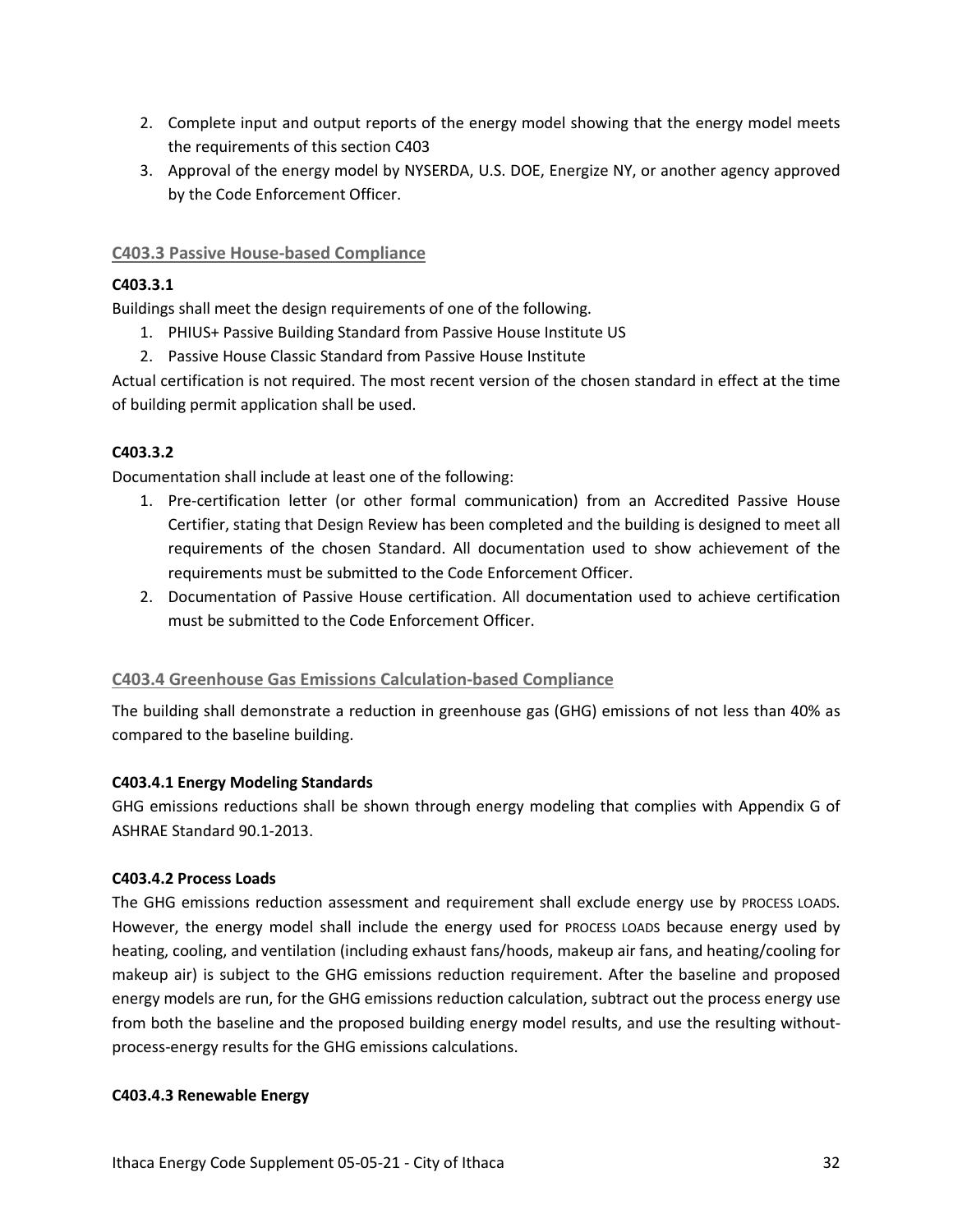2. Complete input and output reports of the energy model showing that the energy model meets the requirements of this section C403
3. Approval of the energy model by NYSERDA, U.S. DOE, Energize NY, or another agency approved by the Code Enforcement Officer.

## C403.3 Passive House-based Compliance

**C403.3.1**

Buildings shall meet the design requirements of one of the following.

1. PHIUS+ Passive Building Standard from Passive House Institute US
2. Passive House Classic Standard from Passive House Institute

Actual certification is not required. The most recent version of the chosen standard in effect at the time of building permit application shall be used.

**C403.3.2**

Documentation shall include at least one of the following:

1. Pre-certification letter (or other formal communication) from an Accredited Passive House Certifier, stating that Design Review has been completed and the building is designed to meet all requirements of the chosen Standard. All documentation used to show achievement of the requirements must be submitted to the Code Enforcement Officer.
2. Documentation of Passive House certification. All documentation used to achieve certification must be submitted to the Code Enforcement Officer.

## C403.4 Greenhouse Gas Emissions Calculation-based Compliance

The building shall demonstrate a reduction in greenhouse gas (GHG) emissions of not less than 40% as compared to the baseline building.

**C403.4.1 Energy Modeling Standards**

GHG emissions reductions shall be shown through energy modeling that complies with Appendix G of ASHRAE Standard 90.1-2013.

**C403.4.2 Process Loads**

The GHG emissions reduction assessment and requirement shall exclude energy use by PROCESS LOADS. However, the energy model shall include the energy used for PROCESS LOADS because energy used by heating, cooling, and ventilation (including exhaust fans/hoods, makeup air fans, and heating/cooling for makeup air) is subject to the GHG emissions reduction requirement. After the baseline and proposed energy models are run, for the GHG emissions reduction calculation, subtract out the process energy use from both the baseline and the proposed building energy model results, and use the resulting without-process-energy results for the GHG emissions calculations.

**C403.4.3 Renewable Energy**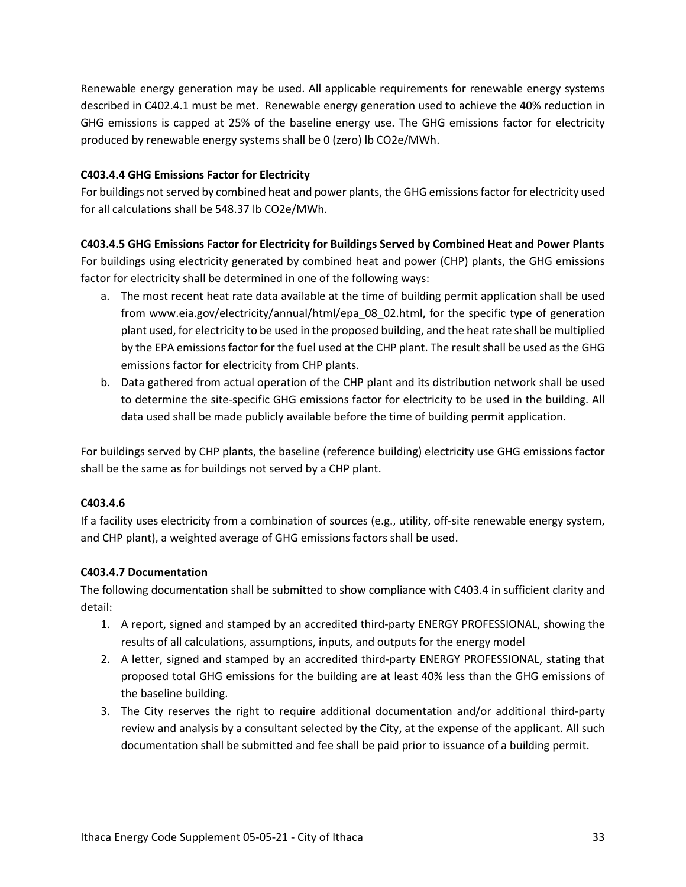Renewable energy generation may be used. All applicable requirements for renewable energy systems described in C402.4.1 must be met. Renewable energy generation used to achieve the 40% reduction in GHG emissions is capped at 25% of the baseline energy use. The GHG emissions factor for electricity produced by renewable energy systems shall be 0 (zero) lb $CO_2e$/MWh.

**C403.4.4 GHG Emissions Factor for Electricity**

For buildings not served by combined heat and power plants, the GHG emissions factor for electricity used for all calculations shall be 548.37 lb $CO_2e$/MWh.

**C403.4.5 GHG Emissions Factor for Electricity for Buildings Served by Combined Heat and Power Plants**

For buildings using electricity generated by combined heat and power (CHP) plants, the GHG emissions factor for electricity shall be determined in one of the following ways:

a. The most recent heat rate data available at the time of building permit application shall be used from www.eia.gov/electricity/annual/html/epa_08_02.html, for the specific type of generation plant used, for electricity to be used in the proposed building, and the heat rate shall be multiplied by the EPA emissions factor for the fuel used at the CHP plant. The result shall be used as the GHG emissions factor for electricity from CHP plants.
b. Data gathered from actual operation of the CHP plant and its distribution network shall be used to determine the site-specific GHG emissions factor for electricity to be used in the building. All data used shall be made publicly available before the time of building permit application.

For buildings served by CHP plants, the baseline (reference building) electricity use GHG emissions factor shall be the same as for buildings not served by a CHP plant.

**C403.4.6**

If a facility uses electricity from a combination of sources (e.g., utility, off-site renewable energy system, and CHP plant), a weighted average of GHG emissions factors shall be used.

**C403.4.7 Documentation**

The following documentation shall be submitted to show compliance with C403.4 in sufficient clarity and detail:

1. A report, signed and stamped by an accredited third-party ENERGY PROFESSIONAL, showing the results of all calculations, assumptions, inputs, and outputs for the energy model
2. A letter, signed and stamped by an accredited third-party ENERGY PROFESSIONAL, stating that proposed total GHG emissions for the building are at least 40% less than the GHG emissions of the baseline building.
3. The City reserves the right to require additional documentation and/or additional third-party review and analysis by a consultant selected by the City, at the expense of the applicant. All such documentation shall be submitted and fee shall be paid prior to issuance of a building permit.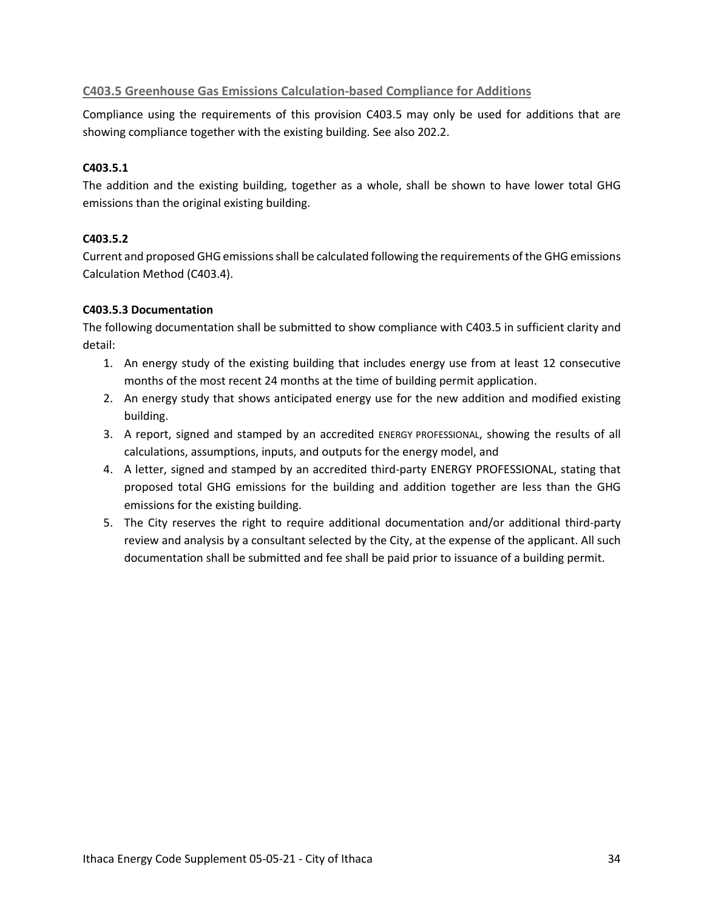## C403.5 Greenhouse Gas Emissions Calculation-based Compliance for Additions

Compliance using the requirements of this provision C403.5 may only be used for additions that are showing compliance together with the existing building. See also 202.2.

### C403.5.1

The addition and the existing building, together as a whole, shall be shown to have lower total GHG emissions than the original existing building.

### C403.5.2

Current and proposed GHG emissions shall be calculated following the requirements of the GHG emissions Calculation Method (C403.4).

### C403.5.3 Documentation

The following documentation shall be submitted to show compliance with C403.5 in sufficient clarity and detail:

1. An energy study of the existing building that includes energy use from at least 12 consecutive months of the most recent 24 months at the time of building permit application.
2. An energy study that shows anticipated energy use for the new addition and modified existing building.
3. A report, signed and stamped by an accredited ENERGY PROFESSIONAL, showing the results of all calculations, assumptions, inputs, and outputs for the energy model, and
4. A letter, signed and stamped by an accredited third-party ENERGY PROFESSIONAL, stating that proposed total GHG emissions for the building and addition together are less than the GHG emissions for the existing building.
5. The City reserves the right to require additional documentation and/or additional third-party review and analysis by a consultant selected by the City, at the expense of the applicant. All such documentation shall be submitted and fee shall be paid prior to issuance of a building permit.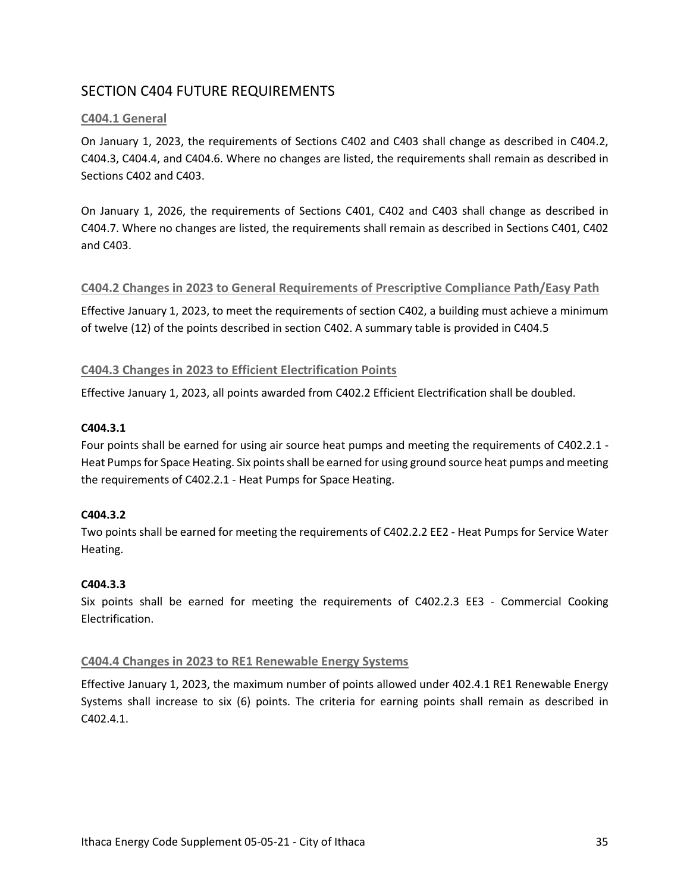## SECTION C404 FUTURE REQUIREMENTS

### C404.1 General

On January 1, 2023, the requirements of Sections C402 and C403 shall change as described in C404.2, C404.3, C404.4, and C404.6. Where no changes are listed, the requirements shall remain as described in Sections C402 and C403.

On January 1, 2026, the requirements of Sections C401, C402 and C403 shall change as described in C404.7. Where no changes are listed, the requirements shall remain as described in Sections C401, C402 and C403.

### C404.2 Changes in 2023 to General Requirements of Prescriptive Compliance Path/Easy Path

Effective January 1, 2023, to meet the requirements of section C402, a building must achieve a minimum of twelve (12) of the points described in section C402. A summary table is provided in C404.5

### C404.3 Changes in 2023 to Efficient Electrification Points

Effective January 1, 2023, all points awarded from C402.2 Efficient Electrification shall be doubled.

**C404.3.1**

Four points shall be earned for using air source heat pumps and meeting the requirements of C402.2.1 - Heat Pumps for Space Heating. Six points shall be earned for using ground source heat pumps and meeting the requirements of C402.2.1 - Heat Pumps for Space Heating.

**C404.3.2**

Two points shall be earned for meeting the requirements of C402.2.2 EE2 - Heat Pumps for Service Water Heating.

**C404.3.3**

Six points shall be earned for meeting the requirements of C402.2.3 EE3 - Commercial Cooking Electrification.

### C404.4 Changes in 2023 to RE1 Renewable Energy Systems

Effective January 1, 2023, the maximum number of points allowed under 402.4.1 RE1 Renewable Energy Systems shall increase to six (6) points. The criteria for earning points shall remain as described in C402.4.1.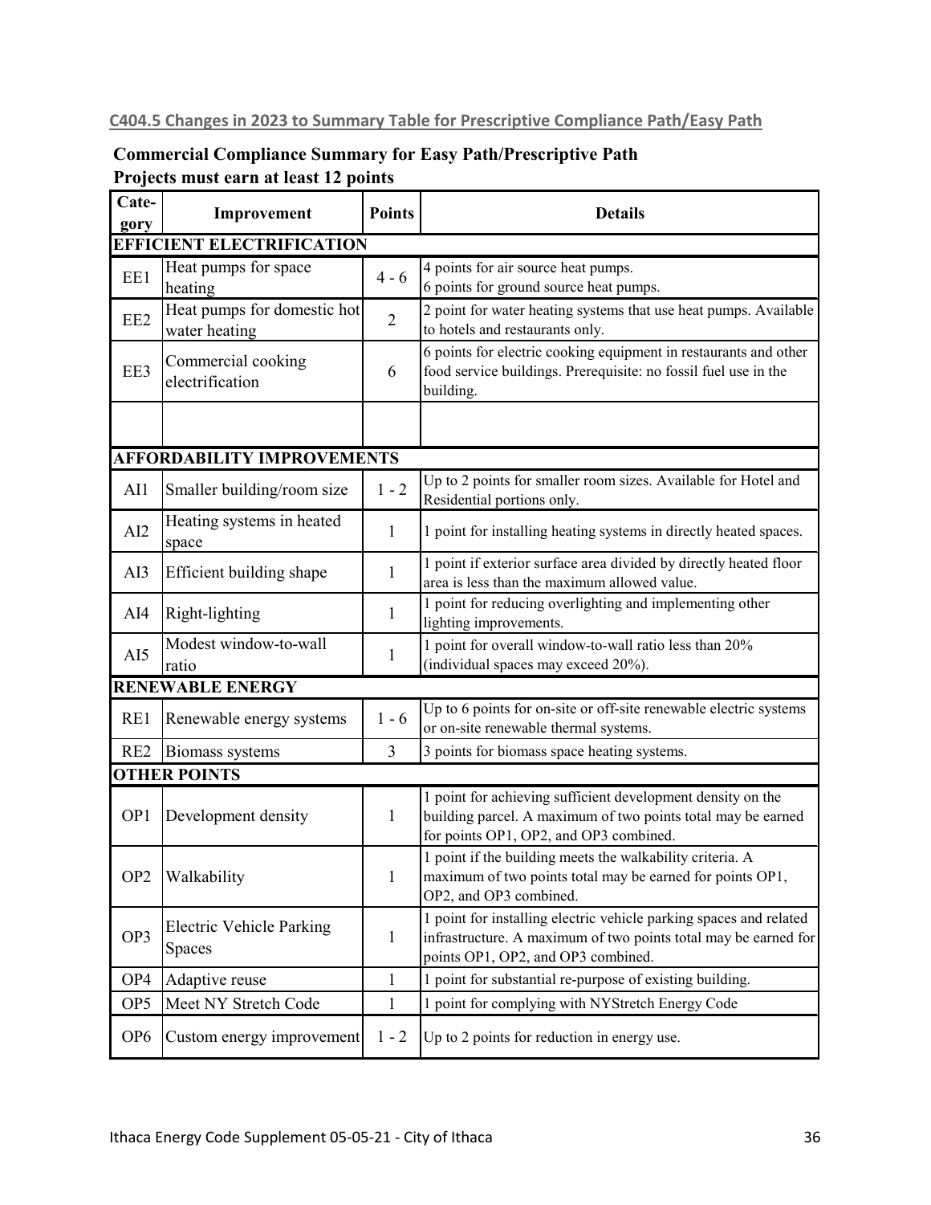### C404.5 Changes in 2023 to Summary Table for Prescriptive Compliance Path/Easy Path

**Commercial Compliance Summary for Easy Path/Prescriptive Path**
**Projects must earn at least 12 points**

| Category | Improvement | Points | Details |
|---|---|---|---|
| **EFFICIENT ELECTRIFICATION** | | | |
| EE1 | Heat pumps for space heating | 4 - 6 | 4 points for air source heat pumps. 6 points for ground source heat pumps. |
| EE2 | Heat pumps for domestic hot water heating | 2 | 2 point for water heating systems that use heat pumps. Available to hotels and restaurants only. |
| EE3 | Commercial cooking electrification | 6 | 6 points for electric cooking equipment in restaurants and other food service buildings. Prerequisite: no fossil fuel use in the building. |
| | | | |
| **AFFORDABILITY IMPROVEMENTS** | | | |
| AI1 | Smaller building/room size | 1 - 2 | Up to 2 points for smaller room sizes. Available for Hotel and Residential portions only. |
| AI2 | Heating systems in heated space | 1 | 1 point for installing heating systems in directly heated spaces. |
| AI3 | Efficient building shape | 1 | 1 point if exterior surface area divided by directly heated floor area is less than the maximum allowed value. |
| AI4 | Right-lighting | 1 | 1 point for reducing overlighting and implementing other lighting improvements. |
| AI5 | Modest window-to-wall ratio | 1 | 1 point for overall window-to-wall ratio less than 20% (individual spaces may exceed 20%). |
| **RENEWABLE ENERGY** | | | |
| RE1 | Renewable energy systems | 1 - 6 | Up to 6 points for on-site or off-site renewable electric systems or on-site renewable thermal systems. |
| RE2 | Biomass systems | 3 | 3 points for biomass space heating systems. |
| **OTHER POINTS** | | | |
| OP1 | Development density | 1 | 1 point for achieving sufficient development density on the building parcel. A maximum of two points total may be earned for points OP1, OP2, and OP3 combined. |
| OP2 | Walkability | 1 | 1 point if the building meets the walkability criteria. A maximum of two points total may be earned for points OP1, OP2, and OP3 combined. |
| OP3 | Electric Vehicle Parking Spaces | 1 | 1 point for installing electric vehicle parking spaces and related infrastructure. A maximum of two points total may be earned for points OP1, OP2, and OP3 combined. |
| OP4 | Adaptive reuse | 1 | 1 point for substantial re-purpose of existing building. |
| OP5 | Meet NY Stretch Code | 1 | 1 point for complying with NYStretch Energy Code |
| OP6 | Custom energy improvement | 1 - 2 | Up to 2 points for reduction in energy use. |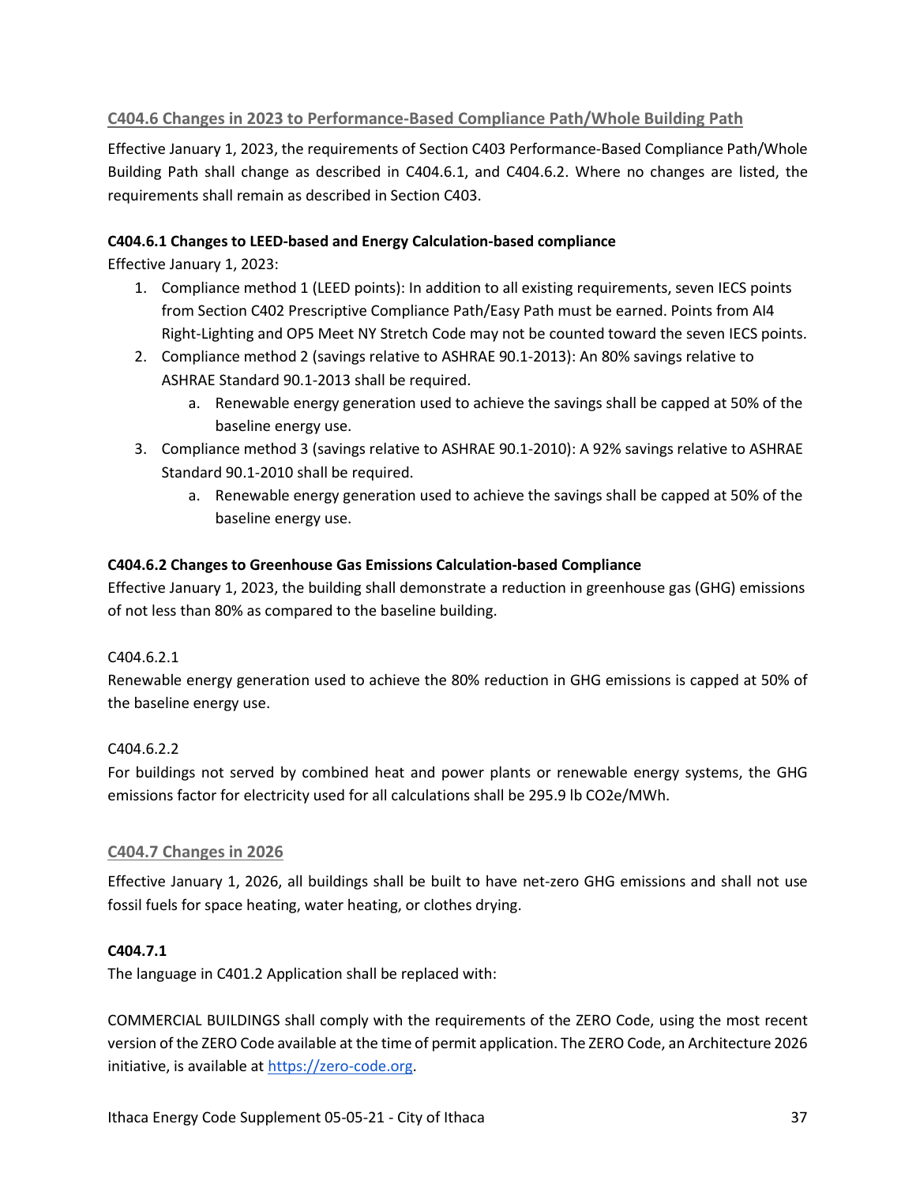## C404.6 Changes in 2023 to Performance-Based Compliance Path/Whole Building Path

Effective January 1, 2023, the requirements of Section C403 Performance-Based Compliance Path/Whole Building Path shall change as described in C404.6.1, and C404.6.2. Where no changes are listed, the requirements shall remain as described in Section C403.

### C404.6.1 Changes to LEED-based and Energy Calculation-based compliance

Effective January 1, 2023:

1. Compliance method 1 (LEED points): In addition to all existing requirements, seven IECS points from Section C402 Prescriptive Compliance Path/Easy Path must be earned. Points from AI4 Right-Lighting and OP5 Meet NY Stretch Code may not be counted toward the seven IECS points.
2. Compliance method 2 (savings relative to ASHRAE 90.1-2013): An 80% savings relative to ASHRAE Standard 90.1-2013 shall be required.
    a. Renewable energy generation used to achieve the savings shall be capped at 50% of the baseline energy use.
3. Compliance method 3 (savings relative to ASHRAE 90.1-2010): A 92% savings relative to ASHRAE Standard 90.1-2010 shall be required.
    a. Renewable energy generation used to achieve the savings shall be capped at 50% of the baseline energy use.

### C404.6.2 Changes to Greenhouse Gas Emissions Calculation-based Compliance

Effective January 1, 2023, the building shall demonstrate a reduction in greenhouse gas (GHG) emissions of not less than 80% as compared to the baseline building.

C404.6.2.1

Renewable energy generation used to achieve the 80% reduction in GHG emissions is capped at 50% of the baseline energy use.

C404.6.2.2

For buildings not served by combined heat and power plants or renewable energy systems, the GHG emissions factor for electricity used for all calculations shall be 295.9 lb $CO_2e$/MWh.

## C404.7 Changes in 2026

Effective January 1, 2026, all buildings shall be built to have net-zero GHG emissions and shall not use fossil fuels for space heating, water heating, or clothes drying.

### C404.7.1

The language in C401.2 Application shall be replaced with:

COMMERCIAL BUILDINGS shall comply with the requirements of the ZERO Code, using the most recent version of the ZERO Code available at the time of permit application. The ZERO Code, an Architecture 2026 initiative, is available at [https://zero-code.org](https://zero-code.org).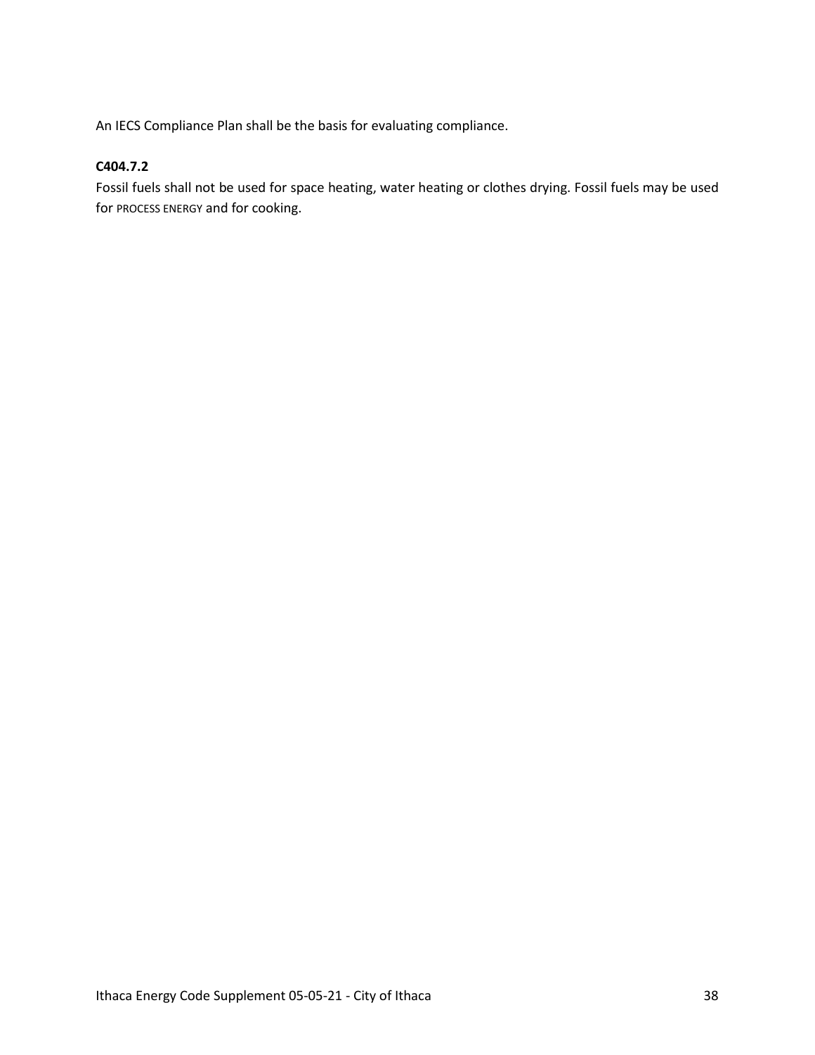An IECS Compliance Plan shall be the basis for evaluating compliance.

**C404.7.2**

Fossil fuels shall not be used for space heating, water heating or clothes drying. Fossil fuels may be used for PROCESS ENERGY and for cooking.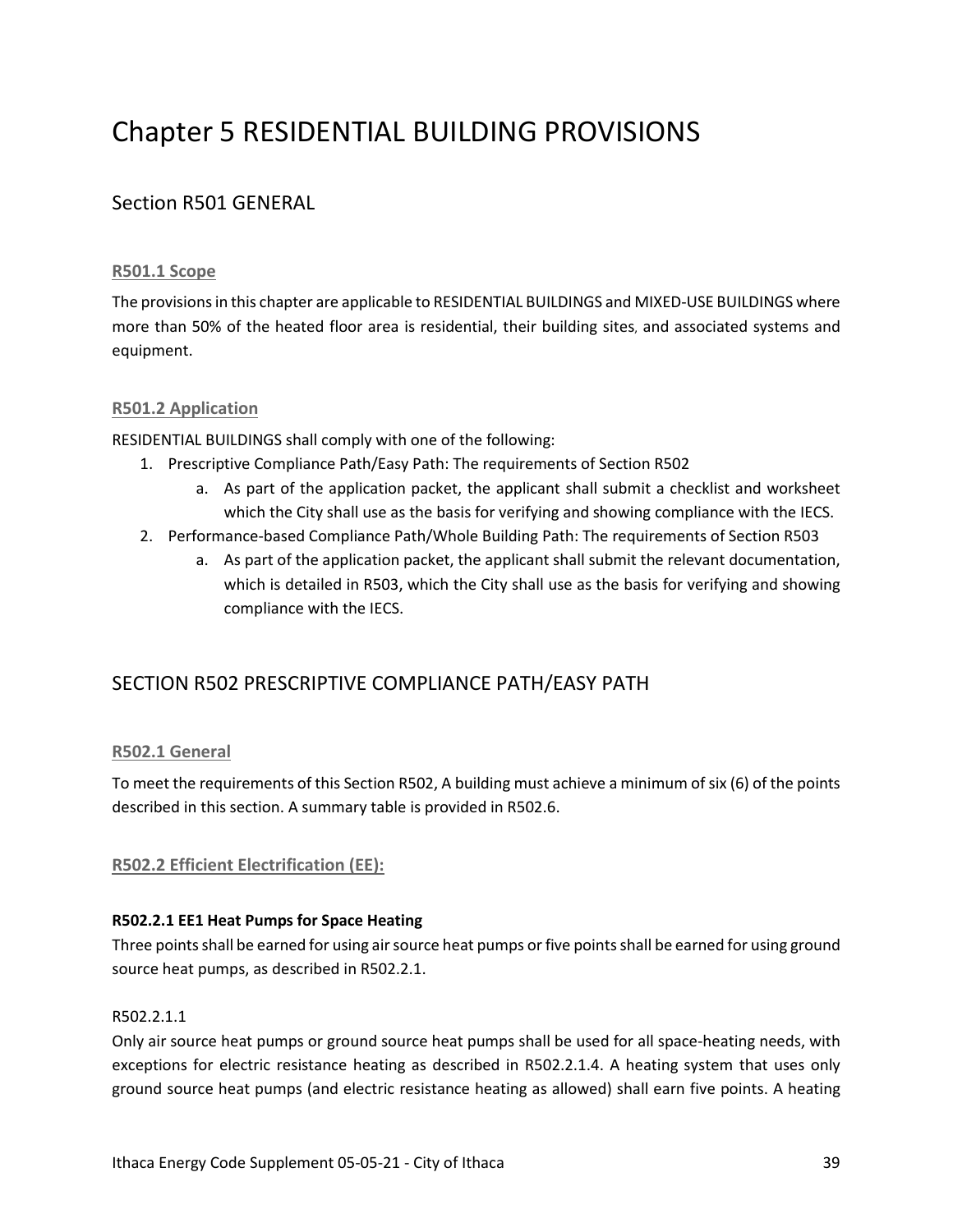# Chapter 5 RESIDENTIAL BUILDING PROVISIONS

## Section R501 GENERAL

### R501.1 Scope

The provisions in this chapter are applicable to RESIDENTIAL BUILDINGS and MIXED-USE BUILDINGS where more than 50% of the heated floor area is residential, their building sites, and associated systems and equipment.

### R501.2 Application

RESIDENTIAL BUILDINGS shall comply with one of the following:

1. Prescriptive Compliance Path/Easy Path: The requirements of Section R502
    a. As part of the application packet, the applicant shall submit a checklist and worksheet which the City shall use as the basis for verifying and showing compliance with the IECS.
2. Performance-based Compliance Path/Whole Building Path: The requirements of Section R503
    a. As part of the application packet, the applicant shall submit the relevant documentation, which is detailed in R503, which the City shall use as the basis for verifying and showing compliance with the IECS.

## SECTION R502 PRESCRIPTIVE COMPLIANCE PATH/EASY PATH

### R502.1 General

To meet the requirements of this Section R502, A building must achieve a minimum of six (6) of the points described in this section. A summary table is provided in R502.6.

### R502.2 Efficient Electrification (EE):

**R502.2.1 EE1 Heat Pumps for Space Heating**

Three points shall be earned for using air source heat pumps or five points shall be earned for using ground source heat pumps, as described in R502.2.1.

R502.2.1.1

Only air source heat pumps or ground source heat pumps shall be used for all space-heating needs, with exceptions for electric resistance heating as described in R502.2.1.4. A heating system that uses only ground source heat pumps (and electric resistance heating as allowed) shall earn five points. A heating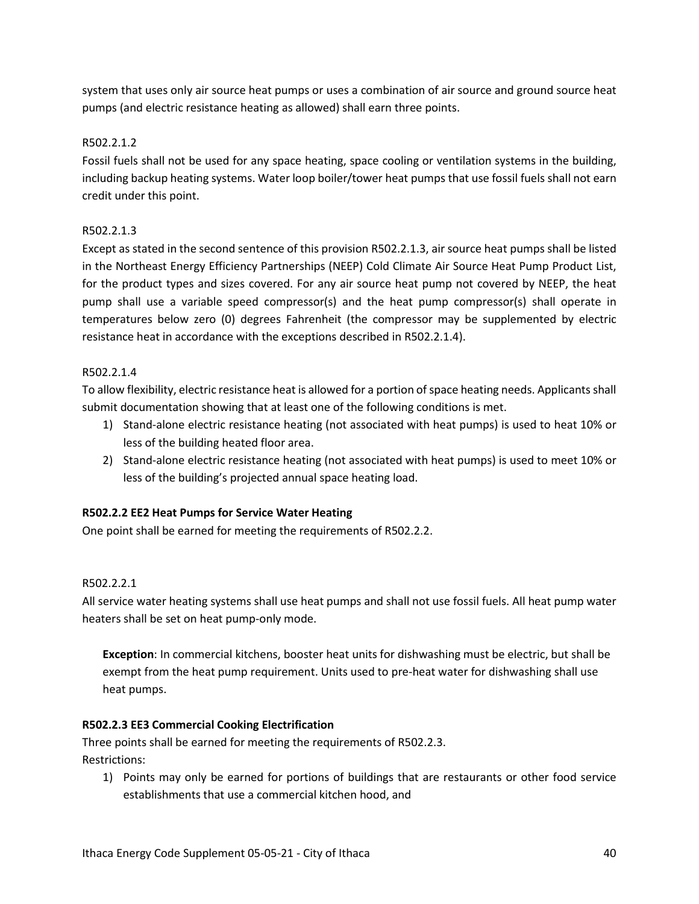system that uses only air source heat pumps or uses a combination of air source and ground source heat pumps (and electric resistance heating as allowed) shall earn three points.

R502.2.1.2

Fossil fuels shall not be used for any space heating, space cooling or ventilation systems in the building, including backup heating systems. Water loop boiler/tower heat pumps that use fossil fuels shall not earn credit under this point.

R502.2.1.3

Except as stated in the second sentence of this provision R502.2.1.3, air source heat pumps shall be listed in the Northeast Energy Efficiency Partnerships (NEEP) Cold Climate Air Source Heat Pump Product List, for the product types and sizes covered. For any air source heat pump not covered by NEEP, the heat pump shall use a variable speed compressor(s) and the heat pump compressor(s) shall operate in temperatures below zero (0) degrees Fahrenheit (the compressor may be supplemented by electric resistance heat in accordance with the exceptions described in R502.2.1.4).

R502.2.1.4

To allow flexibility, electric resistance heat is allowed for a portion of space heating needs. Applicants shall submit documentation showing that at least one of the following conditions is met.

1) Stand-alone electric resistance heating (not associated with heat pumps) is used to heat 10% or less of the building heated floor area.
2) Stand-alone electric resistance heating (not associated with heat pumps) is used to meet 10% or less of the building's projected annual space heating load.

**R502.2.2 EE2 Heat Pumps for Service Water Heating**

One point shall be earned for meeting the requirements of R502.2.2.

R502.2.2.1

All service water heating systems shall use heat pumps and shall not use fossil fuels. All heat pump water heaters shall be set on heat pump-only mode.

> **Exception**: In commercial kitchens, booster heat units for dishwashing must be electric, but shall be exempt from the heat pump requirement. Units used to pre-heat water for dishwashing shall use heat pumps.

**R502.2.3 EE3 Commercial Cooking Electrification**

Three points shall be earned for meeting the requirements of R502.2.3.
Restrictions:

1) Points may only be earned for portions of buildings that are restaurants or other food service establishments that use a commercial kitchen hood, and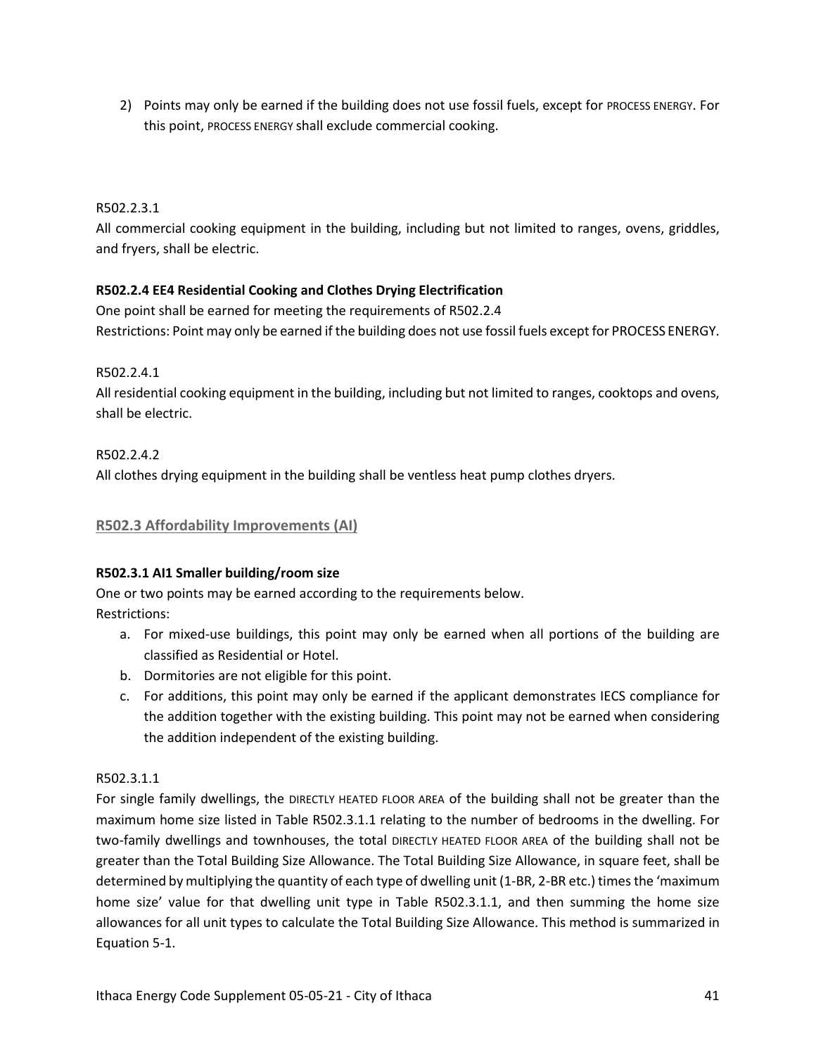2) Points may only be earned if the building does not use fossil fuels, except for PROCESS ENERGY. For this point, PROCESS ENERGY shall exclude commercial cooking.

R502.2.3.1

All commercial cooking equipment in the building, including but not limited to ranges, ovens, griddles, and fryers, shall be electric.

**R502.2.4 EE4 Residential Cooking and Clothes Drying Electrification**

One point shall be earned for meeting the requirements of R502.2.4

Restrictions: Point may only be earned if the building does not use fossil fuels except for PROCESS ENERGY.

R502.2.4.1

All residential cooking equipment in the building, including but not limited to ranges, cooktops and ovens, shall be electric.

R502.2.4.2

All clothes drying equipment in the building shall be ventless heat pump clothes dryers.

## R502.3 Affordability Improvements (AI)

**R502.3.1 AI1 Smaller building/room size**

One or two points may be earned according to the requirements below.

Restrictions:

a. For mixed-use buildings, this point may only be earned when all portions of the building are classified as Residential or Hotel.
b. Dormitories are not eligible for this point.
c. For additions, this point may only be earned if the applicant demonstrates IECS compliance for the addition together with the existing building. This point may not be earned when considering the addition independent of the existing building.

R502.3.1.1

For single family dwellings, the DIRECTLY HEATED FLOOR AREA of the building shall not be greater than the maximum home size listed in Table R502.3.1.1 relating to the number of bedrooms in the dwelling. For two-family dwellings and townhouses, the total DIRECTLY HEATED FLOOR AREA of the building shall not be greater than the Total Building Size Allowance. The Total Building Size Allowance, in square feet, shall be determined by multiplying the quantity of each type of dwelling unit (1-BR, 2-BR etc.) times the 'maximum home size' value for that dwelling unit type in Table R502.3.1.1, and then summing the home size allowances for all unit types to calculate the Total Building Size Allowance. This method is summarized in Equation 5-1.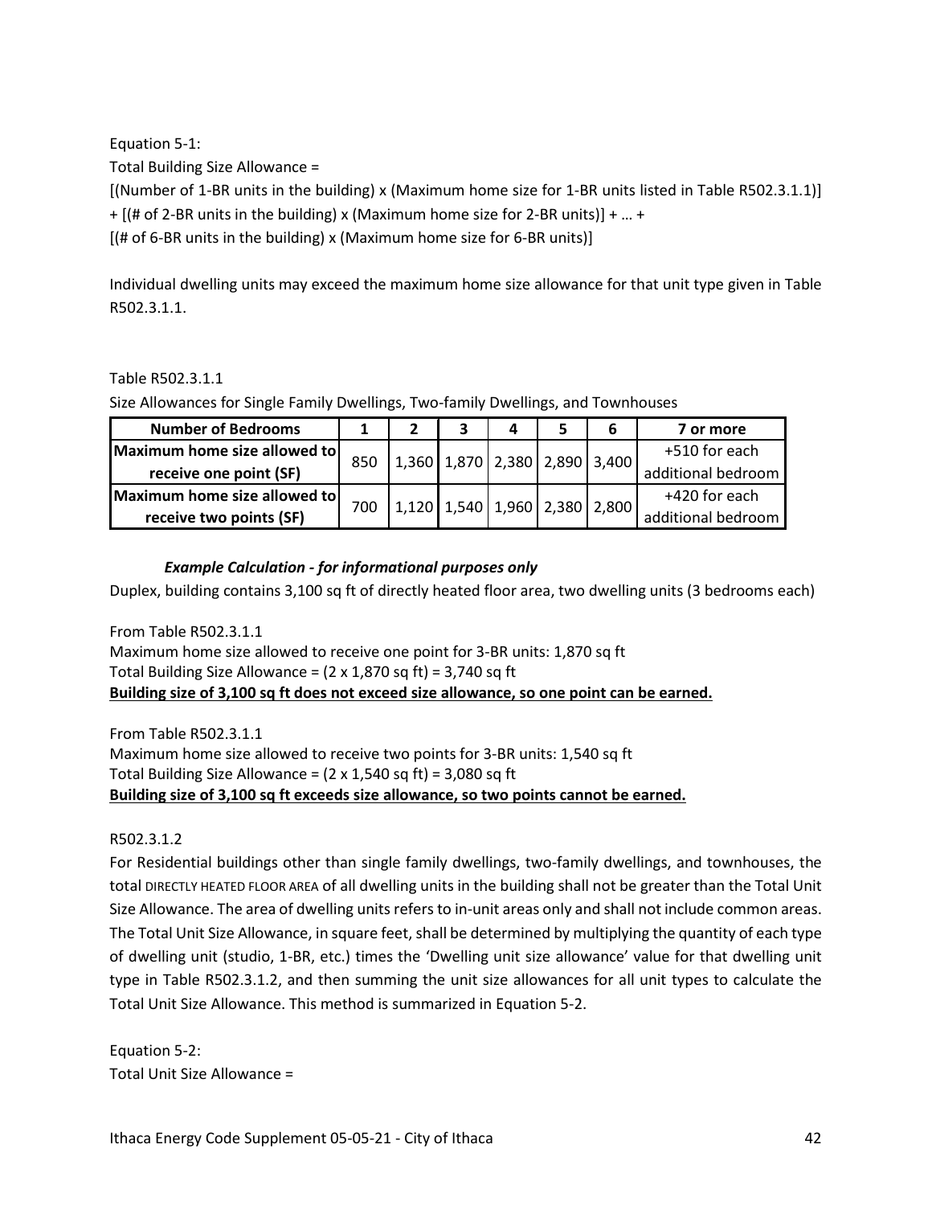Equation 5-1:

Total Building Size Allowance =

[(Number of 1-BR units in the building) x (Maximum home size for 1-BR units listed in Table R502.3.1.1)] + [(# of 2-BR units in the building) x (Maximum home size for 2-BR units)] + … + [(# of 6-BR units in the building) x (Maximum home size for 6-BR units)]

Individual dwelling units may exceed the maximum home size allowance for that unit type given in Table R502.3.1.1.

Table R502.3.1.1

Size Allowances for Single Family Dwellings, Two-family Dwellings, and Townhouses

| Number of Bedrooms | 1 | 2 | 3 | 4 | 5 | 6 | 7 or more |
|---|---|---|---|---|---|---|---|
| Maximum home size allowed to receive one point (SF) | 850 | 1,360 | 1,870 | 2,380 | 2,890 | 3,400 | +510 for each additional bedroom |
| Maximum home size allowed to receive two points (SF) | 700 | 1,120 | 1,540 | 1,960 | 2,380 | 2,800 | +420 for each additional bedroom |

***Example Calculation - for informational purposes only***

Duplex, building contains 3,100 sq ft of directly heated floor area, two dwelling units (3 bedrooms each)

From Table R502.3.1.1

Maximum home size allowed to receive one point for 3-BR units: 1,870 sq ft

Total Building Size Allowance = (2 x 1,870 sq ft) = 3,740 sq ft

**Building size of 3,100 sq ft does not exceed size allowance, so one point can be earned.**

From Table R502.3.1.1

Maximum home size allowed to receive two points for 3-BR units: 1,540 sq ft

Total Building Size Allowance = (2 x 1,540 sq ft) = 3,080 sq ft

**Building size of 3,100 sq ft exceeds size allowance, so two points cannot be earned.**

R502.3.1.2

For Residential buildings other than single family dwellings, two-family dwellings, and townhouses, the total DIRECTLY HEATED FLOOR AREA of all dwelling units in the building shall not be greater than the Total Unit Size Allowance. The area of dwelling units refers to in-unit areas only and shall not include common areas. The Total Unit Size Allowance, in square feet, shall be determined by multiplying the quantity of each type of dwelling unit (studio, 1-BR, etc.) times the 'Dwelling unit size allowance' value for that dwelling unit type in Table R502.3.1.2, and then summing the unit size allowances for all unit types to calculate the Total Unit Size Allowance. This method is summarized in Equation 5-2.

Equation 5-2:

Total Unit Size Allowance =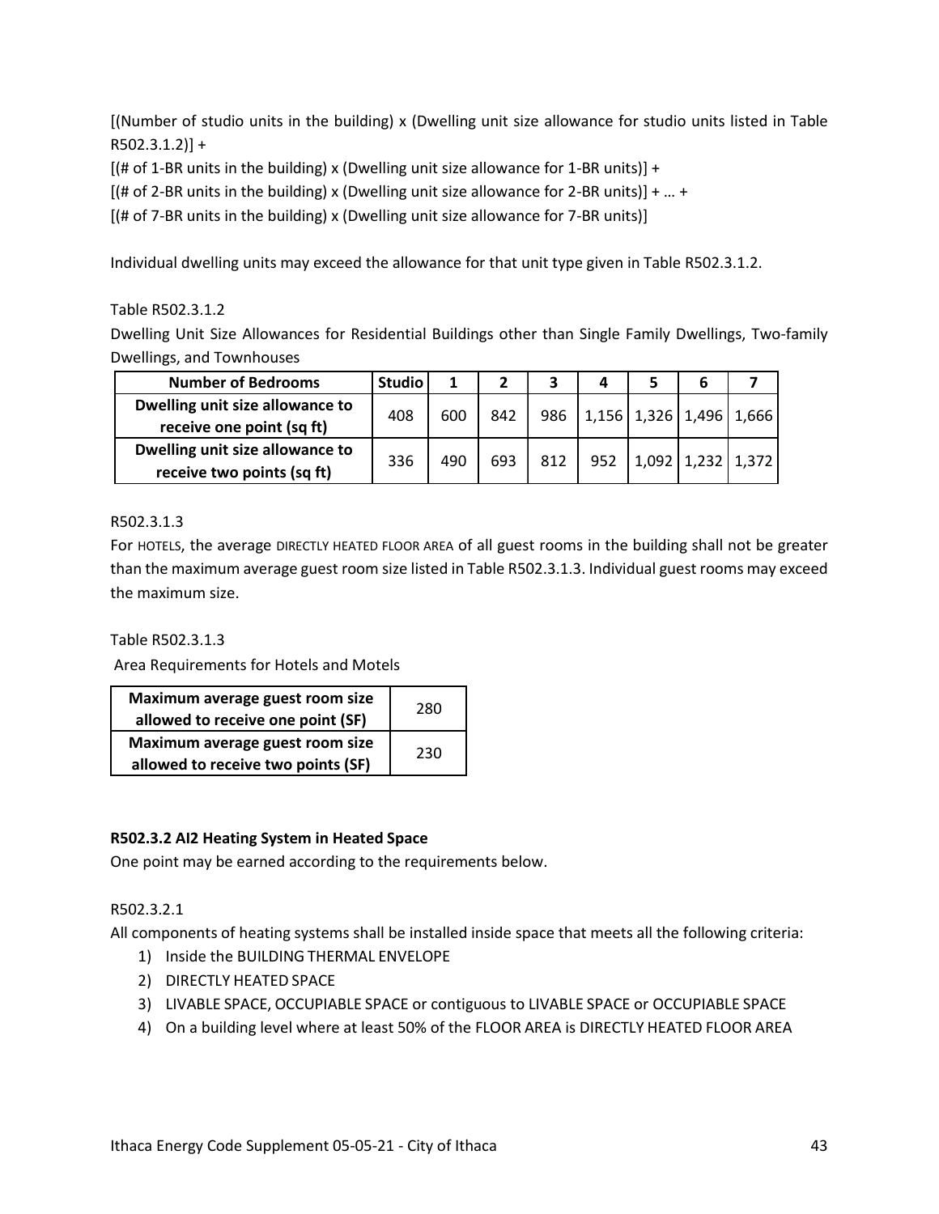[(Number of studio units in the building) x (Dwelling unit size allowance for studio units listed in Table R502.3.1.2)] +

[(# of 1-BR units in the building) x (Dwelling unit size allowance for 1-BR units)] +

[(# of 2-BR units in the building) x (Dwelling unit size allowance for 2-BR units)] + … +

[(# of 7-BR units in the building) x (Dwelling unit size allowance for 7-BR units)]

Individual dwelling units may exceed the allowance for that unit type given in Table R502.3.1.2.

Table R502.3.1.2

Dwelling Unit Size Allowances for Residential Buildings other than Single Family Dwellings, Two-family Dwellings, and Townhouses

| Number of Bedrooms | Studio | 1 | 2 | 3 | 4 | 5 | 6 | 7 |
|---|---|---|---|---|---|---|---|---|
| Dwelling unit size allowance to receive one point (sq ft) | 408 | 600 | 842 | 986 | 1,156 | 1,326 | 1,496 | 1,666 |
| Dwelling unit size allowance to receive two points (sq ft) | 336 | 490 | 693 | 812 | 952 | 1,092 | 1,232 | 1,372 |

R502.3.1.3

For HOTELS, the average DIRECTLY HEATED FLOOR AREA of all guest rooms in the building shall not be greater than the maximum average guest room size listed in Table R502.3.1.3. Individual guest rooms may exceed the maximum size.

Table R502.3.1.3

Area Requirements for Hotels and Motels

| | |
|---|---|
| **Maximum average guest room size allowed to receive one point (SF)** | 280 |
| **Maximum average guest room size allowed to receive two points (SF)** | 230 |

### R502.3.2 AI2 Heating System in Heated Space

One point may be earned according to the requirements below.

R502.3.2.1

All components of heating systems shall be installed inside space that meets all the following criteria:

1) Inside the BUILDING THERMAL ENVELOPE
2) DIRECTLY HEATED SPACE
3) LIVABLE SPACE, OCCUPIABLE SPACE or contiguous to LIVABLE SPACE or OCCUPIABLE SPACE
4) On a building level where at least 50% of the FLOOR AREA is DIRECTLY HEATED FLOOR AREA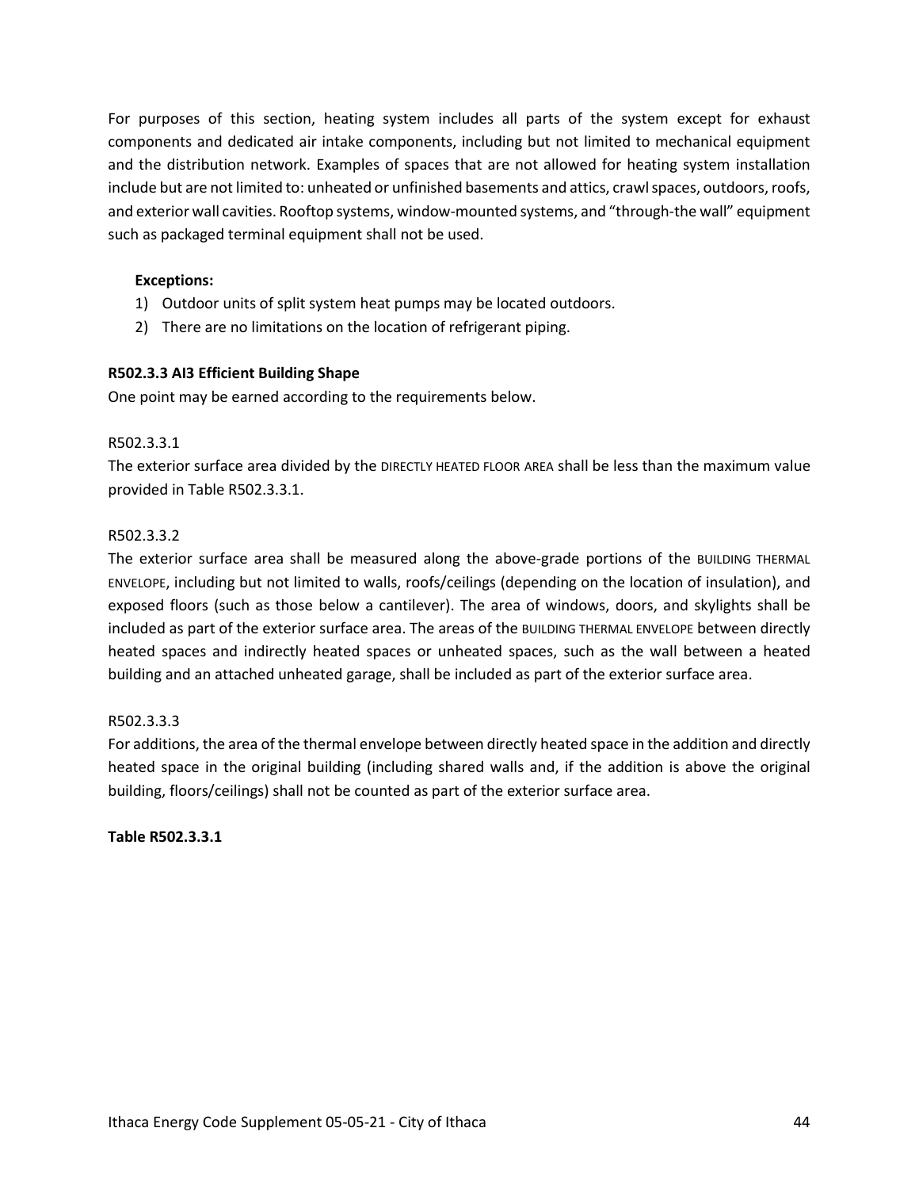For purposes of this section, heating system includes all parts of the system except for exhaust components and dedicated air intake components, including but not limited to mechanical equipment and the distribution network. Examples of spaces that are not allowed for heating system installation include but are not limited to: unheated or unfinished basements and attics, crawl spaces, outdoors, roofs, and exterior wall cavities. Rooftop systems, window-mounted systems, and "through-the wall" equipment such as packaged terminal equipment shall not be used.

**Exceptions:**

1) Outdoor units of split system heat pumps may be located outdoors.
2) There are no limitations on the location of refrigerant piping.

**R502.3.3 AI3 Efficient Building Shape**

One point may be earned according to the requirements below.

R502.3.3.1

The exterior surface area divided by the DIRECTLY HEATED FLOOR AREA shall be less than the maximum value provided in Table R502.3.3.1.

R502.3.3.2

The exterior surface area shall be measured along the above-grade portions of the BUILDING THERMAL ENVELOPE, including but not limited to walls, roofs/ceilings (depending on the location of insulation), and exposed floors (such as those below a cantilever). The area of windows, doors, and skylights shall be included as part of the exterior surface area. The areas of the BUILDING THERMAL ENVELOPE between directly heated spaces and indirectly heated spaces or unheated spaces, such as the wall between a heated building and an attached unheated garage, shall be included as part of the exterior surface area.

R502.3.3.3

For additions, the area of the thermal envelope between directly heated space in the addition and directly heated space in the original building (including shared walls and, if the addition is above the original building, floors/ceilings) shall not be counted as part of the exterior surface area.

**Table R502.3.3.1**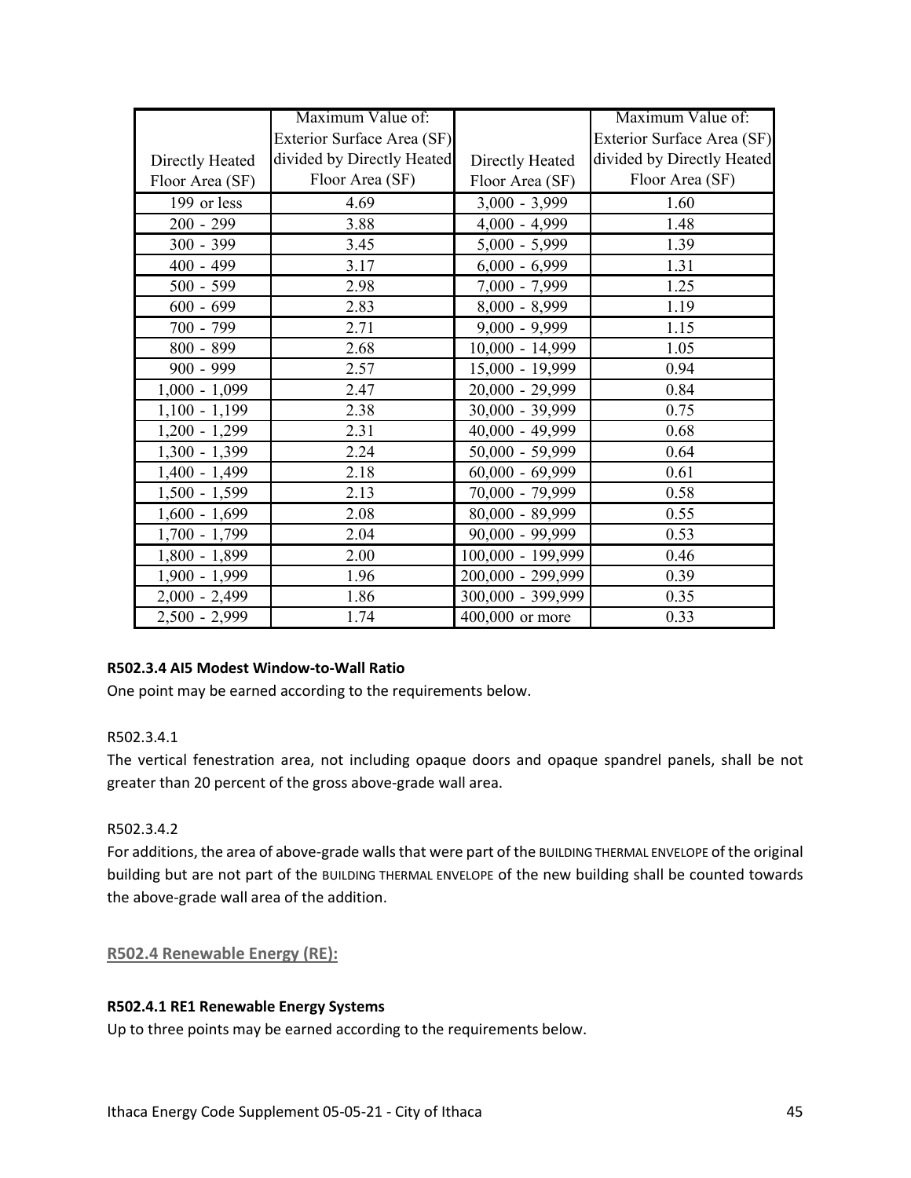| Directly Heated Floor Area (SF) | Maximum Value of: Exterior Surface Area (SF) divided by Directly Heated Floor Area (SF) | Directly Heated Floor Area (SF) | Maximum Value of: Exterior Surface Area (SF) divided by Directly Heated Floor Area (SF) |
|---|---|---|---|
| 199 or less | 4.69 | 3,000 - 3,999 | 1.60 |
| 200 - 299 | 3.88 | 4,000 - 4,999 | 1.48 |
| 300 - 399 | 3.45 | 5,000 - 5,999 | 1.39 |
| 400 - 499 | 3.17 | 6,000 - 6,999 | 1.31 |
| 500 - 599 | 2.98 | 7,000 - 7,999 | 1.25 |
| 600 - 699 | 2.83 | 8,000 - 8,999 | 1.19 |
| 700 - 799 | 2.71 | 9,000 - 9,999 | 1.15 |
| 800 - 899 | 2.68 | 10,000 - 14,999 | 1.05 |
| 900 - 999 | 2.57 | 15,000 - 19,999 | 0.94 |
| 1,000 - 1,099 | 2.47 | 20,000 - 29,999 | 0.84 |
| 1,100 - 1,199 | 2.38 | 30,000 - 39,999 | 0.75 |
| 1,200 - 1,299 | 2.31 | 40,000 - 49,999 | 0.68 |
| 1,300 - 1,399 | 2.24 | 50,000 - 59,999 | 0.64 |
| 1,400 - 1,499 | 2.18 | 60,000 - 69,999 | 0.61 |
| 1,500 - 1,599 | 2.13 | 70,000 - 79,999 | 0.58 |
| 1,600 - 1,699 | 2.08 | 80,000 - 89,999 | 0.55 |
| 1,700 - 1,799 | 2.04 | 90,000 - 99,999 | 0.53 |
| 1,800 - 1,899 | 2.00 | 100,000 - 199,999 | 0.46 |
| 1,900 - 1,999 | 1.96 | 200,000 - 299,999 | 0.39 |
| 2,000 - 2,499 | 1.86 | 300,000 - 399,999 | 0.35 |
| 2,500 - 2,999 | 1.74 | 400,000 or more | 0.33 |

**R502.3.4 AI5 Modest Window-to-Wall Ratio**

One point may be earned according to the requirements below.

R502.3.4.1

The vertical fenestration area, not including opaque doors and opaque spandrel panels, shall be not greater than 20 percent of the gross above-grade wall area.

R502.3.4.2

For additions, the area of above-grade walls that were part of the BUILDING THERMAL ENVELOPE of the original building but are not part of the BUILDING THERMAL ENVELOPE of the new building shall be counted towards the above-grade wall area of the addition.

## R502.4 Renewable Energy (RE):

**R502.4.1 RE1 Renewable Energy Systems**

Up to three points may be earned according to the requirements below.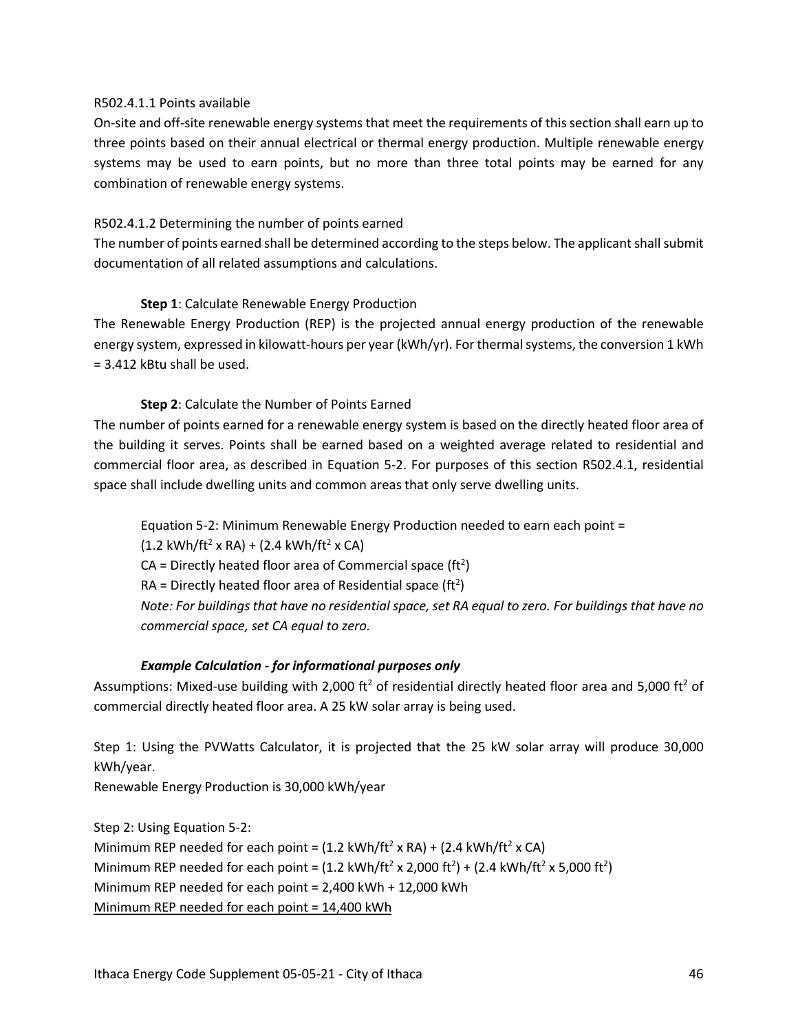R502.4.1.1 Points available

On-site and off-site renewable energy systems that meet the requirements of this section shall earn up to three points based on their annual electrical or thermal energy production. Multiple renewable energy systems may be used to earn points, but no more than three total points may be earned for any combination of renewable energy systems.

R502.4.1.2 Determining the number of points earned

The number of points earned shall be determined according to the steps below. The applicant shall submit documentation of all related assumptions and calculations.

**Step 1**: Calculate Renewable Energy Production

The Renewable Energy Production (REP) is the projected annual energy production of the renewable energy system, expressed in kilowatt-hours per year (kWh/yr). For thermal systems, the conversion 1 kWh = 3.412 kBtu shall be used.

**Step 2**: Calculate the Number of Points Earned

The number of points earned for a renewable energy system is based on the directly heated floor area of the building it serves. Points shall be earned based on a weighted average related to residential and commercial floor area, as described in Equation 5-2. For purposes of this section R502.4.1, residential space shall include dwelling units and common areas that only serve dwelling units.

Equation 5-2: Minimum Renewable Energy Production needed to earn each point =

$(1.2 \text{ kWh/ft}^2 \times RA) + (2.4 \text{ kWh/ft}^2 \times CA)$

CA = Directly heated floor area of Commercial space ($\text{ft}^2$)

RA = Directly heated floor area of Residential space ($\text{ft}^2$)

*Note: For buildings that have no residential space, set RA equal to zero. For buildings that have no commercial space, set CA equal to zero.*

***Example Calculation - for informational purposes only***

Assumptions: Mixed-use building with 2,000 $\text{ft}^2$ of residential directly heated floor area and 5,000 $\text{ft}^2$ of commercial directly heated floor area. A 25 kW solar array is being used.

Step 1: Using the PVWatts Calculator, it is projected that the 25 kW solar array will produce 30,000 kWh/year.

Renewable Energy Production is 30,000 kWh/year

Step 2: Using Equation 5-2:

Minimum REP needed for each point = $(1.2 \text{ kWh/ft}^2 \times RA) + (2.4 \text{ kWh/ft}^2 \times CA)$

Minimum REP needed for each point = $(1.2 \text{ kWh/ft}^2 \times 2{,}000 \text{ ft}^2) + (2.4 \text{ kWh/ft}^2 \times 5{,}000 \text{ ft}^2)$

Minimum REP needed for each point = 2,400 kWh + 12,000 kWh

<u>Minimum REP needed for each point = 14,400 kWh</u>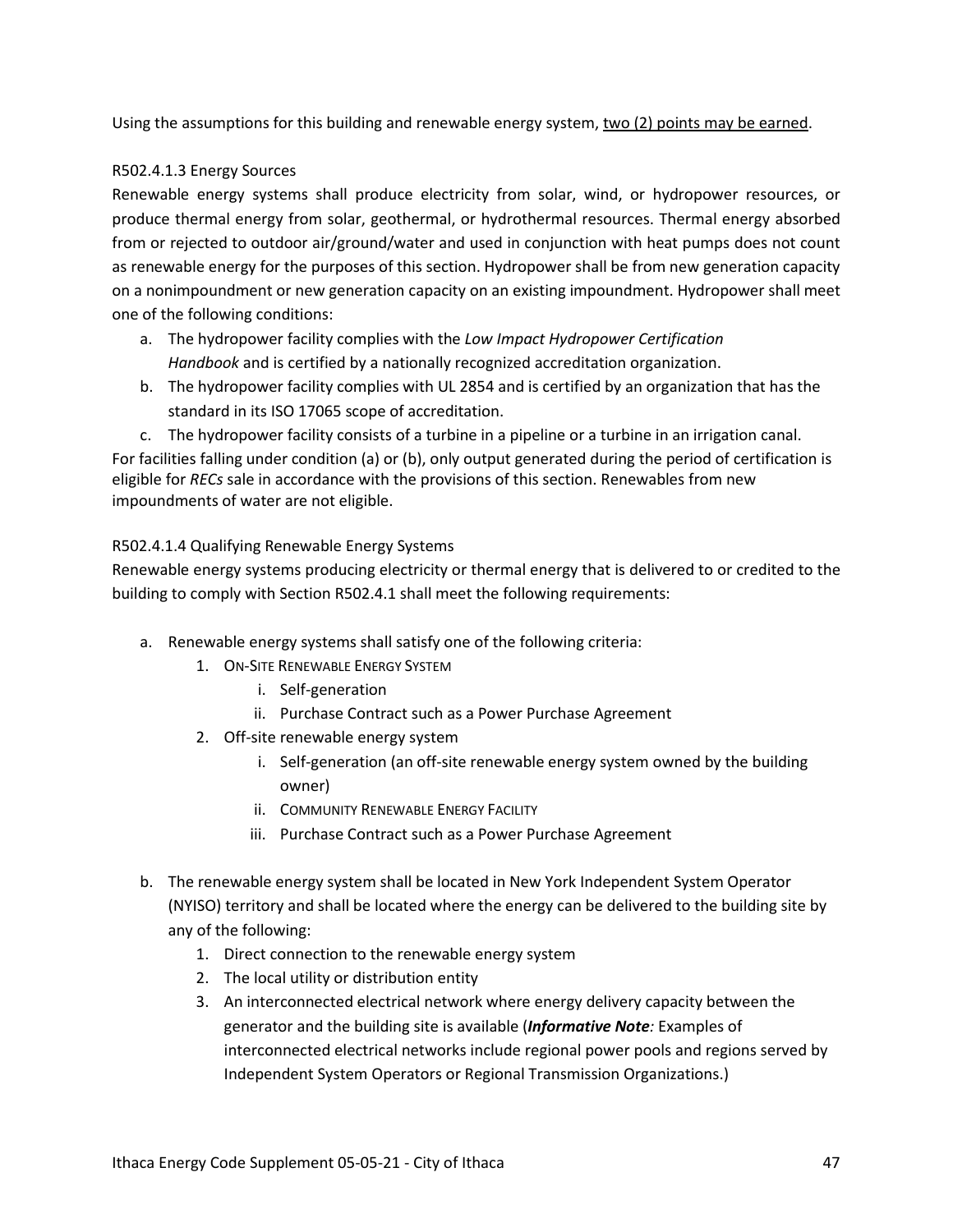Using the assumptions for this building and renewable energy system, <u>two (2) points may be earned</u>.

R502.4.1.3 Energy Sources

Renewable energy systems shall produce electricity from solar, wind, or hydropower resources, or produce thermal energy from solar, geothermal, or hydrothermal resources. Thermal energy absorbed from or rejected to outdoor air/ground/water and used in conjunction with heat pumps does not count as renewable energy for the purposes of this section. Hydropower shall be from new generation capacity on a nonimpoundment or new generation capacity on an existing impoundment. Hydropower shall meet one of the following conditions:

a. The hydropower facility complies with the *Low Impact Hydropower Certification Handbook* and is certified by a nationally recognized accreditation organization.
b. The hydropower facility complies with UL 2854 and is certified by an organization that has the standard in its ISO 17065 scope of accreditation.
c. The hydropower facility consists of a turbine in a pipeline or a turbine in an irrigation canal.

For facilities falling under condition (a) or (b), only output generated during the period of certification is eligible for *RECs* sale in accordance with the provisions of this section. Renewables from new impoundments of water are not eligible.

R502.4.1.4 Qualifying Renewable Energy Systems

Renewable energy systems producing electricity or thermal energy that is delivered to or credited to the building to comply with Section R502.4.1 shall meet the following requirements:

a. Renewable energy systems shall satisfy one of the following criteria:
    1. ON-SITE RENEWABLE ENERGY SYSTEM
        i. Self-generation
        ii. Purchase Contract such as a Power Purchase Agreement
    2. Off-site renewable energy system
        i. Self-generation (an off-site renewable energy system owned by the building owner)
        ii. COMMUNITY RENEWABLE ENERGY FACILITY
        iii. Purchase Contract such as a Power Purchase Agreement

b. The renewable energy system shall be located in New York Independent System Operator (NYISO) territory and shall be located where the energy can be delivered to the building site by any of the following:
    1. Direct connection to the renewable energy system
    2. The local utility or distribution entity
    3. An interconnected electrical network where energy delivery capacity between the generator and the building site is available (***Informative Note****:* Examples of interconnected electrical networks include regional power pools and regions served by Independent System Operators or Regional Transmission Organizations.)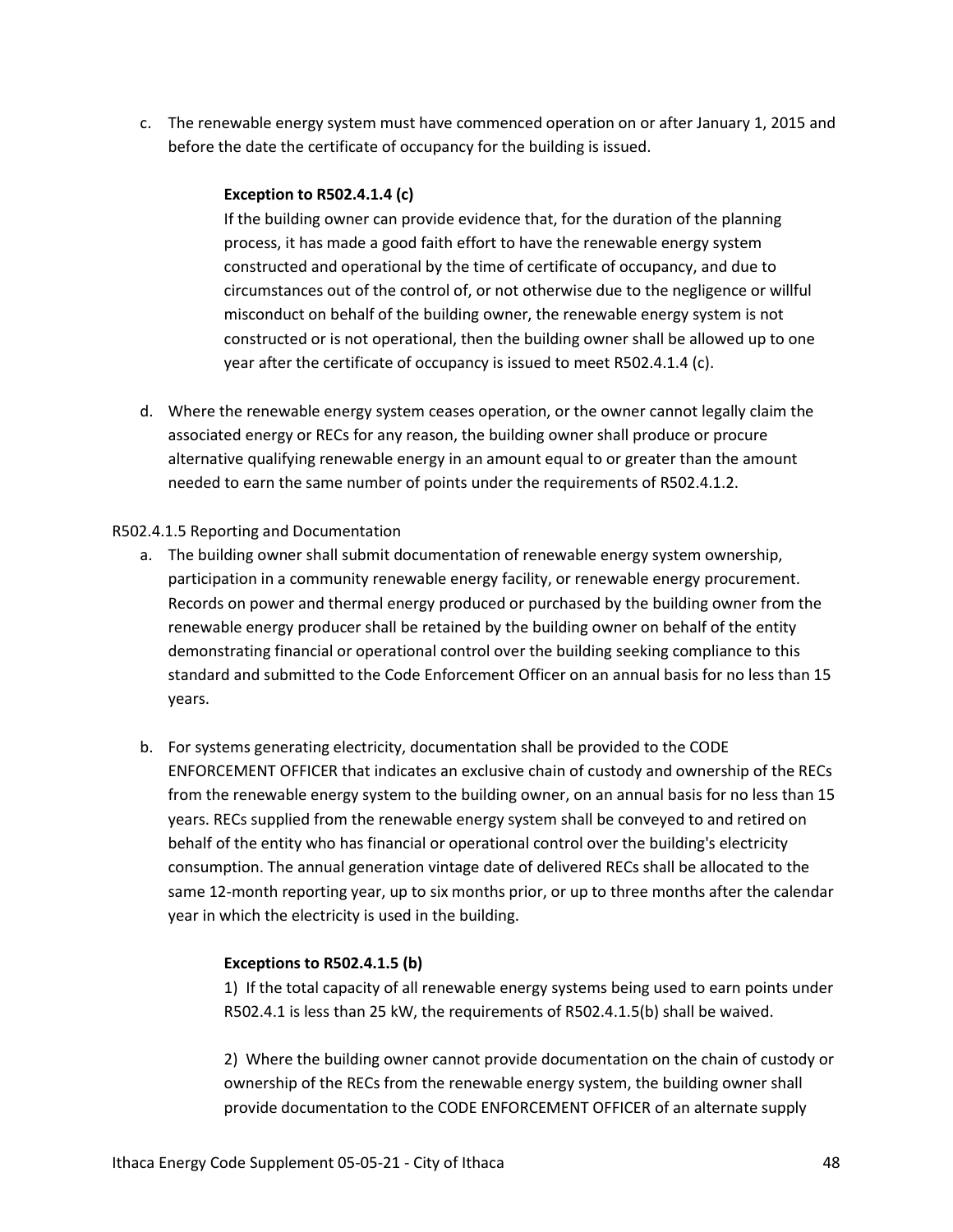c. The renewable energy system must have commenced operation on or after January 1, 2015 and before the date the certificate of occupancy for the building is issued.

   **Exception to R502.4.1.4 (c)**

   If the building owner can provide evidence that, for the duration of the planning process, it has made a good faith effort to have the renewable energy system constructed and operational by the time of certificate of occupancy, and due to circumstances out of the control of, or not otherwise due to the negligence or willful misconduct on behalf of the building owner, the renewable energy system is not constructed or is not operational, then the building owner shall be allowed up to one year after the certificate of occupancy is issued to meet R502.4.1.4 (c).

d. Where the renewable energy system ceases operation, or the owner cannot legally claim the associated energy or RECs for any reason, the building owner shall produce or procure alternative qualifying renewable energy in an amount equal to or greater than the amount needed to earn the same number of points under the requirements of R502.4.1.2.

R502.4.1.5 Reporting and Documentation

a. The building owner shall submit documentation of renewable energy system ownership, participation in a community renewable energy facility, or renewable energy procurement. Records on power and thermal energy produced or purchased by the building owner from the renewable energy producer shall be retained by the building owner on behalf of the entity demonstrating financial or operational control over the building seeking compliance to this standard and submitted to the Code Enforcement Officer on an annual basis for no less than 15 years.

b. For systems generating electricity, documentation shall be provided to the CODE ENFORCEMENT OFFICER that indicates an exclusive chain of custody and ownership of the RECs from the renewable energy system to the building owner, on an annual basis for no less than 15 years. RECs supplied from the renewable energy system shall be conveyed to and retired on behalf of the entity who has financial or operational control over the building's electricity consumption. The annual generation vintage date of delivered RECs shall be allocated to the same 12-month reporting year, up to six months prior, or up to three months after the calendar year in which the electricity is used in the building.

   **Exceptions to R502.4.1.5 (b)**

   1) If the total capacity of all renewable energy systems being used to earn points under R502.4.1 is less than 25 kW, the requirements of R502.4.1.5(b) shall be waived.

   2) Where the building owner cannot provide documentation on the chain of custody or ownership of the RECs from the renewable energy system, the building owner shall provide documentation to the CODE ENFORCEMENT OFFICER of an alternate supply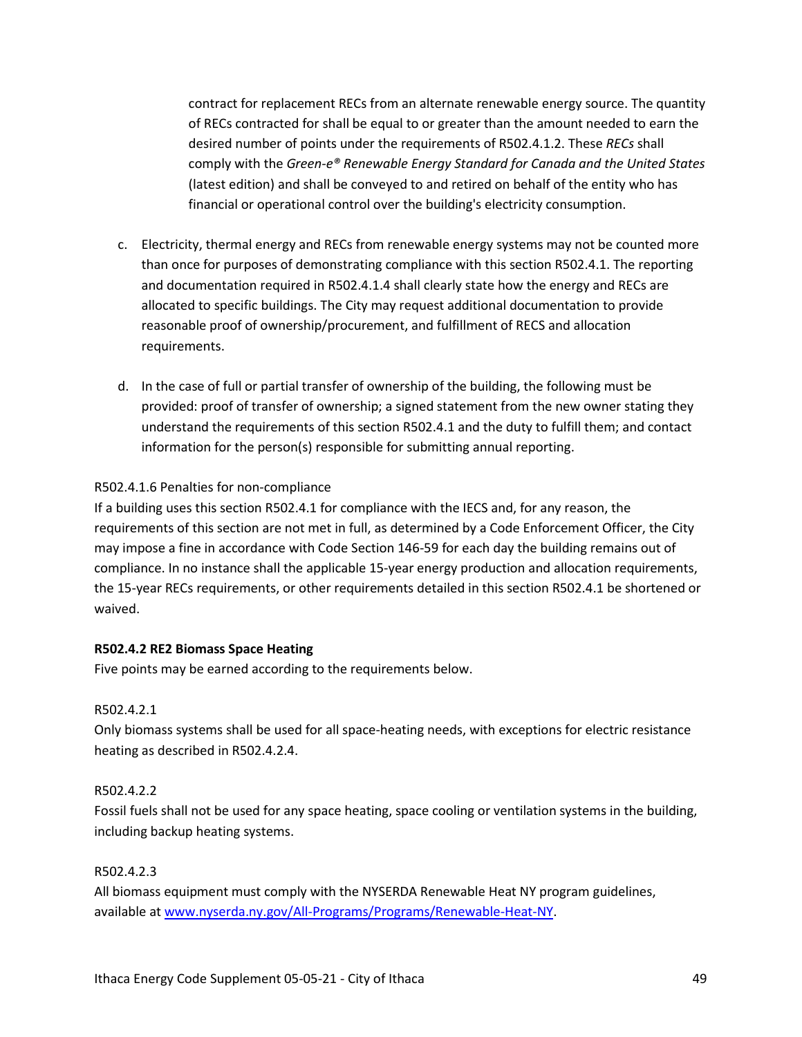contract for replacement RECs from an alternate renewable energy source. The quantity of RECs contracted for shall be equal to or greater than the amount needed to earn the desired number of points under the requirements of R502.4.1.2. These *RECs* shall comply with the *Green-e® Renewable Energy Standard for Canada and the United States* (latest edition) and shall be conveyed to and retired on behalf of the entity who has financial or operational control over the building's electricity consumption.

c. Electricity, thermal energy and RECs from renewable energy systems may not be counted more than once for purposes of demonstrating compliance with this section R502.4.1. The reporting and documentation required in R502.4.1.4 shall clearly state how the energy and RECs are allocated to specific buildings. The City may request additional documentation to provide reasonable proof of ownership/procurement, and fulfillment of RECS and allocation requirements.

d. In the case of full or partial transfer of ownership of the building, the following must be provided: proof of transfer of ownership; a signed statement from the new owner stating they understand the requirements of this section R502.4.1 and the duty to fulfill them; and contact information for the person(s) responsible for submitting annual reporting.

R502.4.1.6 Penalties for non-compliance

If a building uses this section R502.4.1 for compliance with the IECS and, for any reason, the requirements of this section are not met in full, as determined by a Code Enforcement Officer, the City may impose a fine in accordance with Code Section 146-59 for each day the building remains out of compliance. In no instance shall the applicable 15-year energy production and allocation requirements, the 15-year RECs requirements, or other requirements detailed in this section R502.4.1 be shortened or waived.

**R502.4.2 RE2 Biomass Space Heating**

Five points may be earned according to the requirements below.

R502.4.2.1

Only biomass systems shall be used for all space-heating needs, with exceptions for electric resistance heating as described in R502.4.2.4.

R502.4.2.2

Fossil fuels shall not be used for any space heating, space cooling or ventilation systems in the building, including backup heating systems.

R502.4.2.3

All biomass equipment must comply with the NYSERDA Renewable Heat NY program guidelines, available at [www.nyserda.ny.gov/All-Programs/Programs/Renewable-Heat-NY](www.nyserda.ny.gov/All-Programs/Programs/Renewable-Heat-NY).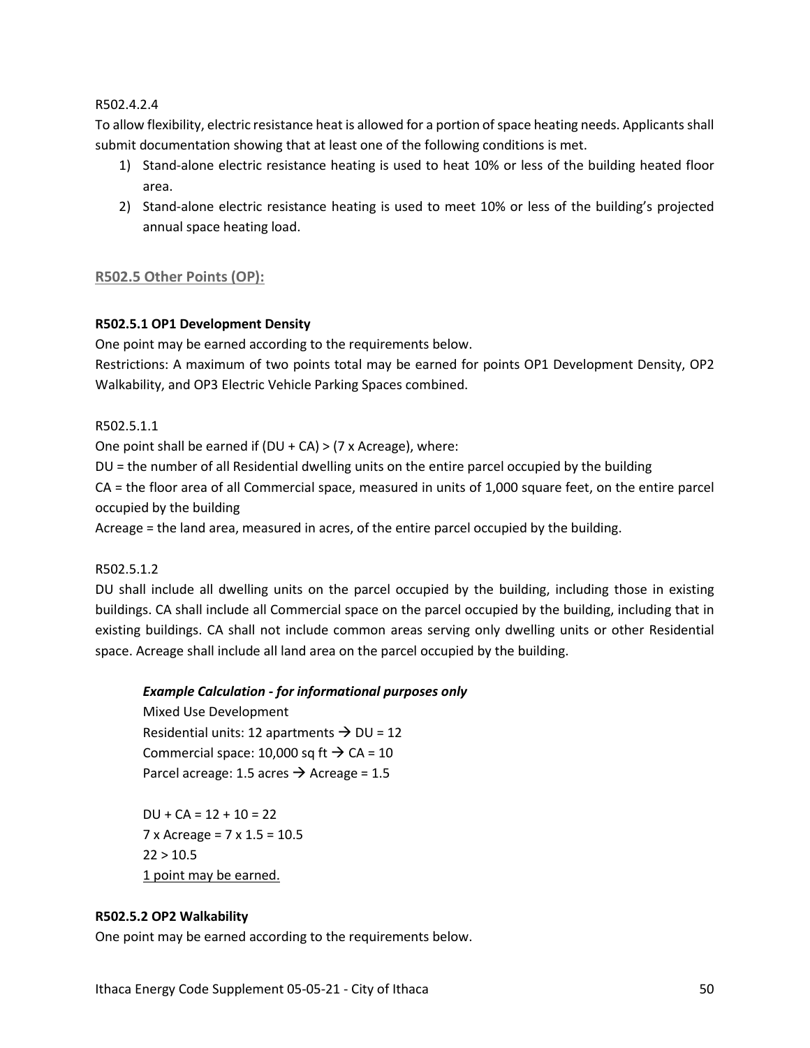R502.4.2.4

To allow flexibility, electric resistance heat is allowed for a portion of space heating needs. Applicants shall submit documentation showing that at least one of the following conditions is met.

1) Stand-alone electric resistance heating is used to heat 10% or less of the building heated floor area.
2) Stand-alone electric resistance heating is used to meet 10% or less of the building's projected annual space heating load.

## R502.5 Other Points (OP):

**R502.5.1 OP1 Development Density**

One point may be earned according to the requirements below.

Restrictions: A maximum of two points total may be earned for points OP1 Development Density, OP2 Walkability, and OP3 Electric Vehicle Parking Spaces combined.

R502.5.1.1

One point shall be earned if (DU + CA) > (7 x Acreage), where:

DU = the number of all Residential dwelling units on the entire parcel occupied by the building

CA = the floor area of all Commercial space, measured in units of 1,000 square feet, on the entire parcel occupied by the building

Acreage = the land area, measured in acres, of the entire parcel occupied by the building.

R502.5.1.2

DU shall include all dwelling units on the parcel occupied by the building, including those in existing buildings. CA shall include all Commercial space on the parcel occupied by the building, including that in existing buildings. CA shall not include common areas serving only dwelling units or other Residential space. Acreage shall include all land area on the parcel occupied by the building.

***Example Calculation - for informational purposes only***

Mixed Use Development

Residential units: 12 apartments → DU = 12

Commercial space: 10,000 sq ft → CA = 10

Parcel acreage: 1.5 acres → Acreage = 1.5

DU + CA = 12 + 10 = 22

7 x Acreage = 7 x 1.5 = 10.5

22 > 10.5

<u>1 point may be earned.</u>

**R502.5.2 OP2 Walkability**

One point may be earned according to the requirements below.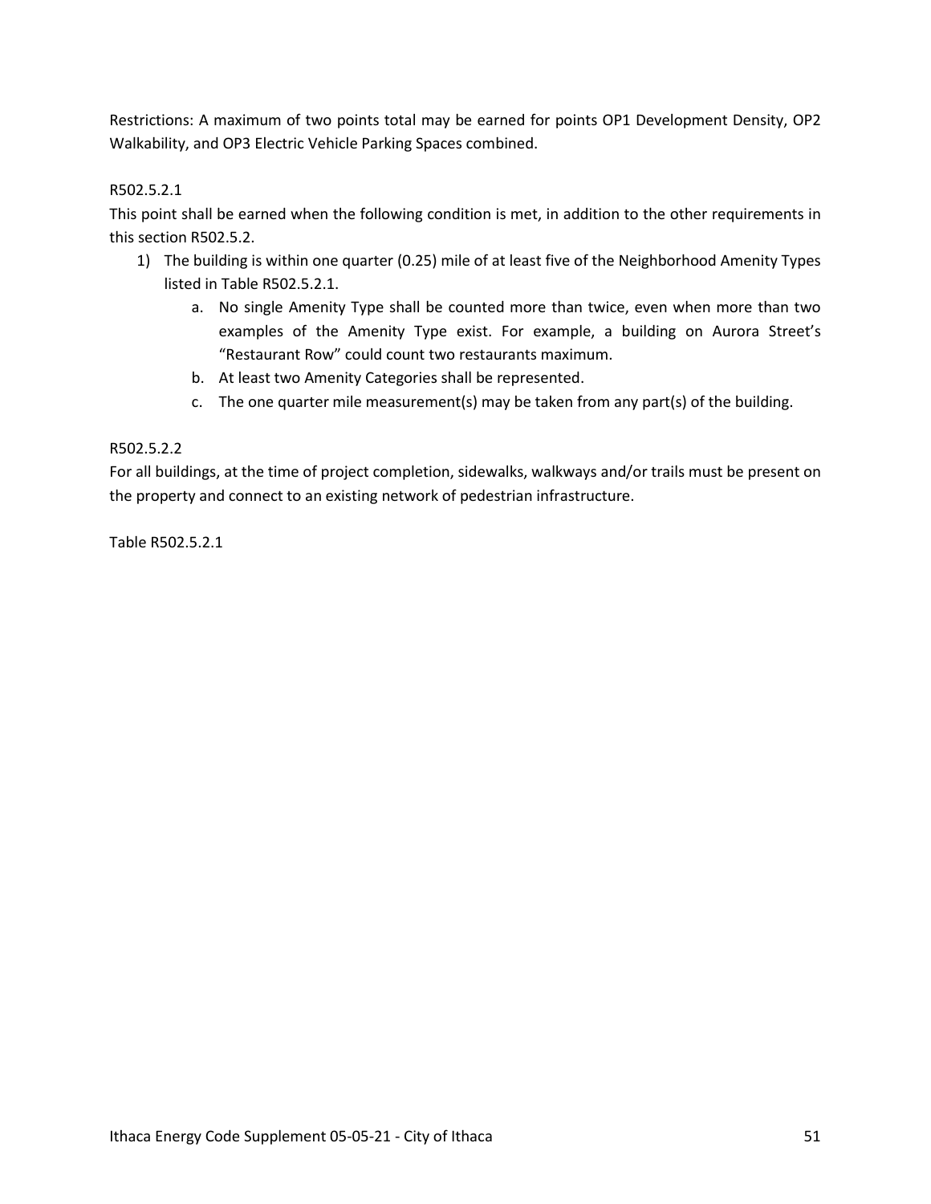Restrictions: A maximum of two points total may be earned for points OP1 Development Density, OP2 Walkability, and OP3 Electric Vehicle Parking Spaces combined.

R502.5.2.1

This point shall be earned when the following condition is met, in addition to the other requirements in this section R502.5.2.

1) The building is within one quarter (0.25) mile of at least five of the Neighborhood Amenity Types listed in Table R502.5.2.1.
   a. No single Amenity Type shall be counted more than twice, even when more than two examples of the Amenity Type exist. For example, a building on Aurora Street's "Restaurant Row" could count two restaurants maximum.
   b. At least two Amenity Categories shall be represented.
   c. The one quarter mile measurement(s) may be taken from any part(s) of the building.

R502.5.2.2

For all buildings, at the time of project completion, sidewalks, walkways and/or trails must be present on the property and connect to an existing network of pedestrian infrastructure.

Table R502.5.2.1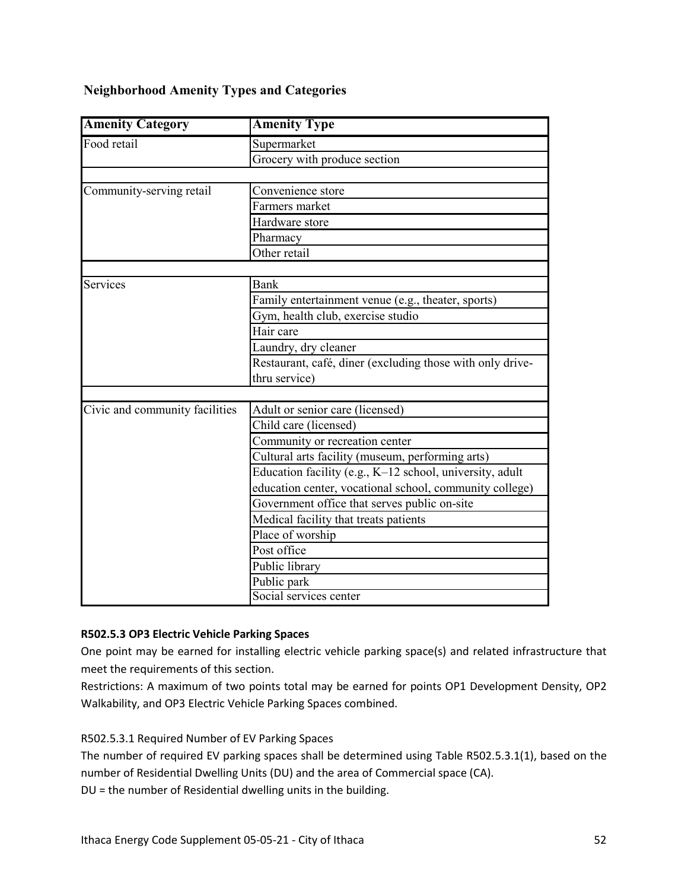**Neighborhood Amenity Types and Categories**

| Amenity Category | Amenity Type |
|---|---|
| Food retail | Supermarket |
| | Grocery with produce section |
| | |
| Community-serving retail | Convenience store |
| | Farmers market |
| | Hardware store |
| | Pharmacy |
| | Other retail |
| | |
| Services | Bank |
| | Family entertainment venue (e.g., theater, sports) |
| | Gym, health club, exercise studio |
| | Hair care |
| | Laundry, dry cleaner |
| | Restaurant, café, diner (excluding those with only drive-thru service) |
| | |
| Civic and community facilities | Adult or senior care (licensed) |
| | Child care (licensed) |
| | Community or recreation center |
| | Cultural arts facility (museum, performing arts) |
| | Education facility (e.g., K–12 school, university, adult education center, vocational school, community college) |
| | Government office that serves public on-site |
| | Medical facility that treats patients |
| | Place of worship |
| | Post office |
| | Public library |
| | Public park |
| | Social services center |

**R502.5.3 OP3 Electric Vehicle Parking Spaces**

One point may be earned for installing electric vehicle parking space(s) and related infrastructure that meet the requirements of this section.

Restrictions: A maximum of two points total may be earned for points OP1 Development Density, OP2 Walkability, and OP3 Electric Vehicle Parking Spaces combined.

R502.5.3.1 Required Number of EV Parking Spaces

The number of required EV parking spaces shall be determined using Table R502.5.3.1(1), based on the number of Residential Dwelling Units (DU) and the area of Commercial space (CA).

DU = the number of Residential dwelling units in the building.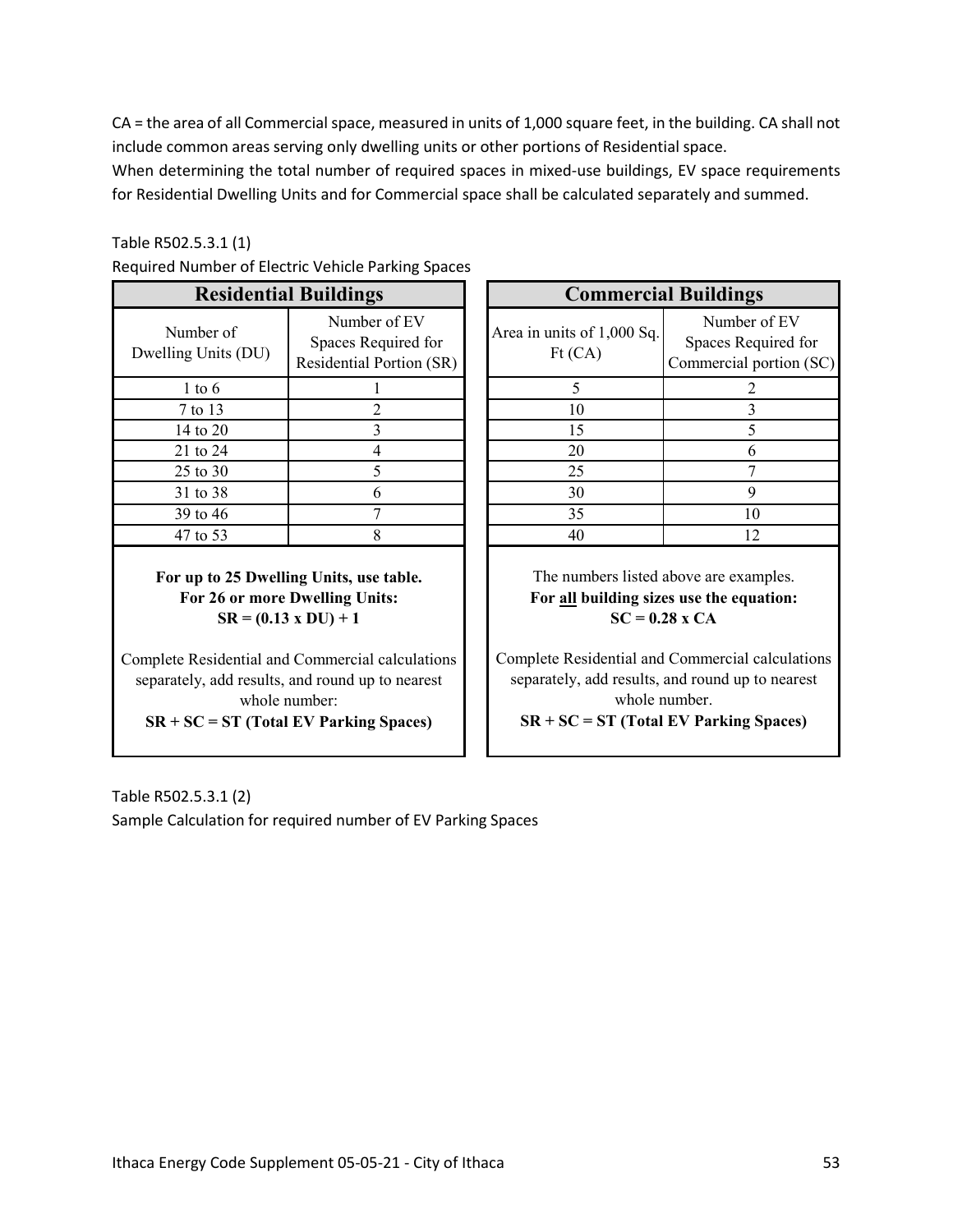CA = the area of all Commercial space, measured in units of 1,000 square feet, in the building. CA shall not include common areas serving only dwelling units or other portions of Residential space.

When determining the total number of required spaces in mixed-use buildings, EV space requirements for Residential Dwelling Units and for Commercial space shall be calculated separately and summed.

Table R502.5.3.1 (1)

Required Number of Electric Vehicle Parking Spaces

| **Residential Buildings** | |
|---|---|
| Number of Dwelling Units (DU) | Number of EV Spaces Required for Residential Portion (SR) |
| 1 to 6 | 1 |
| 7 to 13 | 2 |
| 14 to 20 | 3 |
| 21 to 24 | 4 |
| 25 to 30 | 5 |
| 31 to 38 | 6 |
| 39 to 46 | 7 |
| 47 to 53 | 8 |

**For up to 25 Dwelling Units, use table.**
**For 26 or more Dwelling Units:**
$$SR = (0.13 \times DU) + 1$$

Complete Residential and Commercial calculations separately, add results, and round up to nearest whole number:
**SR + SC = ST (Total EV Parking Spaces)**

| **Commercial Buildings** | |
|---|---|
| Area in units of 1,000 Sq. Ft (CA) | Number of EV Spaces Required for Commercial portion (SC) |
| 5 | 2 |
| 10 | 3 |
| 15 | 5 |
| 20 | 6 |
| 25 | 7 |
| 30 | 9 |
| 35 | 10 |
| 40 | 12 |

The numbers listed above are examples.
**For all building sizes use the equation:**
$$SC = 0.28 \times CA$$

Complete Residential and Commercial calculations separately, add results, and round up to nearest whole number.
**SR + SC = ST (Total EV Parking Spaces)**

Table R502.5.3.1 (2)

Sample Calculation for required number of EV Parking Spaces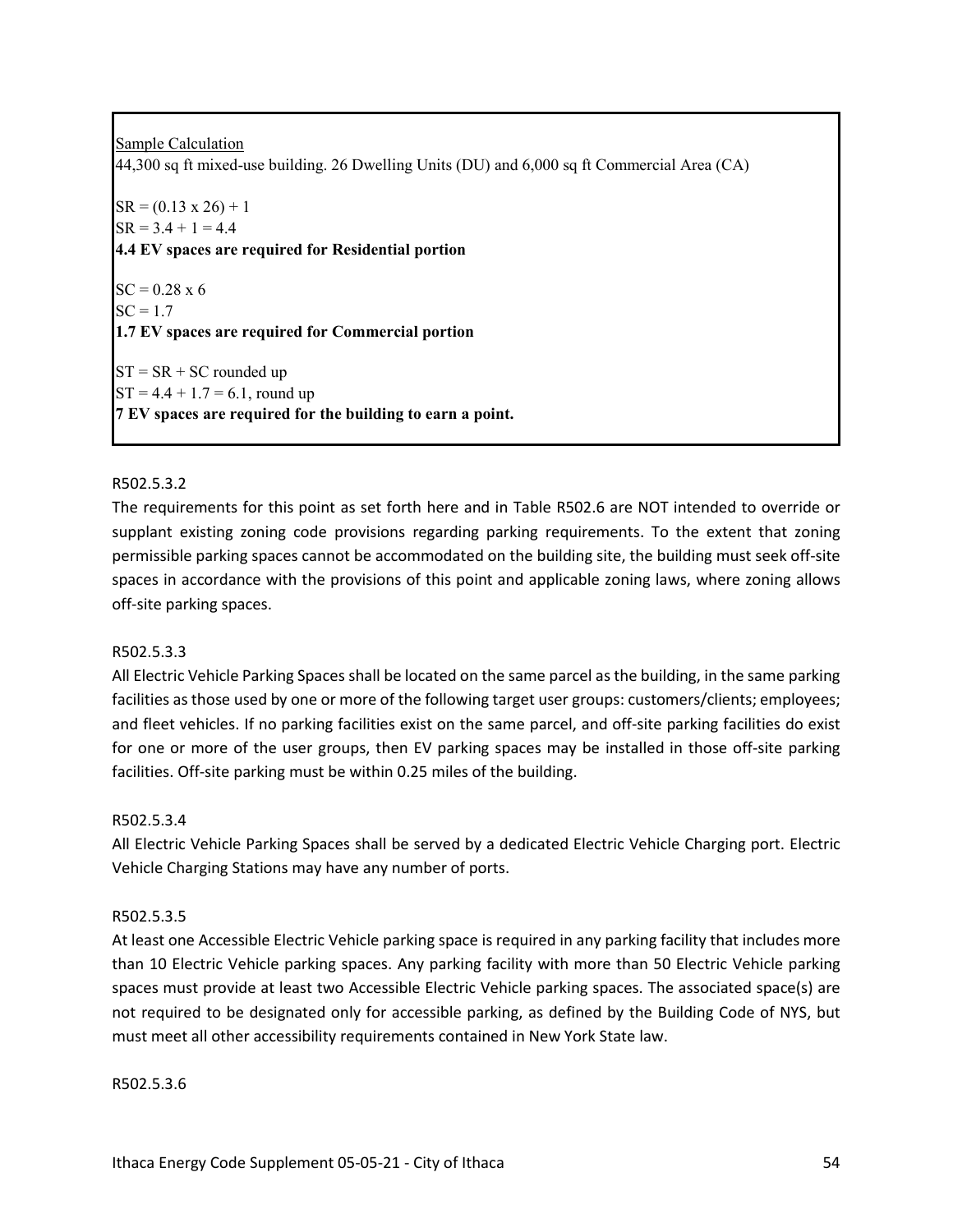Sample Calculation

44,300 sq ft mixed-use building. 26 Dwelling Units (DU) and 6,000 sq ft Commercial Area (CA)

SR = (0.13 x 26) + 1
SR = 3.4 + 1 = 4.4
**4.4 EV spaces are required for Residential portion**

SC = 0.28 x 6
SC = 1.7
**1.7 EV spaces are required for Commercial portion**

ST = SR + SC rounded up
ST = 4.4 + 1.7 = 6.1, round up
**7 EV spaces are required for the building to earn a point.**

R502.5.3.2

The requirements for this point as set forth here and in Table R502.6 are NOT intended to override or supplant existing zoning code provisions regarding parking requirements. To the extent that zoning permissible parking spaces cannot be accommodated on the building site, the building must seek off-site spaces in accordance with the provisions of this point and applicable zoning laws, where zoning allows off-site parking spaces.

R502.5.3.3

All Electric Vehicle Parking Spaces shall be located on the same parcel as the building, in the same parking facilities as those used by one or more of the following target user groups: customers/clients; employees; and fleet vehicles. If no parking facilities exist on the same parcel, and off-site parking facilities do exist for one or more of the user groups, then EV parking spaces may be installed in those off-site parking facilities. Off-site parking must be within 0.25 miles of the building.

R502.5.3.4

All Electric Vehicle Parking Spaces shall be served by a dedicated Electric Vehicle Charging port. Electric Vehicle Charging Stations may have any number of ports.

R502.5.3.5

At least one Accessible Electric Vehicle parking space is required in any parking facility that includes more than 10 Electric Vehicle parking spaces. Any parking facility with more than 50 Electric Vehicle parking spaces must provide at least two Accessible Electric Vehicle parking spaces. The associated space(s) are not required to be designated only for accessible parking, as defined by the Building Code of NYS, but must meet all other accessibility requirements contained in New York State law.

R502.5.3.6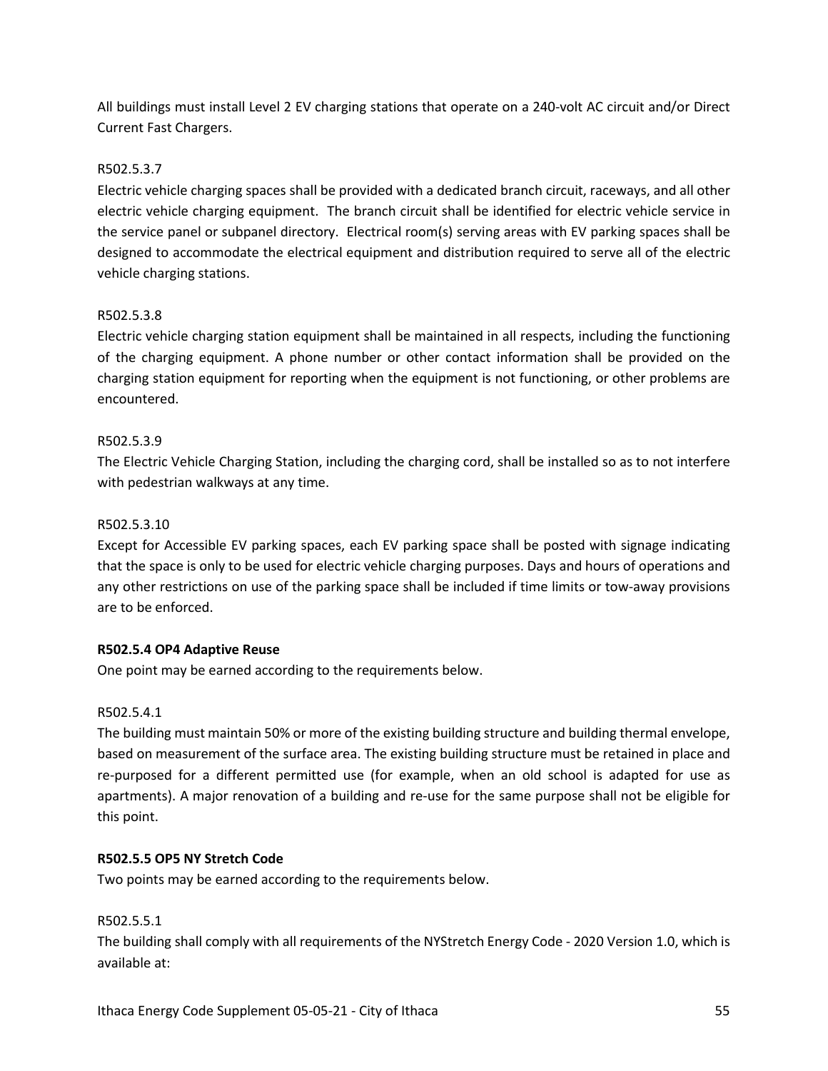All buildings must install Level 2 EV charging stations that operate on a 240-volt AC circuit and/or Direct Current Fast Chargers.

R502.5.3.7

Electric vehicle charging spaces shall be provided with a dedicated branch circuit, raceways, and all other electric vehicle charging equipment. The branch circuit shall be identified for electric vehicle service in the service panel or subpanel directory. Electrical room(s) serving areas with EV parking spaces shall be designed to accommodate the electrical equipment and distribution required to serve all of the electric vehicle charging stations.

R502.5.3.8

Electric vehicle charging station equipment shall be maintained in all respects, including the functioning of the charging equipment. A phone number or other contact information shall be provided on the charging station equipment for reporting when the equipment is not functioning, or other problems are encountered.

R502.5.3.9

The Electric Vehicle Charging Station, including the charging cord, shall be installed so as to not interfere with pedestrian walkways at any time.

R502.5.3.10

Except for Accessible EV parking spaces, each EV parking space shall be posted with signage indicating that the space is only to be used for electric vehicle charging purposes. Days and hours of operations and any other restrictions on use of the parking space shall be included if time limits or tow-away provisions are to be enforced.

**R502.5.4 OP4 Adaptive Reuse**

One point may be earned according to the requirements below.

R502.5.4.1

The building must maintain 50% or more of the existing building structure and building thermal envelope, based on measurement of the surface area. The existing building structure must be retained in place and re-purposed for a different permitted use (for example, when an old school is adapted for use as apartments). A major renovation of a building and re-use for the same purpose shall not be eligible for this point.

**R502.5.5 OP5 NY Stretch Code**

Two points may be earned according to the requirements below.

R502.5.5.1

The building shall comply with all requirements of the NYStretch Energy Code - 2020 Version 1.0, which is available at: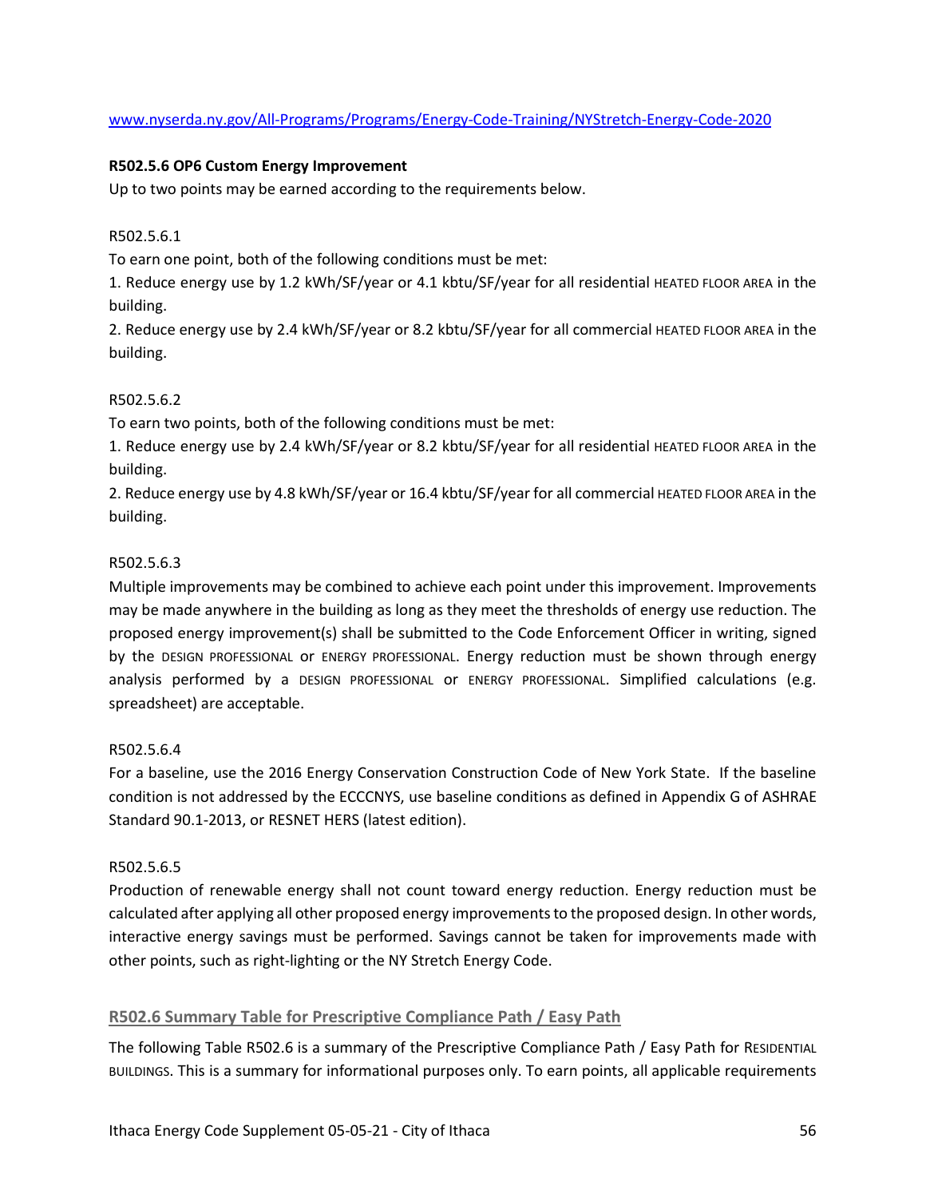www.nyserda.ny.gov/All-Programs/Programs/Energy-Code-Training/NYStretch-Energy-Code-2020

**R502.5.6 OP6 Custom Energy Improvement**

Up to two points may be earned according to the requirements below.

R502.5.6.1

To earn one point, both of the following conditions must be met:

1. Reduce energy use by 1.2 kWh/SF/year or 4.1 kbtu/SF/year for all residential HEATED FLOOR AREA in the building.
2. Reduce energy use by 2.4 kWh/SF/year or 8.2 kbtu/SF/year for all commercial HEATED FLOOR AREA in the building.

R502.5.6.2

To earn two points, both of the following conditions must be met:

1. Reduce energy use by 2.4 kWh/SF/year or 8.2 kbtu/SF/year for all residential HEATED FLOOR AREA in the building.
2. Reduce energy use by 4.8 kWh/SF/year or 16.4 kbtu/SF/year for all commercial HEATED FLOOR AREA in the building.

R502.5.6.3

Multiple improvements may be combined to achieve each point under this improvement. Improvements may be made anywhere in the building as long as they meet the thresholds of energy use reduction. The proposed energy improvement(s) shall be submitted to the Code Enforcement Officer in writing, signed by the DESIGN PROFESSIONAL or ENERGY PROFESSIONAL. Energy reduction must be shown through energy analysis performed by a DESIGN PROFESSIONAL or ENERGY PROFESSIONAL. Simplified calculations (e.g. spreadsheet) are acceptable.

R502.5.6.4

For a baseline, use the 2016 Energy Conservation Construction Code of New York State. If the baseline condition is not addressed by the ECCCNYS, use baseline conditions as defined in Appendix G of ASHRAE Standard 90.1-2013, or RESNET HERS (latest edition).

R502.5.6.5

Production of renewable energy shall not count toward energy reduction. Energy reduction must be calculated after applying all other proposed energy improvements to the proposed design. In other words, interactive energy savings must be performed. Savings cannot be taken for improvements made with other points, such as right-lighting or the NY Stretch Energy Code.

## R502.6 Summary Table for Prescriptive Compliance Path / Easy Path

The following Table R502.6 is a summary of the Prescriptive Compliance Path / Easy Path for RESIDENTIAL BUILDINGS. This is a summary for informational purposes only. To earn points, all applicable requirements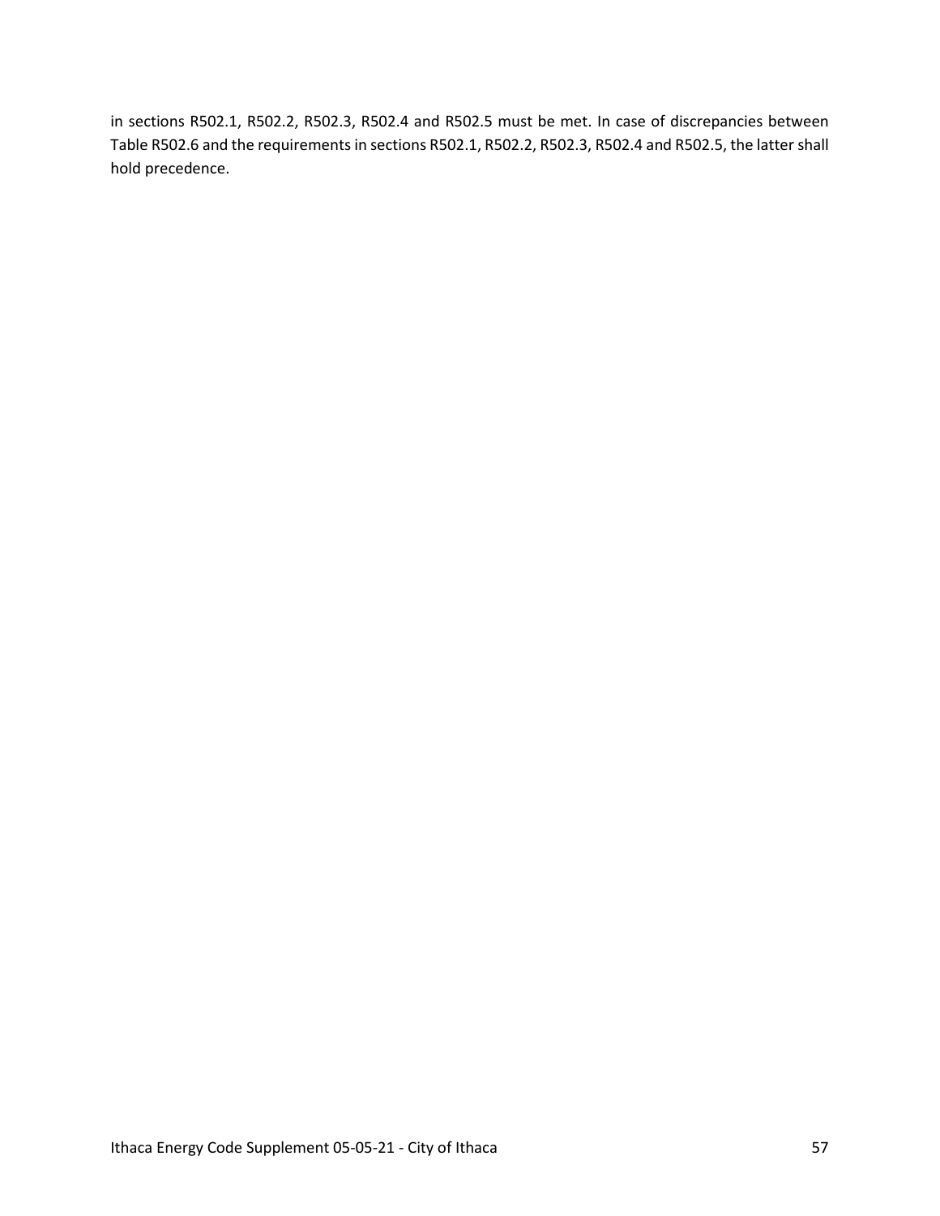in sections R502.1, R502.2, R502.3, R502.4 and R502.5 must be met. In case of discrepancies between Table R502.6 and the requirements in sections R502.1, R502.2, R502.3, R502.4 and R502.5, the latter shall hold precedence.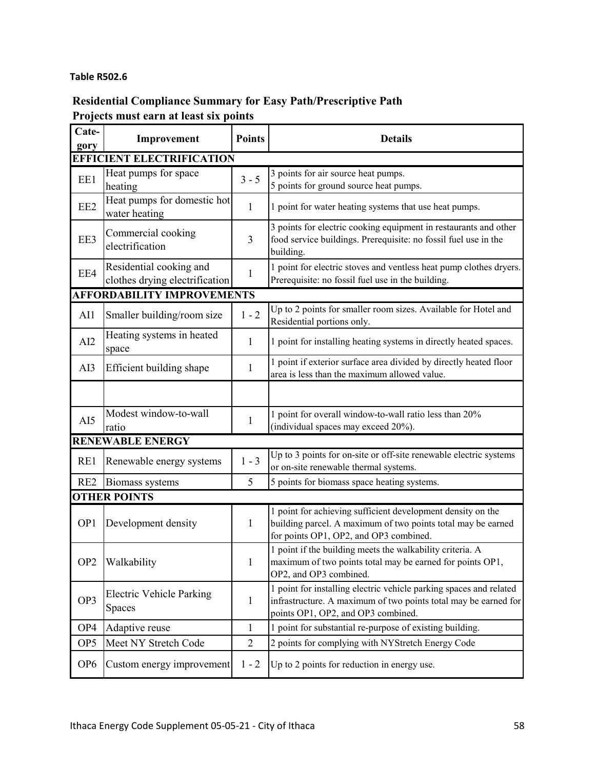**Table R502.6**

**Residential Compliance Summary for Easy Path/Prescriptive Path**
**Projects must earn at least six points**

| Category | Improvement | Points | Details |
|---|---|---|---|
| **EFFICIENT ELECTRIFICATION** | | | |
| EE1 | Heat pumps for space heating | 3 - 5 | 3 points for air source heat pumps.<br>5 points for ground source heat pumps. |
| EE2 | Heat pumps for domestic hot water heating | 1 | 1 point for water heating systems that use heat pumps. |
| EE3 | Commercial cooking electrification | 3 | 3 points for electric cooking equipment in restaurants and other food service buildings. Prerequisite: no fossil fuel use in the building. |
| EE4 | Residential cooking and clothes drying electrification | 1 | 1 point for electric stoves and ventless heat pump clothes dryers. Prerequisite: no fossil fuel use in the building. |
| **AFFORDABILITY IMPROVEMENTS** | | | |
| AI1 | Smaller building/room size | 1 - 2 | Up to 2 points for smaller room sizes. Available for Hotel and Residential portions only. |
| AI2 | Heating systems in heated space | 1 | 1 point for installing heating systems in directly heated spaces. |
| AI3 | Efficient building shape | 1 | 1 point if exterior surface area divided by directly heated floor area is less than the maximum allowed value. |
| | | | |
| AI5 | Modest window-to-wall ratio | 1 | 1 point for overall window-to-wall ratio less than 20% (individual spaces may exceed 20%). |
| **RENEWABLE ENERGY** | | | |
| RE1 | Renewable energy systems | 1 - 3 | Up to 3 points for on-site or off-site renewable electric systems or on-site renewable thermal systems. |
| RE2 | Biomass systems | 5 | 5 points for biomass space heating systems. |
| **OTHER POINTS** | | | |
| OP1 | Development density | 1 | 1 point for achieving sufficient development density on the building parcel. A maximum of two points total may be earned for points OP1, OP2, and OP3 combined. |
| OP2 | Walkability | 1 | 1 point if the building meets the walkability criteria. A maximum of two points total may be earned for points OP1, OP2, and OP3 combined. |
| OP3 | Electric Vehicle Parking Spaces | 1 | 1 point for installing electric vehicle parking spaces and related infrastructure. A maximum of two points total may be earned for points OP1, OP2, and OP3 combined. |
| OP4 | Adaptive reuse | 1 | 1 point for substantial re-purpose of existing building. |
| OP5 | Meet NY Stretch Code | 2 | 2 points for complying with NYStretch Energy Code |
| OP6 | Custom energy improvement | 1 - 2 | Up to 2 points for reduction in energy use. |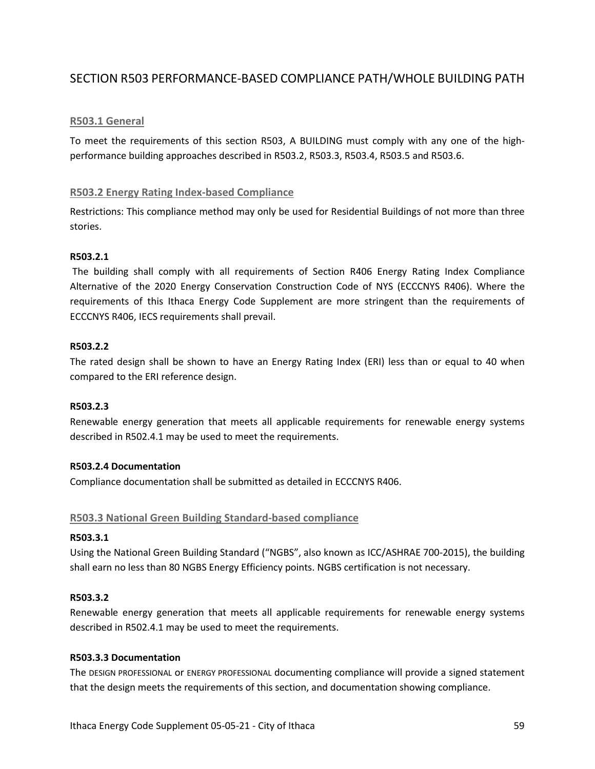# SECTION R503 PERFORMANCE-BASED COMPLIANCE PATH/WHOLE BUILDING PATH

## R503.1 General

To meet the requirements of this section R503, A BUILDING must comply with any one of the high-performance building approaches described in R503.2, R503.3, R503.4, R503.5 and R503.6.

## R503.2 Energy Rating Index-based Compliance

Restrictions: This compliance method may only be used for Residential Buildings of not more than three stories.

**R503.2.1**

The building shall comply with all requirements of Section R406 Energy Rating Index Compliance Alternative of the 2020 Energy Conservation Construction Code of NYS (ECCCNYS R406). Where the requirements of this Ithaca Energy Code Supplement are more stringent than the requirements of ECCCNYS R406, IECS requirements shall prevail.

**R503.2.2**

The rated design shall be shown to have an Energy Rating Index (ERI) less than or equal to 40 when compared to the ERI reference design.

**R503.2.3**

Renewable energy generation that meets all applicable requirements for renewable energy systems described in R502.4.1 may be used to meet the requirements.

**R503.2.4 Documentation**

Compliance documentation shall be submitted as detailed in ECCCNYS R406.

## R503.3 National Green Building Standard-based compliance

**R503.3.1**

Using the National Green Building Standard ("NGBS", also known as ICC/ASHRAE 700-2015), the building shall earn no less than 80 NGBS Energy Efficiency points. NGBS certification is not necessary.

**R503.3.2**

Renewable energy generation that meets all applicable requirements for renewable energy systems described in R502.4.1 may be used to meet the requirements.

**R503.3.3 Documentation**

The DESIGN PROFESSIONAL or ENERGY PROFESSIONAL documenting compliance will provide a signed statement that the design meets the requirements of this section, and documentation showing compliance.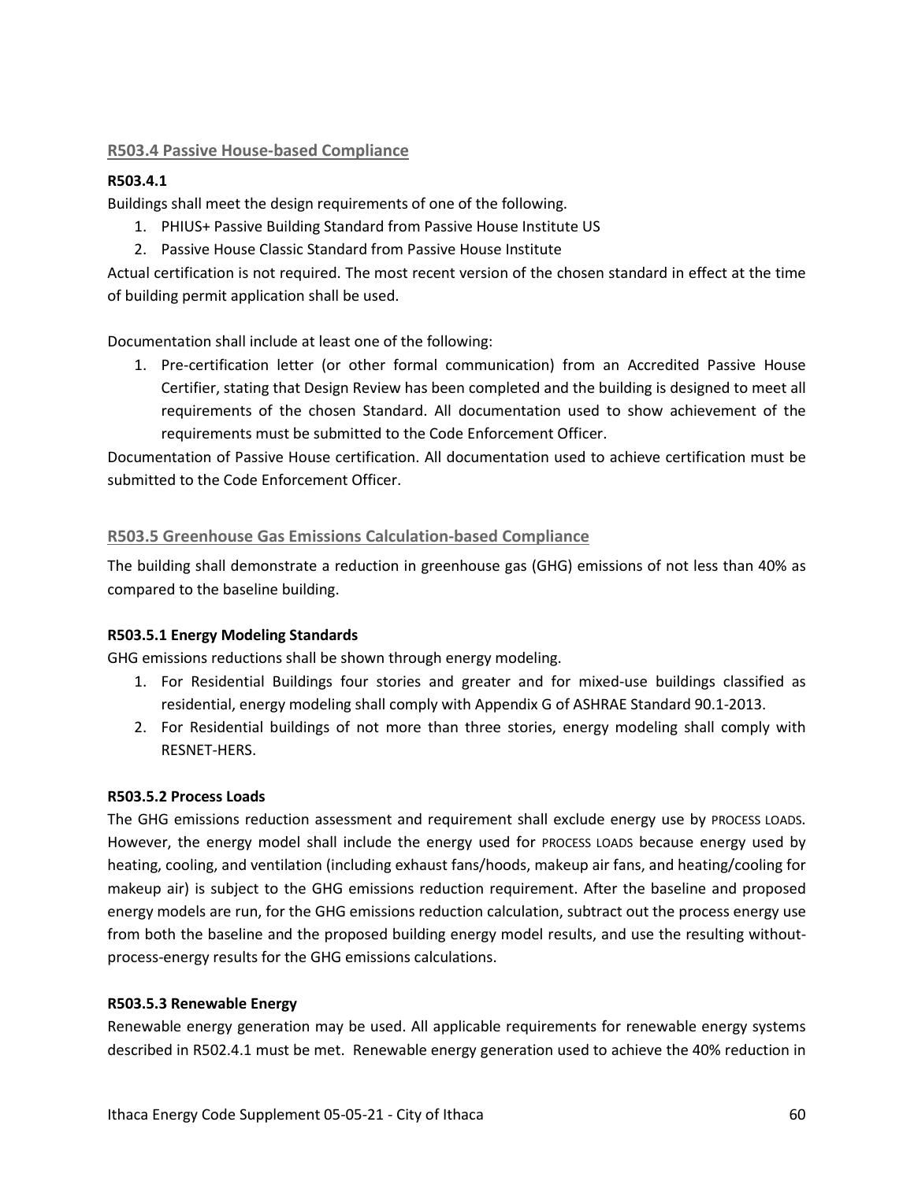## R503.4 Passive House-based Compliance

**R503.4.1**

Buildings shall meet the design requirements of one of the following.

1. PHIUS+ Passive Building Standard from Passive House Institute US
2. Passive House Classic Standard from Passive House Institute

Actual certification is not required. The most recent version of the chosen standard in effect at the time of building permit application shall be used.

Documentation shall include at least one of the following:

1. Pre-certification letter (or other formal communication) from an Accredited Passive House Certifier, stating that Design Review has been completed and the building is designed to meet all requirements of the chosen Standard. All documentation used to show achievement of the requirements must be submitted to the Code Enforcement Officer.

Documentation of Passive House certification. All documentation used to achieve certification must be submitted to the Code Enforcement Officer.

## R503.5 Greenhouse Gas Emissions Calculation-based Compliance

The building shall demonstrate a reduction in greenhouse gas (GHG) emissions of not less than 40% as compared to the baseline building.

**R503.5.1 Energy Modeling Standards**

GHG emissions reductions shall be shown through energy modeling.

1. For Residential Buildings four stories and greater and for mixed-use buildings classified as residential, energy modeling shall comply with Appendix G of ASHRAE Standard 90.1-2013.
2. For Residential buildings of not more than three stories, energy modeling shall comply with RESNET-HERS.

**R503.5.2 Process Loads**

The GHG emissions reduction assessment and requirement shall exclude energy use by PROCESS LOADS. However, the energy model shall include the energy used for PROCESS LOADS because energy used by heating, cooling, and ventilation (including exhaust fans/hoods, makeup air fans, and heating/cooling for makeup air) is subject to the GHG emissions reduction requirement. After the baseline and proposed energy models are run, for the GHG emissions reduction calculation, subtract out the process energy use from both the baseline and the proposed building energy model results, and use the resulting without-process-energy results for the GHG emissions calculations.

**R503.5.3 Renewable Energy**

Renewable energy generation may be used. All applicable requirements for renewable energy systems described in R502.4.1 must be met. Renewable energy generation used to achieve the 40% reduction in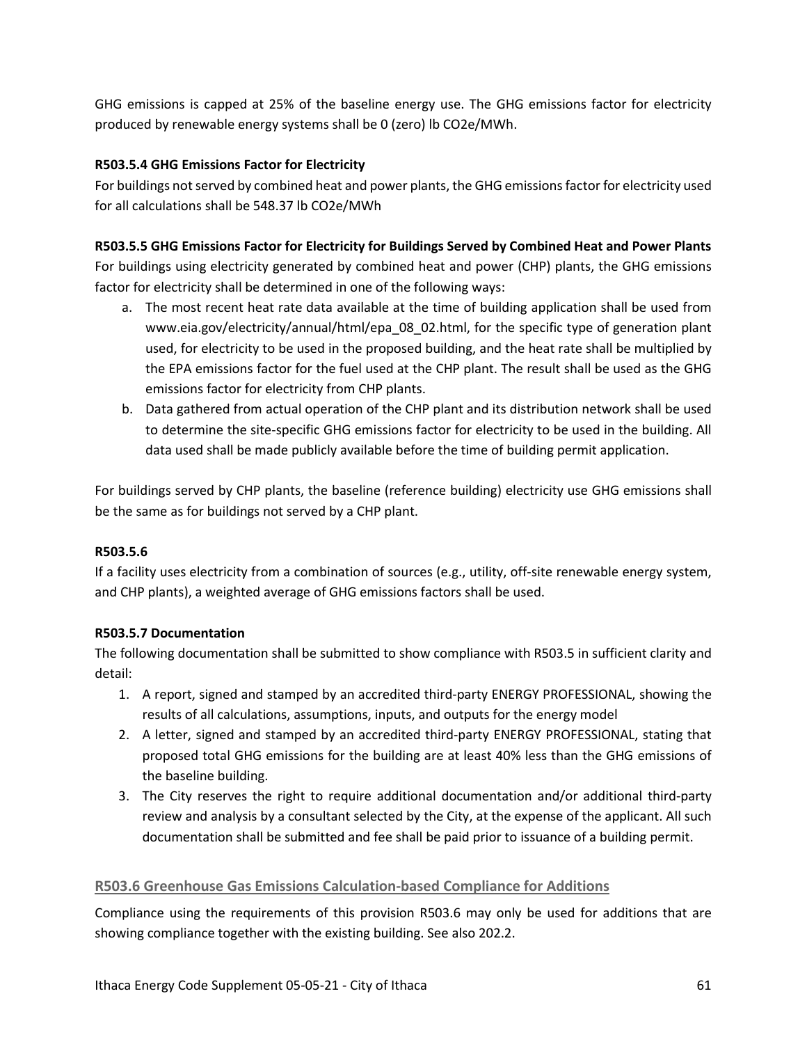GHG emissions is capped at 25% of the baseline energy use. The GHG emissions factor for electricity produced by renewable energy systems shall be 0 (zero) lb CO2e/MWh.

**R503.5.4 GHG Emissions Factor for Electricity**

For buildings not served by combined heat and power plants, the GHG emissions factor for electricity used for all calculations shall be 548.37 lb CO2e/MWh

**R503.5.5 GHG Emissions Factor for Electricity for Buildings Served by Combined Heat and Power Plants**

For buildings using electricity generated by combined heat and power (CHP) plants, the GHG emissions factor for electricity shall be determined in one of the following ways:

a. The most recent heat rate data available at the time of building application shall be used from www.eia.gov/electricity/annual/html/epa_08_02.html, for the specific type of generation plant used, for electricity to be used in the proposed building, and the heat rate shall be multiplied by the EPA emissions factor for the fuel used at the CHP plant. The result shall be used as the GHG emissions factor for electricity from CHP plants.

b. Data gathered from actual operation of the CHP plant and its distribution network shall be used to determine the site-specific GHG emissions factor for electricity to be used in the building. All data used shall be made publicly available before the time of building permit application.

For buildings served by CHP plants, the baseline (reference building) electricity use GHG emissions shall be the same as for buildings not served by a CHP plant.

**R503.5.6**

If a facility uses electricity from a combination of sources (e.g., utility, off-site renewable energy system, and CHP plants), a weighted average of GHG emissions factors shall be used.

**R503.5.7 Documentation**

The following documentation shall be submitted to show compliance with R503.5 in sufficient clarity and detail:

1. A report, signed and stamped by an accredited third-party ENERGY PROFESSIONAL, showing the results of all calculations, assumptions, inputs, and outputs for the energy model
2. A letter, signed and stamped by an accredited third-party ENERGY PROFESSIONAL, stating that proposed total GHG emissions for the building are at least 40% less than the GHG emissions of the baseline building.
3. The City reserves the right to require additional documentation and/or additional third-party review and analysis by a consultant selected by the City, at the expense of the applicant. All such documentation shall be submitted and fee shall be paid prior to issuance of a building permit.

## R503.6 Greenhouse Gas Emissions Calculation-based Compliance for Additions

Compliance using the requirements of this provision R503.6 may only be used for additions that are showing compliance together with the existing building. See also 202.2.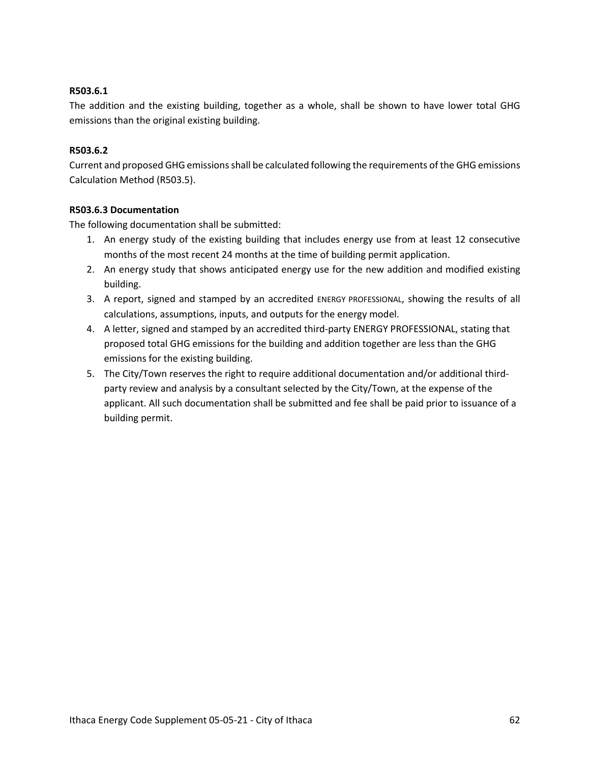**R503.6.1**

The addition and the existing building, together as a whole, shall be shown to have lower total GHG emissions than the original existing building.

**R503.6.2**

Current and proposed GHG emissions shall be calculated following the requirements of the GHG emissions Calculation Method (R503.5).

**R503.6.3 Documentation**

The following documentation shall be submitted:

1. An energy study of the existing building that includes energy use from at least 12 consecutive months of the most recent 24 months at the time of building permit application.
2. An energy study that shows anticipated energy use for the new addition and modified existing building.
3. A report, signed and stamped by an accredited ENERGY PROFESSIONAL, showing the results of all calculations, assumptions, inputs, and outputs for the energy model.
4. A letter, signed and stamped by an accredited third-party ENERGY PROFESSIONAL, stating that proposed total GHG emissions for the building and addition together are less than the GHG emissions for the existing building.
5. The City/Town reserves the right to require additional documentation and/or additional third-party review and analysis by a consultant selected by the City/Town, at the expense of the applicant. All such documentation shall be submitted and fee shall be paid prior to issuance of a building permit.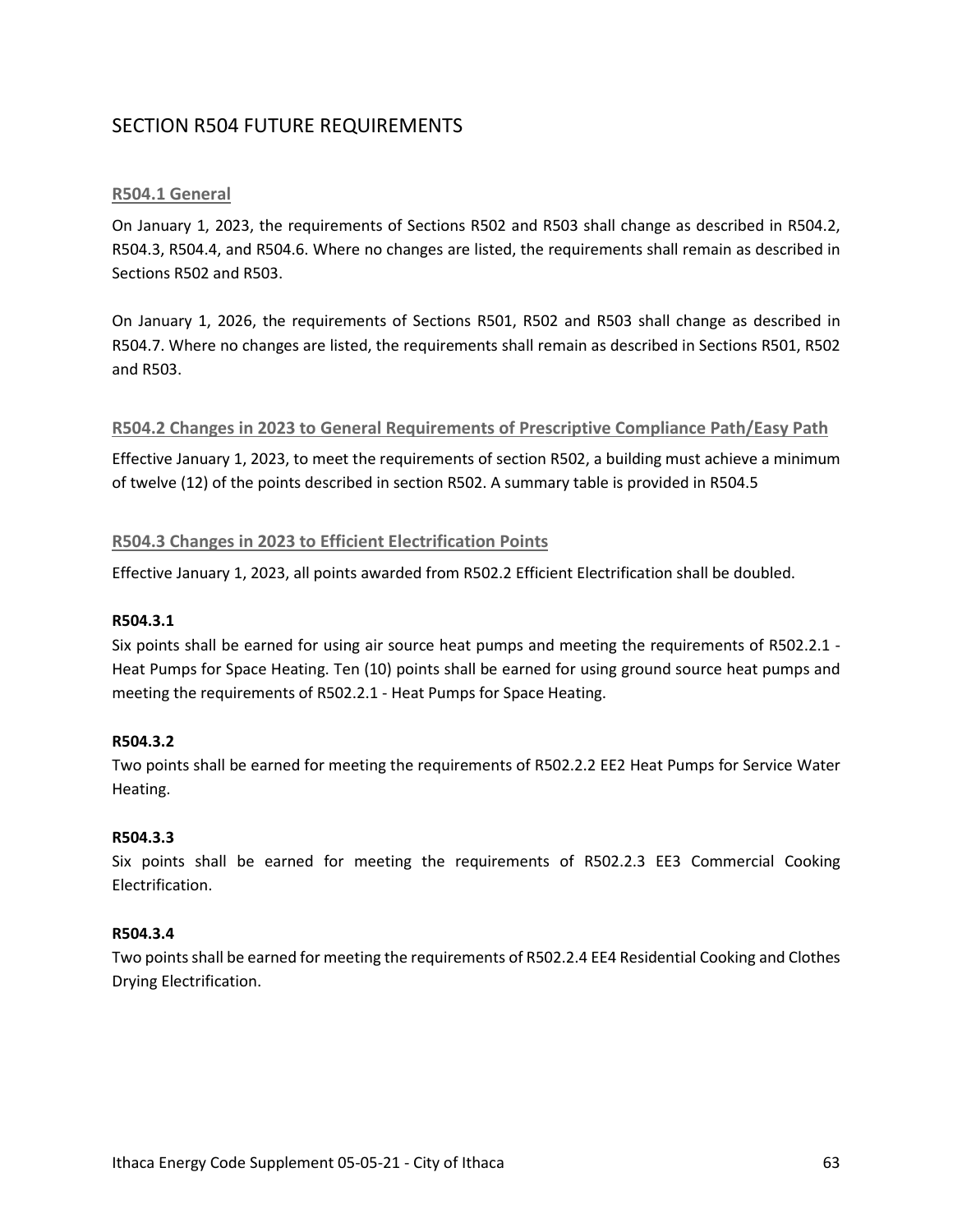## SECTION R504 FUTURE REQUIREMENTS

### R504.1 General

On January 1, 2023, the requirements of Sections R502 and R503 shall change as described in R504.2, R504.3, R504.4, and R504.6. Where no changes are listed, the requirements shall remain as described in Sections R502 and R503.

On January 1, 2026, the requirements of Sections R501, R502 and R503 shall change as described in R504.7. Where no changes are listed, the requirements shall remain as described in Sections R501, R502 and R503.

### R504.2 Changes in 2023 to General Requirements of Prescriptive Compliance Path/Easy Path

Effective January 1, 2023, to meet the requirements of section R502, a building must achieve a minimum of twelve (12) of the points described in section R502. A summary table is provided in R504.5

### R504.3 Changes in 2023 to Efficient Electrification Points

Effective January 1, 2023, all points awarded from R502.2 Efficient Electrification shall be doubled.

**R504.3.1**

Six points shall be earned for using air source heat pumps and meeting the requirements of R502.2.1 - Heat Pumps for Space Heating. Ten (10) points shall be earned for using ground source heat pumps and meeting the requirements of R502.2.1 - Heat Pumps for Space Heating.

**R504.3.2**

Two points shall be earned for meeting the requirements of R502.2.2 EE2 Heat Pumps for Service Water Heating.

**R504.3.3**

Six points shall be earned for meeting the requirements of R502.2.3 EE3 Commercial Cooking Electrification.

**R504.3.4**

Two points shall be earned for meeting the requirements of R502.2.4 EE4 Residential Cooking and Clothes Drying Electrification.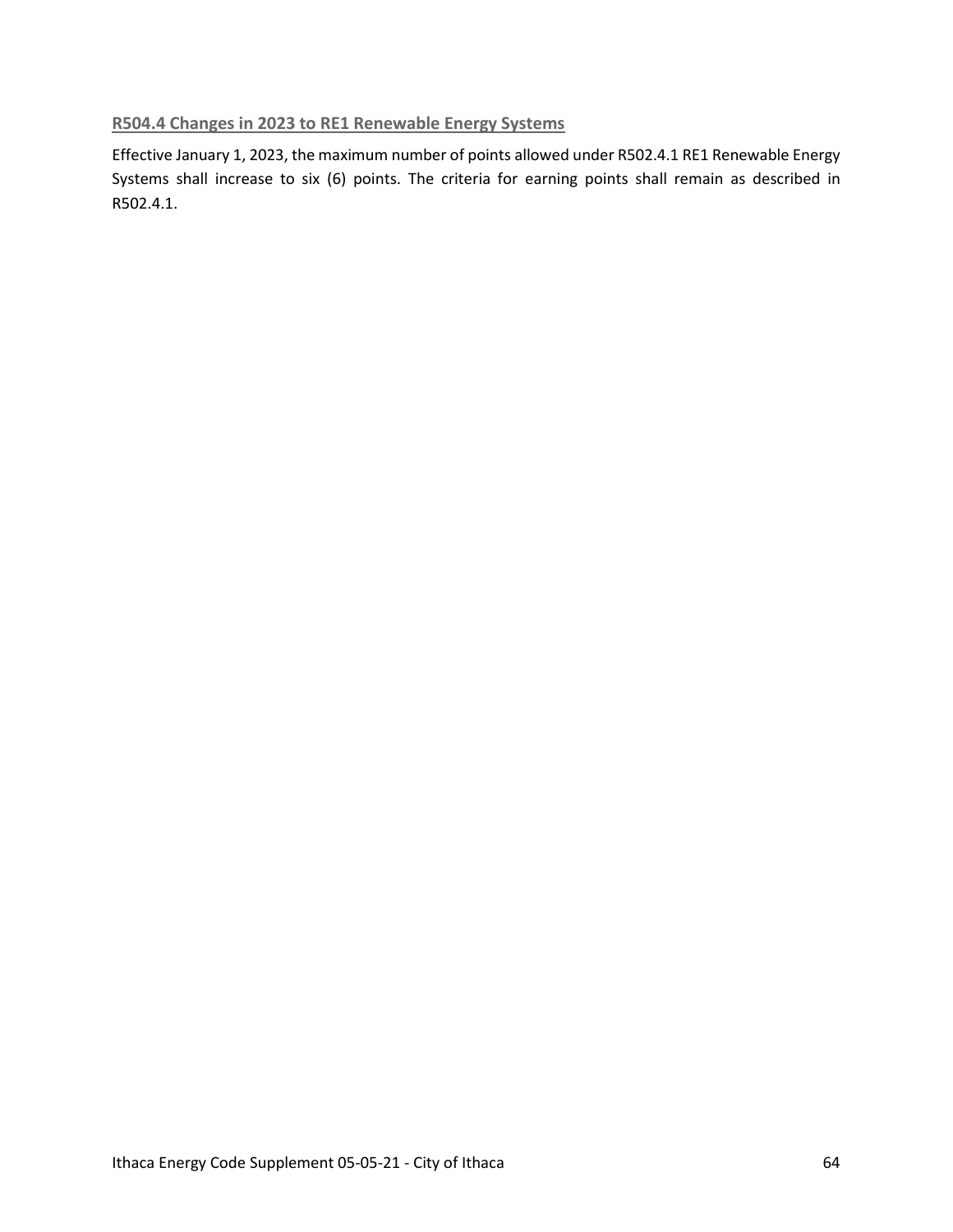### R504.4 Changes in 2023 to RE1 Renewable Energy Systems

Effective January 1, 2023, the maximum number of points allowed under R502.4.1 RE1 Renewable Energy Systems shall increase to six (6) points. The criteria for earning points shall remain as described in R502.4.1.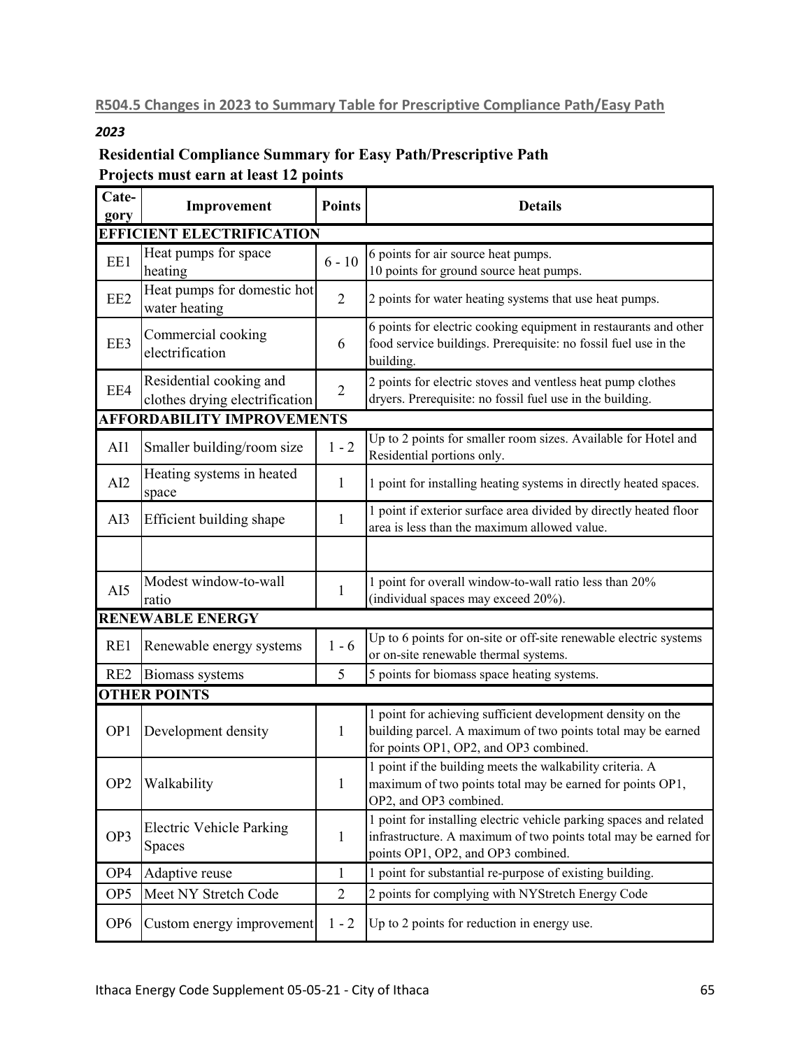## R504.5 Changes in 2023 to Summary Table for Prescriptive Compliance Path/Easy Path

*2023*

**Residential Compliance Summary for Easy Path/Prescriptive Path**
**Projects must earn at least 12 points**

| Category | Improvement | Points | Details |
|---|---|---|---|
| **EFFICIENT ELECTRIFICATION** | | | |
| EE1 | Heat pumps for space heating | 6 - 10 | 6 points for air source heat pumps. 10 points for ground source heat pumps. |
| EE2 | Heat pumps for domestic hot water heating | 2 | 2 points for water heating systems that use heat pumps. |
| EE3 | Commercial cooking electrification | 6 | 6 points for electric cooking equipment in restaurants and other food service buildings. Prerequisite: no fossil fuel use in the building. |
| EE4 | Residential cooking and clothes drying electrification | 2 | 2 points for electric stoves and ventless heat pump clothes dryers. Prerequisite: no fossil fuel use in the building. |
| **AFFORDABILITY IMPROVEMENTS** | | | |
| AI1 | Smaller building/room size | 1 - 2 | Up to 2 points for smaller room sizes. Available for Hotel and Residential portions only. |
| AI2 | Heating systems in heated space | 1 | 1 point for installing heating systems in directly heated spaces. |
| AI3 | Efficient building shape | 1 | 1 point if exterior surface area divided by directly heated floor area is less than the maximum allowed value. |
| | | | |
| AI5 | Modest window-to-wall ratio | 1 | 1 point for overall window-to-wall ratio less than 20% (individual spaces may exceed 20%). |
| **RENEWABLE ENERGY** | | | |
| RE1 | Renewable energy systems | 1 - 6 | Up to 6 points for on-site or off-site renewable electric systems or on-site renewable thermal systems. |
| RE2 | Biomass systems | 5 | 5 points for biomass space heating systems. |
| **OTHER POINTS** | | | |
| OP1 | Development density | 1 | 1 point for achieving sufficient development density on the building parcel. A maximum of two points total may be earned for points OP1, OP2, and OP3 combined. |
| OP2 | Walkability | 1 | 1 point if the building meets the walkability criteria. A maximum of two points total may be earned for points OP1, OP2, and OP3 combined. |
| OP3 | Electric Vehicle Parking Spaces | 1 | 1 point for installing electric vehicle parking spaces and related infrastructure. A maximum of two points total may be earned for points OP1, OP2, and OP3 combined. |
| OP4 | Adaptive reuse | 1 | 1 point for substantial re-purpose of existing building. |
| OP5 | Meet NY Stretch Code | 2 | 2 points for complying with NYStretch Energy Code |
| OP6 | Custom energy improvement | 1 - 2 | Up to 2 points for reduction in energy use. |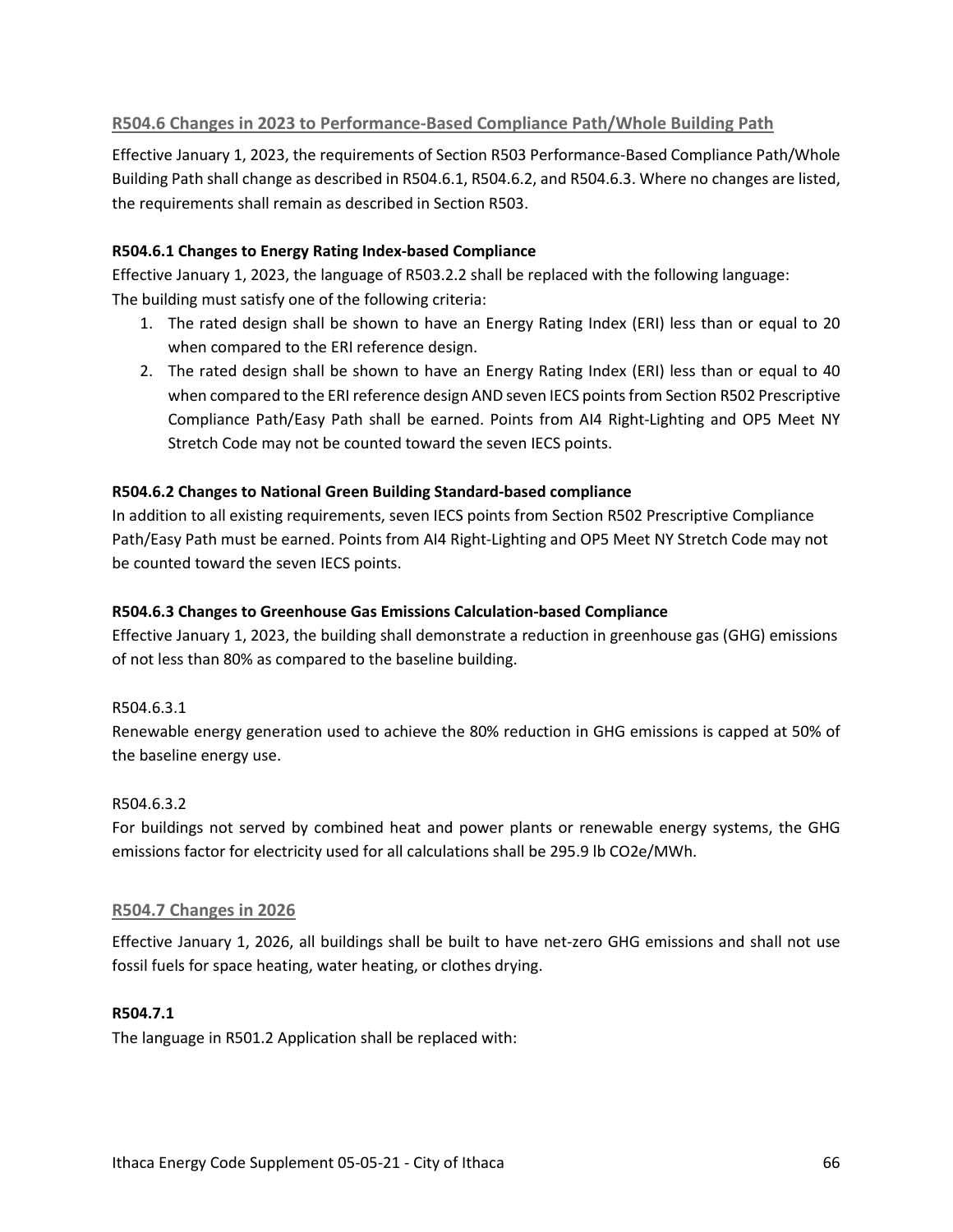## R504.6 Changes in 2023 to Performance-Based Compliance Path/Whole Building Path

Effective January 1, 2023, the requirements of Section R503 Performance-Based Compliance Path/Whole Building Path shall change as described in R504.6.1, R504.6.2, and R504.6.3. Where no changes are listed, the requirements shall remain as described in Section R503.

**R504.6.1 Changes to Energy Rating Index-based Compliance**

Effective January 1, 2023, the language of R503.2.2 shall be replaced with the following language:
The building must satisfy one of the following criteria:

1. The rated design shall be shown to have an Energy Rating Index (ERI) less than or equal to 20 when compared to the ERI reference design.
2. The rated design shall be shown to have an Energy Rating Index (ERI) less than or equal to 40 when compared to the ERI reference design AND seven IECS points from Section R502 Prescriptive Compliance Path/Easy Path shall be earned. Points from AI4 Right-Lighting and OP5 Meet NY Stretch Code may not be counted toward the seven IECS points.

**R504.6.2 Changes to National Green Building Standard-based compliance**

In addition to all existing requirements, seven IECS points from Section R502 Prescriptive Compliance Path/Easy Path must be earned. Points from AI4 Right-Lighting and OP5 Meet NY Stretch Code may not be counted toward the seven IECS points.

**R504.6.3 Changes to Greenhouse Gas Emissions Calculation-based Compliance**

Effective January 1, 2023, the building shall demonstrate a reduction in greenhouse gas (GHG) emissions of not less than 80% as compared to the baseline building.

R504.6.3.1

Renewable energy generation used to achieve the 80% reduction in GHG emissions is capped at 50% of the baseline energy use.

R504.6.3.2

For buildings not served by combined heat and power plants or renewable energy systems, the GHG emissions factor for electricity used for all calculations shall be 295.9 lb $CO_2e$/MWh.

## R504.7 Changes in 2026

Effective January 1, 2026, all buildings shall be built to have net-zero GHG emissions and shall not use fossil fuels for space heating, water heating, or clothes drying.

**R504.7.1**

The language in R501.2 Application shall be replaced with: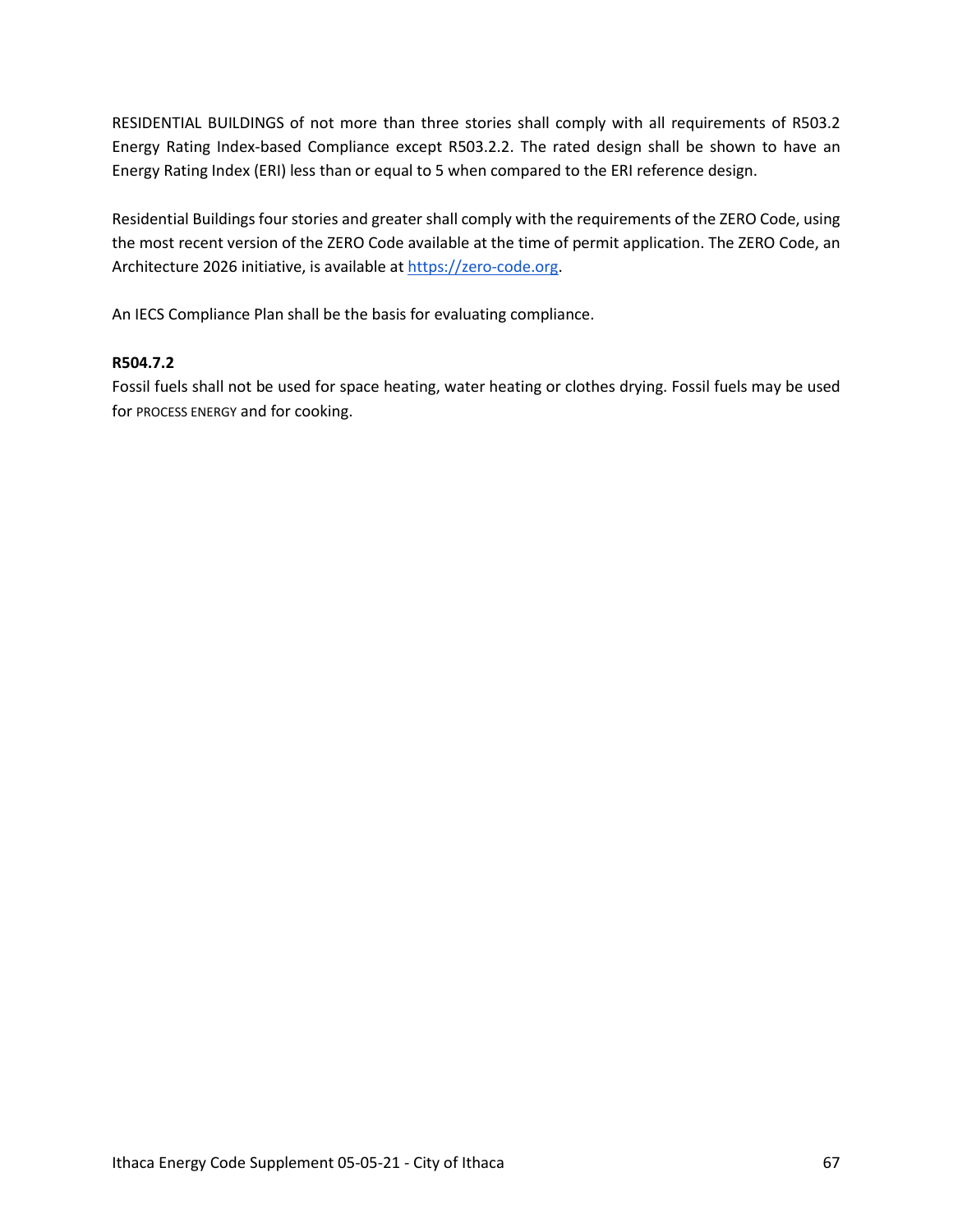RESIDENTIAL BUILDINGS of not more than three stories shall comply with all requirements of R503.2 Energy Rating Index-based Compliance except R503.2.2. The rated design shall be shown to have an Energy Rating Index (ERI) less than or equal to 5 when compared to the ERI reference design.

Residential Buildings four stories and greater shall comply with the requirements of the ZERO Code, using the most recent version of the ZERO Code available at the time of permit application. The ZERO Code, an Architecture 2026 initiative, is available at [https://zero-code.org](https://zero-code.org).

An IECS Compliance Plan shall be the basis for evaluating compliance.

**R504.7.2**
Fossil fuels shall not be used for space heating, water heating or clothes drying. Fossil fuels may be used for PROCESS ENERGY and for cooking.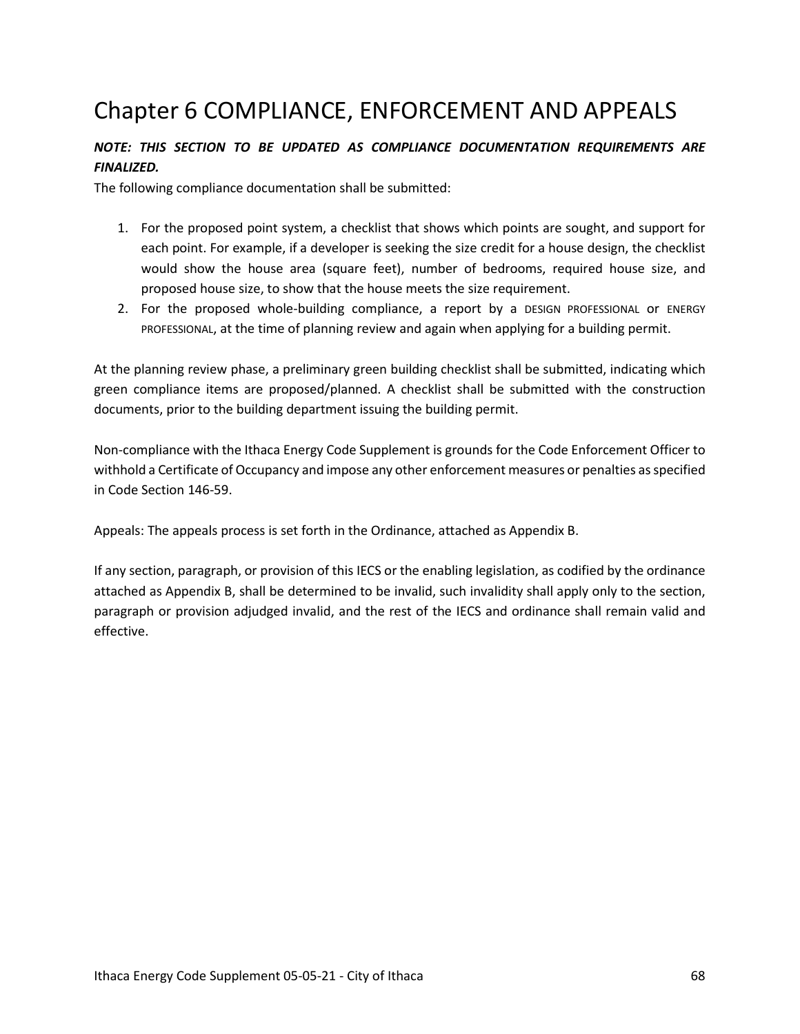# Chapter 6 COMPLIANCE, ENFORCEMENT AND APPEALS

***NOTE: THIS SECTION TO BE UPDATED AS COMPLIANCE DOCUMENTATION REQUIREMENTS ARE FINALIZED.***

The following compliance documentation shall be submitted:

1. For the proposed point system, a checklist that shows which points are sought, and support for each point. For example, if a developer is seeking the size credit for a house design, the checklist would show the house area (square feet), number of bedrooms, required house size, and proposed house size, to show that the house meets the size requirement.
2. For the proposed whole-building compliance, a report by a DESIGN PROFESSIONAL or ENERGY PROFESSIONAL, at the time of planning review and again when applying for a building permit.

At the planning review phase, a preliminary green building checklist shall be submitted, indicating which green compliance items are proposed/planned. A checklist shall be submitted with the construction documents, prior to the building department issuing the building permit.

Non-compliance with the Ithaca Energy Code Supplement is grounds for the Code Enforcement Officer to withhold a Certificate of Occupancy and impose any other enforcement measures or penalties as specified in Code Section 146-59.

Appeals: The appeals process is set forth in the Ordinance, attached as Appendix B.

If any section, paragraph, or provision of this IECS or the enabling legislation, as codified by the ordinance attached as Appendix B, shall be determined to be invalid, such invalidity shall apply only to the section, paragraph or provision adjudged invalid, and the rest of the IECS and ordinance shall remain valid and effective.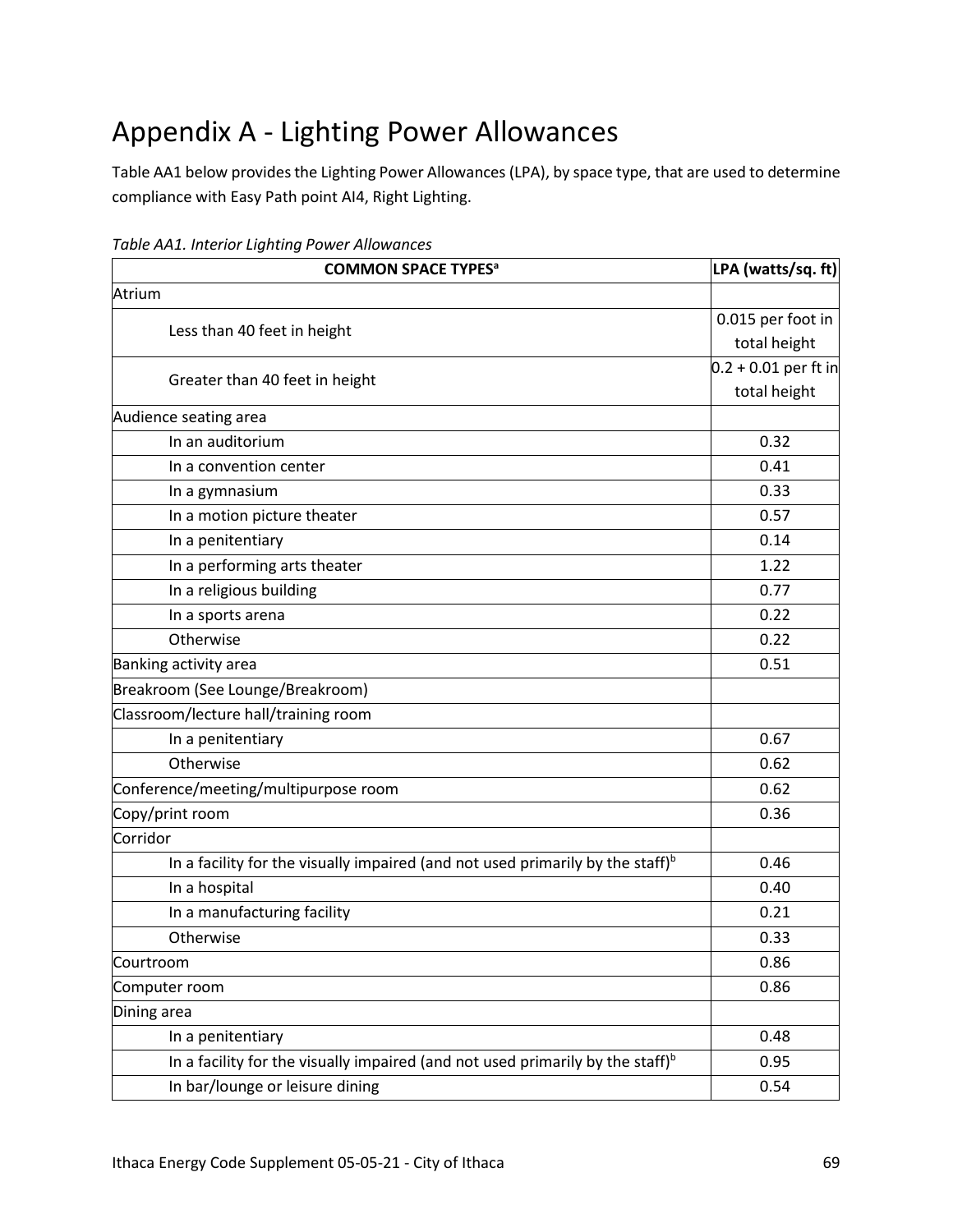# Appendix A - Lighting Power Allowances

Table AA1 below provides the Lighting Power Allowances (LPA), by space type, that are used to determine compliance with Easy Path point AI4, Right Lighting.

*Table AA1. Interior Lighting Power Allowances*

| COMMON SPACE TYPES[a] | LPA (watts/sq. ft) |
|---|---|
| Atrium | |
| Less than 40 feet in height | 0.015 per foot in total height |
| Greater than 40 feet in height | 0.2 + 0.01 per ft in total height |
| Audience seating area | |
| In an auditorium | 0.32 |
| In a convention center | 0.41 |
| In a gymnasium | 0.33 |
| In a motion picture theater | 0.57 |
| In a penitentiary | 0.14 |
| In a performing arts theater | 1.22 |
| In a religious building | 0.77 |
| In a sports arena | 0.22 |
| Otherwise | 0.22 |
| Banking activity area | 0.51 |
| Breakroom (See Lounge/Breakroom) | |
| Classroom/lecture hall/training room | |
| In a penitentiary | 0.67 |
| Otherwise | 0.62 |
| Conference/meeting/multipurpose room | 0.62 |
| Copy/print room | 0.36 |
| Corridor | |
| In a facility for the visually impaired (and not used primarily by the staff)[b] | 0.46 |
| In a hospital | 0.40 |
| In a manufacturing facility | 0.21 |
| Otherwise | 0.33 |
| Courtroom | 0.86 |
| Computer room | 0.86 |
| Dining area | |
| In a penitentiary | 0.48 |
| In a facility for the visually impaired (and not used primarily by the staff)[b] | 0.95 |
| In bar/lounge or leisure dining | 0.54 |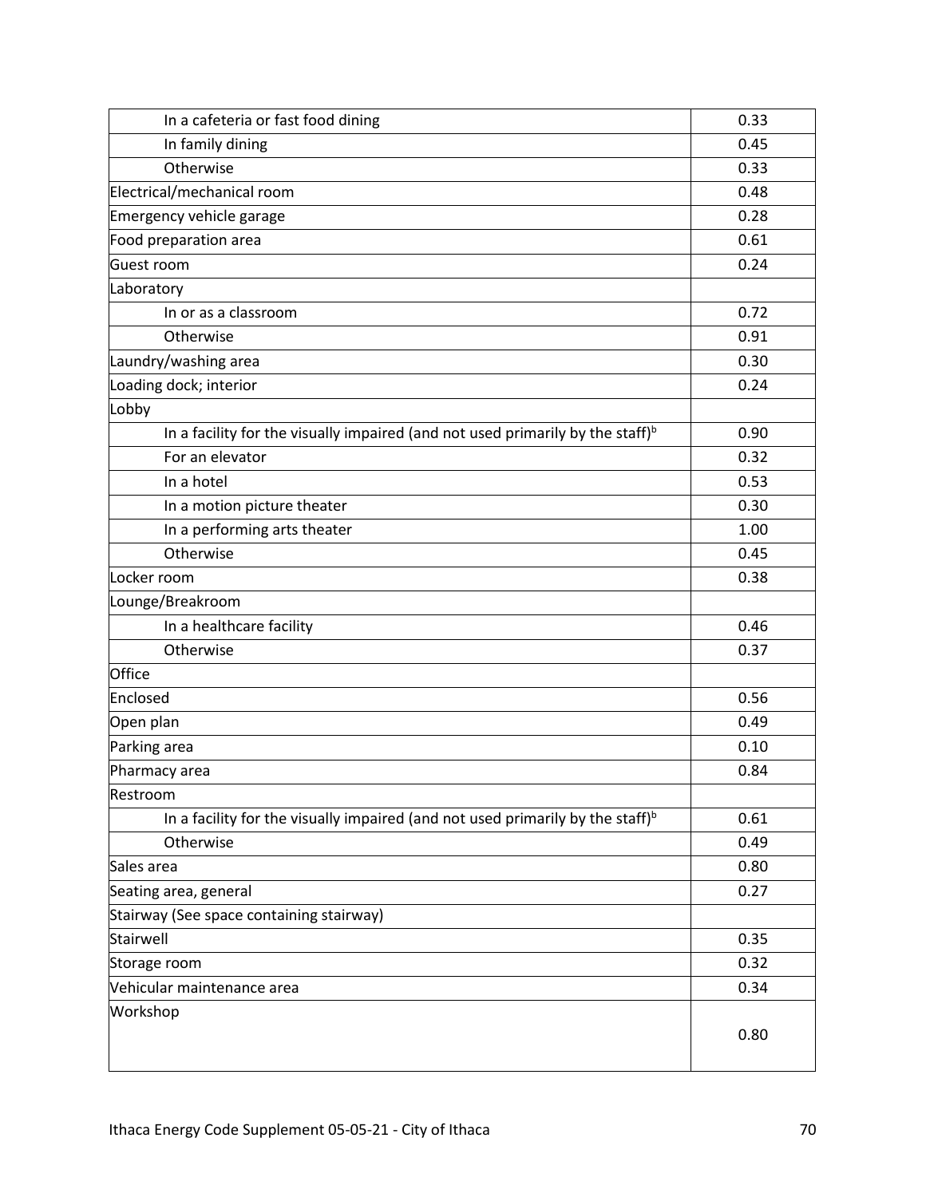| | |
|---|---|
| In a cafeteria or fast food dining | 0.33 |
| In family dining | 0.45 |
| Otherwise | 0.33 |
| Electrical/mechanical room | 0.48 |
| Emergency vehicle garage | 0.28 |
| Food preparation area | 0.61 |
| Guest room | 0.24 |
| Laboratory | |
| In or as a classroom | 0.72 |
| Otherwise | 0.91 |
| Laundry/washing area | 0.30 |
| Loading dock; interior | 0.24 |
| Lobby | |
| In a facility for the visually impaired (and not used primarily by the staff)[b] | 0.90 |
| For an elevator | 0.32 |
| In a hotel | 0.53 |
| In a motion picture theater | 0.30 |
| In a performing arts theater | 1.00 |
| Otherwise | 0.45 |
| Locker room | 0.38 |
| Lounge/Breakroom | |
| In a healthcare facility | 0.46 |
| Otherwise | 0.37 |
| Office | |
| Enclosed | 0.56 |
| Open plan | 0.49 |
| Parking area | 0.10 |
| Pharmacy area | 0.84 |
| Restroom | |
| In a facility for the visually impaired (and not used primarily by the staff)[b] | 0.61 |
| Otherwise | 0.49 |
| Sales area | 0.80 |
| Seating area, general | 0.27 |
| Stairway (See space containing stairway) | |
| Stairwell | 0.35 |
| Storage room | 0.32 |
| Vehicular maintenance area | 0.34 |
| Workshop | 0.80 |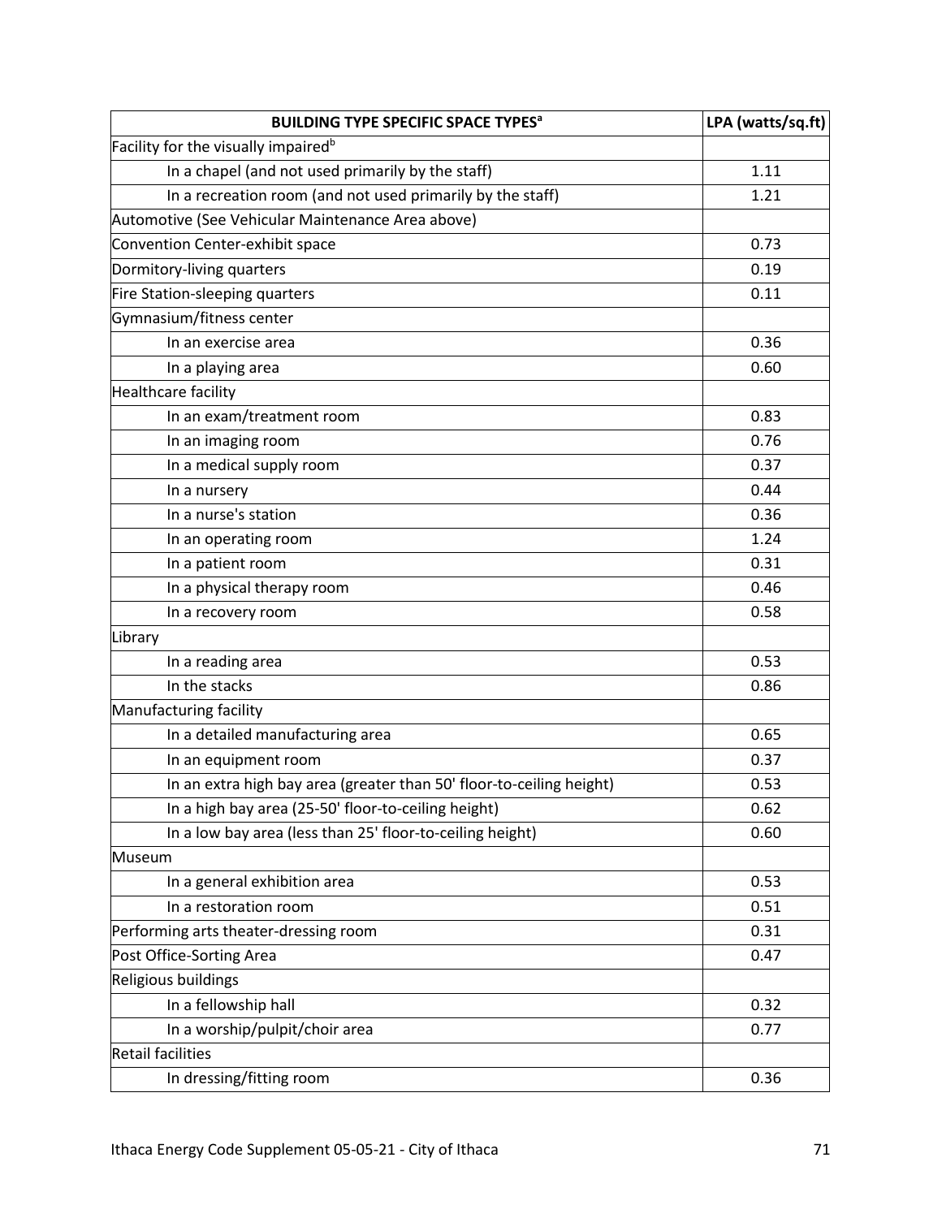| BUILDING TYPE SPECIFIC SPACE TYPES[a] | LPA (watts/sq.ft) |
|---|---|
| Facility for the visually impaired[b] | |
| In a chapel (and not used primarily by the staff) | 1.11 |
| In a recreation room (and not used primarily by the staff) | 1.21 |
| Automotive (See Vehicular Maintenance Area above) | |
| Convention Center-exhibit space | 0.73 |
| Dormitory-living quarters | 0.19 |
| Fire Station-sleeping quarters | 0.11 |
| Gymnasium/fitness center | |
| In an exercise area | 0.36 |
| In a playing area | 0.60 |
| Healthcare facility | |
| In an exam/treatment room | 0.83 |
| In an imaging room | 0.76 |
| In a medical supply room | 0.37 |
| In a nursery | 0.44 |
| In a nurse's station | 0.36 |
| In an operating room | 1.24 |
| In a patient room | 0.31 |
| In a physical therapy room | 0.46 |
| In a recovery room | 0.58 |
| Library | |
| In a reading area | 0.53 |
| In the stacks | 0.86 |
| Manufacturing facility | |
| In a detailed manufacturing area | 0.65 |
| In an equipment room | 0.37 |
| In an extra high bay area (greater than 50' floor-to-ceiling height) | 0.53 |
| In a high bay area (25-50' floor-to-ceiling height) | 0.62 |
| In a low bay area (less than 25' floor-to-ceiling height) | 0.60 |
| Museum | |
| In a general exhibition area | 0.53 |
| In a restoration room | 0.51 |
| Performing arts theater-dressing room | 0.31 |
| Post Office-Sorting Area | 0.47 |
| Religious buildings | |
| In a fellowship hall | 0.32 |
| In a worship/pulpit/choir area | 0.77 |
| Retail facilities | |
| In dressing/fitting room | 0.36 |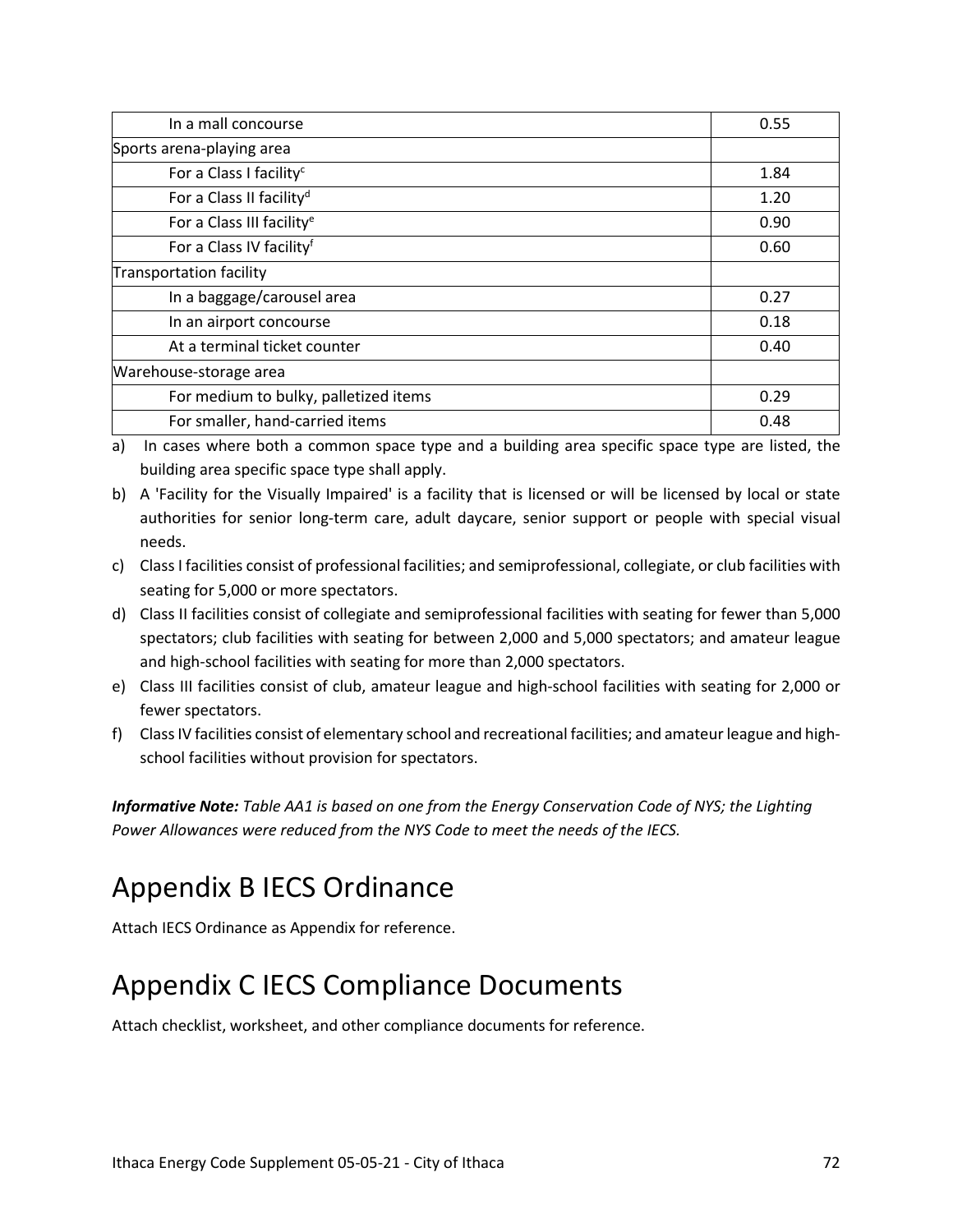| | |
|---|---|
| In a mall concourse | 0.55 |
| Sports arena-playing area | |
| For a Class I facility[c] | 1.84 |
| For a Class II facility[d] | 1.20 |
| For a Class III facility[e] | 0.90 |
| For a Class IV facility[f] | 0.60 |
| Transportation facility | |
| In a baggage/carousel area | 0.27 |
| In an airport concourse | 0.18 |
| At a terminal ticket counter | 0.40 |
| Warehouse-storage area | |
| For medium to bulky, palletized items | 0.29 |
| For smaller, hand-carried items | 0.48 |

a) In cases where both a common space type and a building area specific space type are listed, the building area specific space type shall apply.

b) A 'Facility for the Visually Impaired' is a facility that is licensed or will be licensed by local or state authorities for senior long-term care, adult daycare, senior support or people with special visual needs.

c) Class I facilities consist of professional facilities; and semiprofessional, collegiate, or club facilities with seating for 5,000 or more spectators.

d) Class II facilities consist of collegiate and semiprofessional facilities with seating for fewer than 5,000 spectators; club facilities with seating for between 2,000 and 5,000 spectators; and amateur league and high-school facilities with seating for more than 2,000 spectators.

e) Class III facilities consist of club, amateur league and high-school facilities with seating for 2,000 or fewer spectators.

f) Class IV facilities consist of elementary school and recreational facilities; and amateur league and high-school facilities without provision for spectators.

***Informative Note:*** *Table AA1 is based on one from the Energy Conservation Code of NYS; the Lighting Power Allowances were reduced from the NYS Code to meet the needs of the IECS.*

# Appendix B IECS Ordinance

Attach IECS Ordinance as Appendix for reference.

# Appendix C IECS Compliance Documents

Attach checklist, worksheet, and other compliance documents for reference.